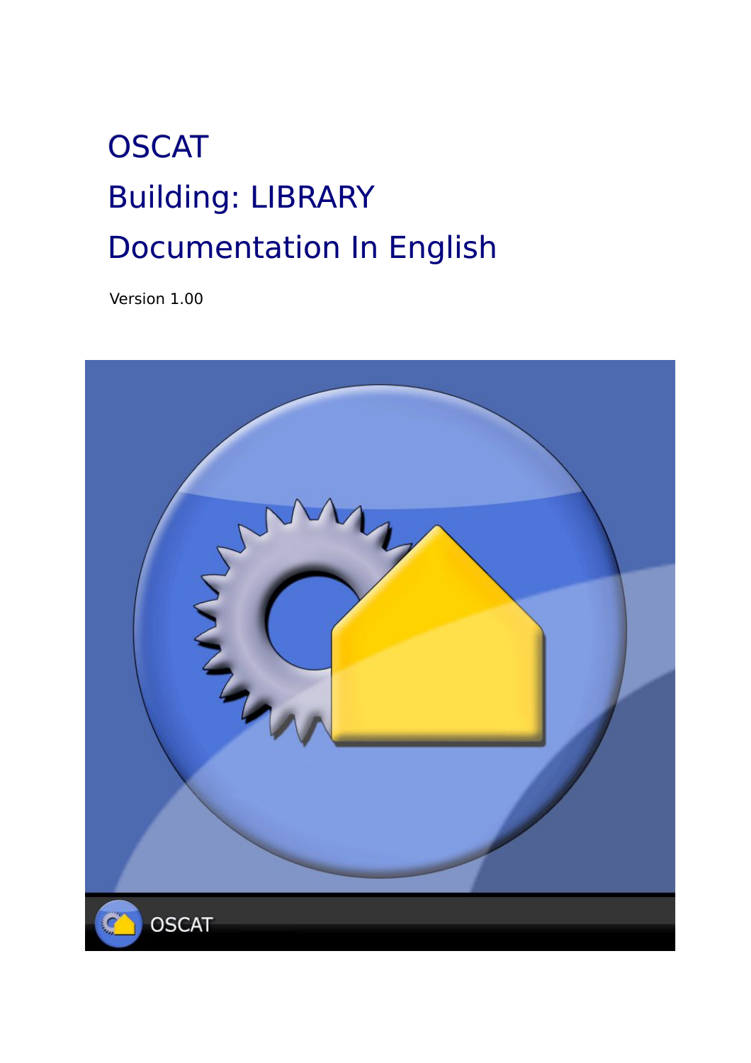# OSCAT

# Building: LIBRARY

# Documentation In English

Version 1.00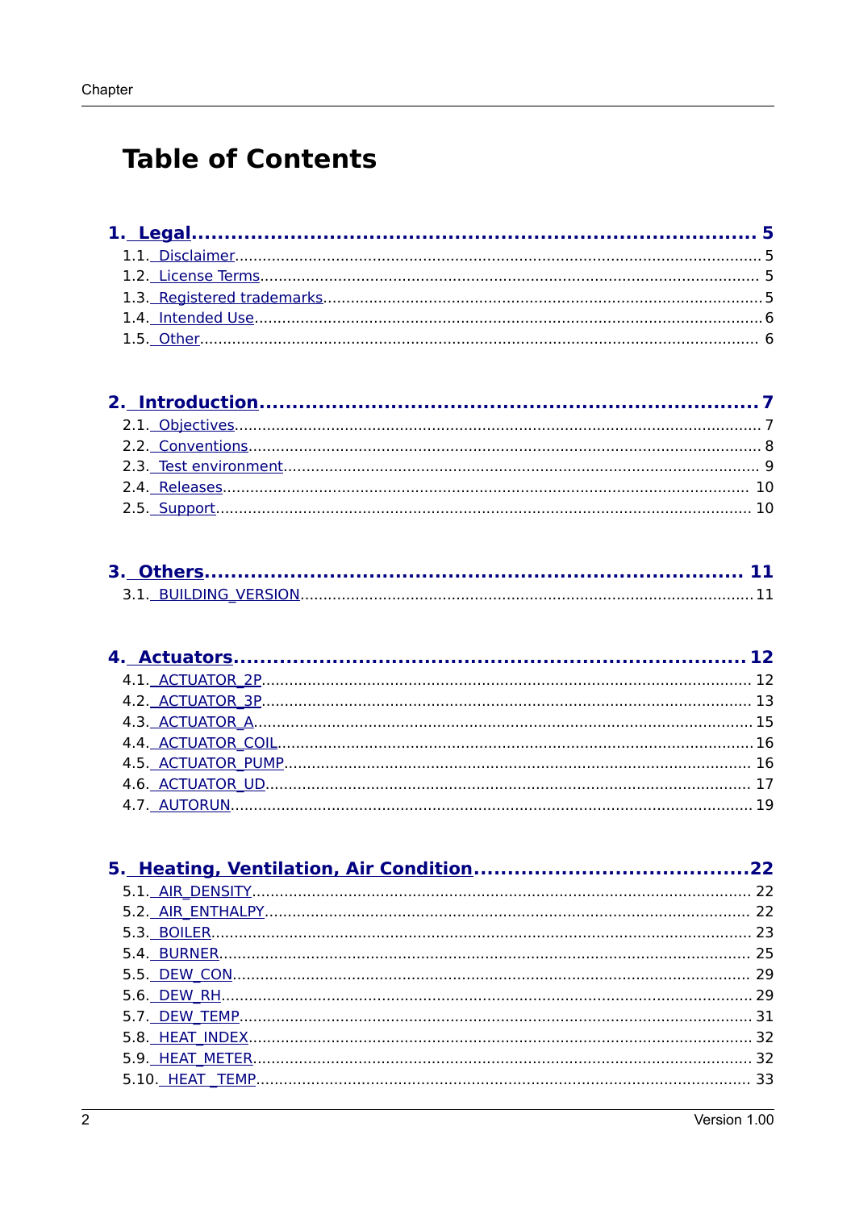# Table of Contents

**1. Legal ........................................................................ 5**

1.1. Disclaimer ........................................................................ 5
1.2. License Terms ........................................................................ 5
1.3. Registered trademarks ........................................................................ 5
1.4. Intended Use ........................................................................ 6
1.5. Other ........................................................................ 6

**2. Introduction ........................................................................ 7**

2.1. Objectives ........................................................................ 7
2.2. Conventions ........................................................................ 8
2.3. Test environment ........................................................................ 9
2.4. Releases ........................................................................ 10
2.5. Support ........................................................................ 10

**3. Others ........................................................................ 11**

3.1. BUILDING_VERSION ........................................................................ 11

**4. Actuators ........................................................................ 12**

4.1. ACTUATOR_2P ........................................................................ 12
4.2. ACTUATOR_3P ........................................................................ 13
4.3. ACTUATOR_A ........................................................................ 15
4.4. ACTUATOR_COIL ........................................................................ 16
4.5. ACTUATOR_PUMP ........................................................................ 16
4.6. ACTUATOR_UD ........................................................................ 17
4.7. AUTORUN ........................................................................ 19

**5. Heating, Ventilation, Air Condition ........................................................................ 22**

5.1. AIR_DENSITY ........................................................................ 22
5.2. AIR_ENTHALPY ........................................................................ 22
5.3. BOILER ........................................................................ 23
5.4. BURNER ........................................................................ 25
5.5. DEW_CON ........................................................................ 29
5.6. DEW_RH ........................................................................ 29
5.7. DEW_TEMP ........................................................................ 31
5.8. HEAT_INDEX ........................................................................ 32
5.9. HEAT_METER ........................................................................ 32
5.10. HEAT_TEMP ........................................................................ 33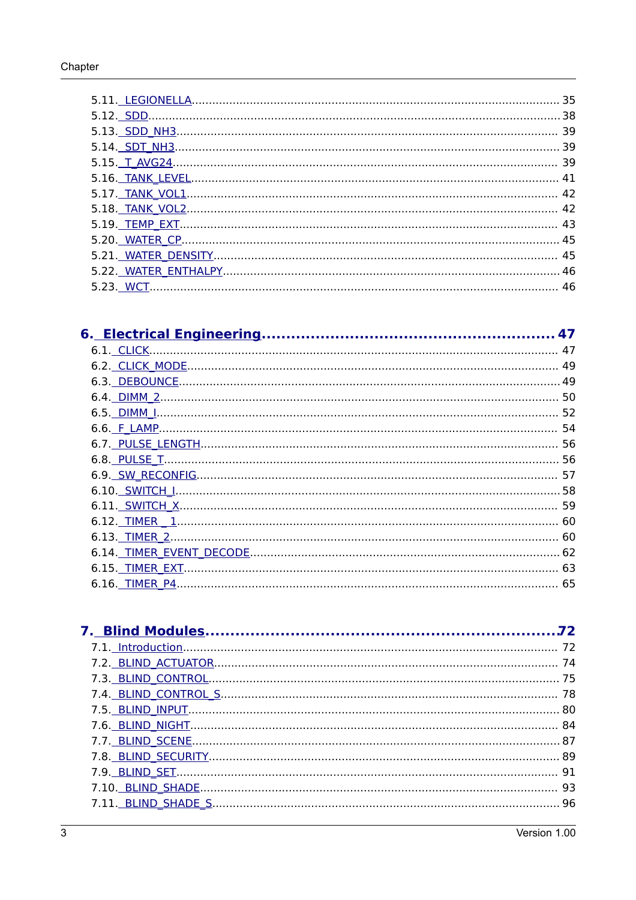5.11. LEGIONELLA ........................................................................................ 35
5.12. SDD ........................................................................................ 38
5.13. SDD_NH3 ........................................................................................ 39
5.14. SDT_NH3 ........................................................................................ 39
5.15. T_AVG24 ........................................................................................ 39
5.16. TANK_LEVEL ........................................................................................ 41
5.17. TANK_VOL1 ........................................................................................ 42
5.18. TANK_VOL2 ........................................................................................ 42
5.19. TEMP_EXT ........................................................................................ 43
5.20. WATER_CP ........................................................................................ 45
5.21. WATER_DENSITY ........................................................................................ 45
5.22. WATER_ENTHALPY ........................................................................................ 46
5.23. WCT ........................................................................................ 46

**6. Electrical Engineering ........................................................................................ 47**

6.1. CLICK ........................................................................................ 47
6.2. CLICK_MODE ........................................................................................ 49
6.3. DEBOUNCE ........................................................................................ 49
6.4. DIMM_2 ........................................................................................ 50
6.5. DIMM_I ........................................................................................ 52
6.6. F_LAMP ........................................................................................ 54
6.7. PULSE_LENGTH ........................................................................................ 56
6.8. PULSE_T ........................................................................................ 56
6.9. SW_RECONFIG ........................................................................................ 57
6.10. SWITCH_I ........................................................................................ 58
6.11. SWITCH_X ........................................................................................ 59
6.12. TIMER _ 1 ........................................................................................ 60
6.13. TIMER_2 ........................................................................................ 60
6.14. TIMER_EVENT_DECODE ........................................................................................ 62
6.15. TIMER_EXT ........................................................................................ 63
6.16. TIMER_P4 ........................................................................................ 65

**7. Blind Modules ........................................................................................ 72**

7.1. Introduction ........................................................................................ 72
7.2. BLIND_ACTUATOR ........................................................................................ 74
7.3. BLIND_CONTROL ........................................................................................ 75
7.4. BLIND_CONTROL_S ........................................................................................ 78
7.5. BLIND_INPUT ........................................................................................ 80
7.6. BLIND_NIGHT ........................................................................................ 84
7.7. BLIND_SCENE ........................................................................................ 87
7.8. BLIND_SECURITY ........................................................................................ 89
7.9. BLIND_SET ........................................................................................ 91
7.10. BLIND_SHADE ........................................................................................ 93
7.11. BLIND_SHADE_S ........................................................................................ 96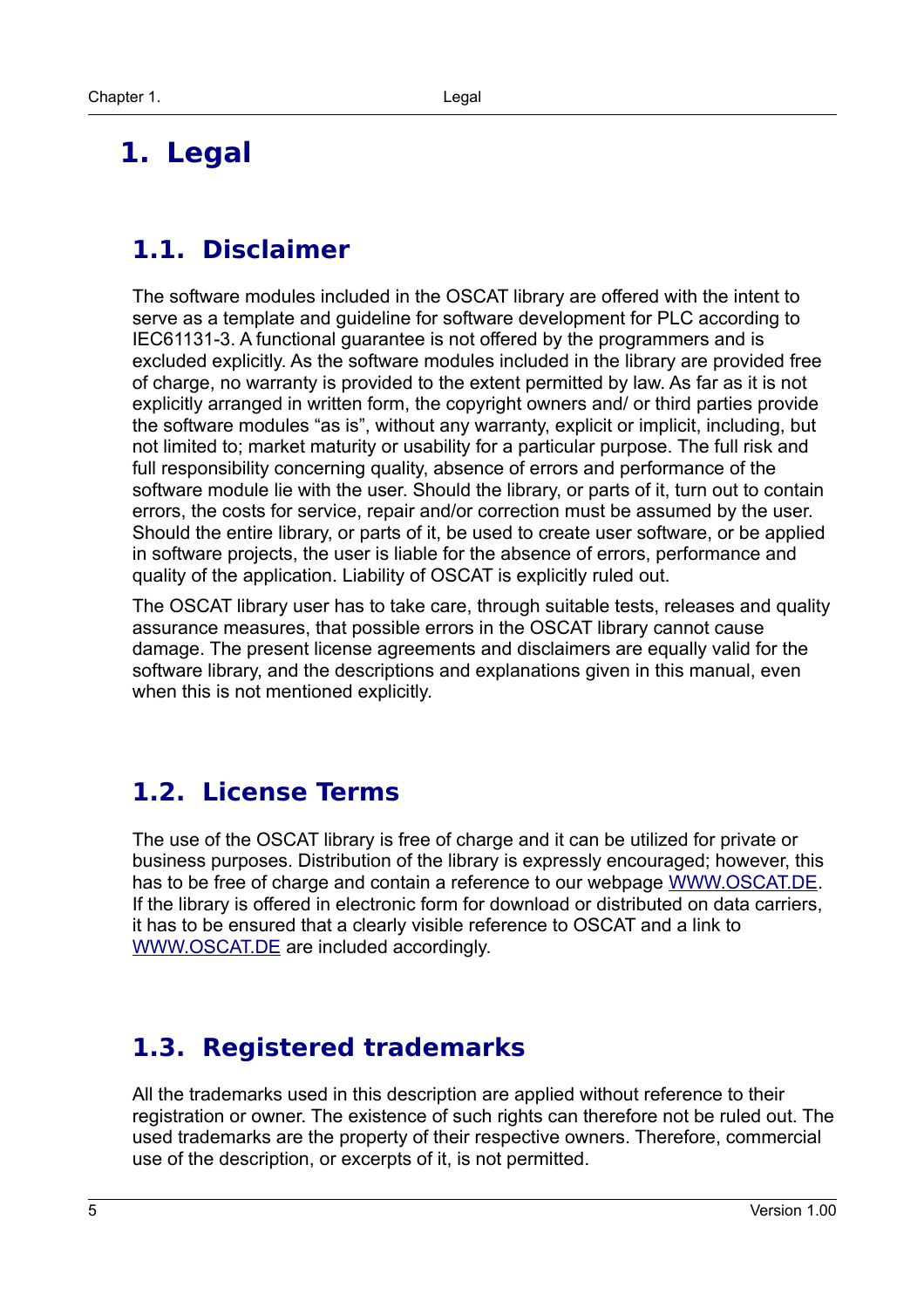# 1. Legal

## 1.1. Disclaimer

The software modules included in the OSCAT library are offered with the intent to serve as a template and guideline for software development for PLC according to IEC61131-3. A functional guarantee is not offered by the programmers and is excluded explicitly. As the software modules included in the library are provided free of charge, no warranty is provided to the extent permitted by law. As far as it is not explicitly arranged in written form, the copyright owners and/ or third parties provide the software modules "as is", without any warranty, explicit or implicit, including, but not limited to; market maturity or usability for a particular purpose. The full risk and full responsibility concerning quality, absence of errors and performance of the software module lie with the user. Should the library, or parts of it, turn out to contain errors, the costs for service, repair and/or correction must be assumed by the user. Should the entire library, or parts of it, be used to create user software, or be applied in software projects, the user is liable for the absence of errors, performance and quality of the application. Liability of OSCAT is explicitly ruled out.

The OSCAT library user has to take care, through suitable tests, releases and quality assurance measures, that possible errors in the OSCAT library cannot cause damage. The present license agreements and disclaimers are equally valid for the software library, and the descriptions and explanations given in this manual, even when this is not mentioned explicitly.

## 1.2. License Terms

The use of the OSCAT library is free of charge and it can be utilized for private or business purposes. Distribution of the library is expressly encouraged; however, this has to be free of charge and contain a reference to our webpage WWW.OSCAT.DE. If the library is offered in electronic form for download or distributed on data carriers, it has to be ensured that a clearly visible reference to OSCAT and a link to WWW.OSCAT.DE are included accordingly.

## 1.3. Registered trademarks

All the trademarks used in this description are applied without reference to their registration or owner. The existence of such rights can therefore not be ruled out. The used trademarks are the property of their respective owners. Therefore, commercial use of the description, or excerpts of it, is not permitted.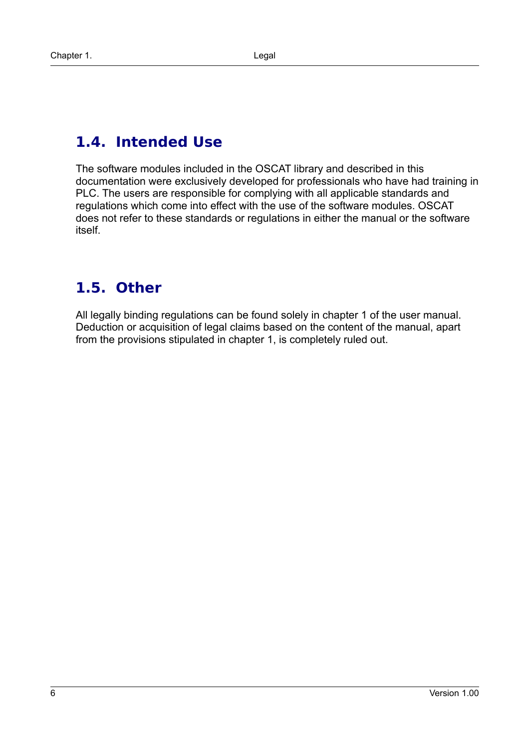## 1.4. Intended Use

The software modules included in the OSCAT library and described in this documentation were exclusively developed for professionals who have had training in PLC. The users are responsible for complying with all applicable standards and regulations which come into effect with the use of the software modules. OSCAT does not refer to these standards or regulations in either the manual or the software itself.

## 1.5. Other

All legally binding regulations can be found solely in chapter 1 of the user manual. Deduction or acquisition of legal claims based on the content of the manual, apart from the provisions stipulated in chapter 1, is completely ruled out.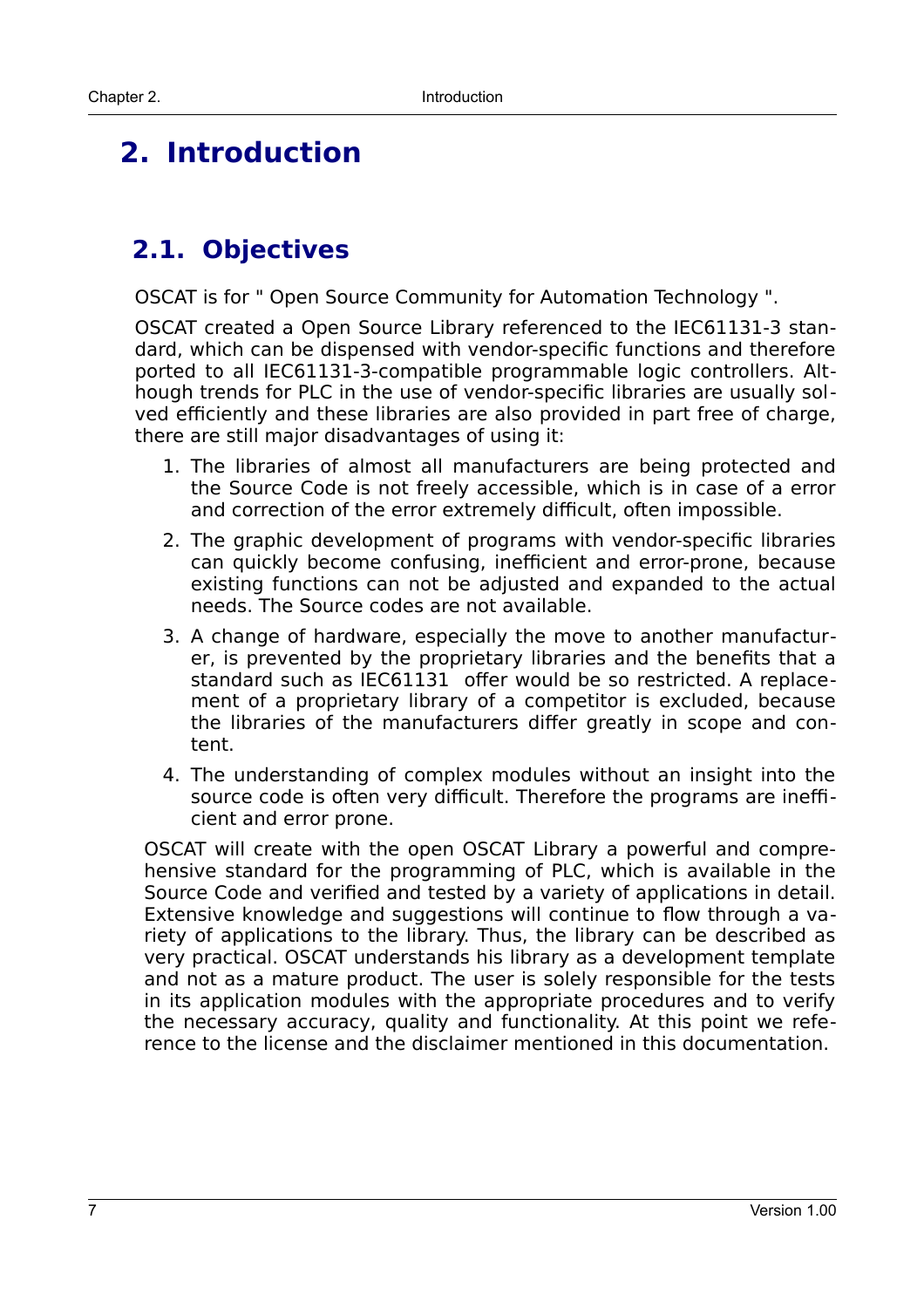# 2. Introduction

## 2.1. Objectives

OSCAT is for " Open Source Community for Automation Technology ".

OSCAT created a Open Source Library referenced to the IEC61131-3 standard, which can be dispensed with vendor-specific functions and therefore ported to all IEC61131-3-compatible programmable logic controllers. Although trends for PLC in the use of vendor-specific libraries are usually solved efficiently and these libraries are also provided in part free of charge, there are still major disadvantages of using it:

1. The libraries of almost all manufacturers are being protected and the Source Code is not freely accessible, which is in case of a error and correction of the error extremely difficult, often impossible.
2. The graphic development of programs with vendor-specific libraries can quickly become confusing, inefficient and error-prone, because existing functions can not be adjusted and expanded to the actual needs. The Source codes are not available.
3. A change of hardware, especially the move to another manufacturer, is prevented by the proprietary libraries and the benefits that a standard such as IEC61131 offer would be so restricted. A replacement of a proprietary library of a competitor is excluded, because the libraries of the manufacturers differ greatly in scope and content.
4. The understanding of complex modules without an insight into the source code is often very difficult. Therefore the programs are inefficient and error prone.

OSCAT will create with the open OSCAT Library a powerful and comprehensive standard for the programming of PLC, which is available in the Source Code and verified and tested by a variety of applications in detail. Extensive knowledge and suggestions will continue to flow through a variety of applications to the library. Thus, the library can be described as very practical. OSCAT understands his library as a development template and not as a mature product. The user is solely responsible for the tests in its application modules with the appropriate procedures and to verify the necessary accuracy, quality and functionality. At this point we reference to the license and the disclaimer mentioned in this documentation.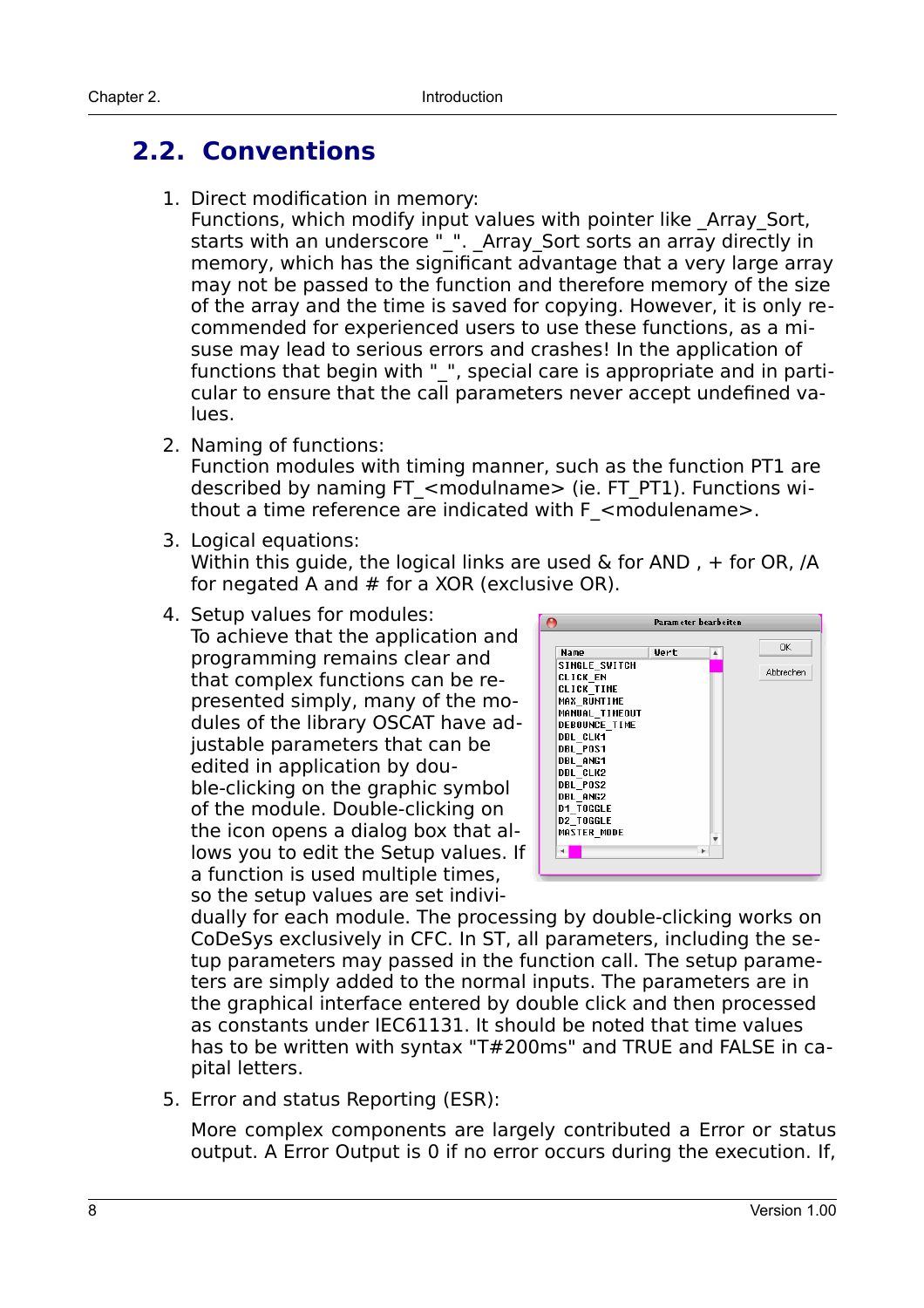## 2.2. Conventions

1. Direct modification in memory:
   Functions, which modify input values with pointer like _Array_Sort, starts with an underscore "_". _Array_Sort sorts an array directly in memory, which has the significant advantage that a very large array may not be passed to the function and therefore memory of the size of the array and the time is saved for copying. However, it is only recommended for experienced users to use these functions, as a misuse may lead to serious errors and crashes! In the application of functions that begin with "_", special care is appropriate and in particular to ensure that the call parameters never accept undefined values.

2. Naming of functions:
   Function modules with timing manner, such as the function PT1 are described by naming FT_<modulname> (ie. FT_PT1). Functions without a time reference are indicated with F_<modulename>.

3. Logical equations:
   Within this guide, the logical links are used & for AND , + for OR, /A for negated A and # for a XOR (exclusive OR).

4. Setup values for modules:
   To achieve that the application and programming remains clear and that complex functions can be represented simply, many of the modules of the library OSCAT have adjustable parameters that can be edited in application by double-clicking on the graphic symbol of the module. Double-clicking on the icon opens a dialog box that allows you to edit the Setup values. If a function is used multiple times, so the setup values are set individually for each module. The processing by double-clicking works on CoDeSys exclusively in CFC. In ST, all parameters, including the setup parameters may passed in the function call. The setup parameters are simply added to the normal inputs. The parameters are in the graphical interface entered by double click and then processed as constants under IEC61131. It should be noted that time values has to be written with syntax "T#200ms" and TRUE and FALSE in capital letters.

5. Error and status Reporting (ESR):

   More complex components are largely contributed a Error or status output. A Error Output is 0 if no error occurs during the execution. If,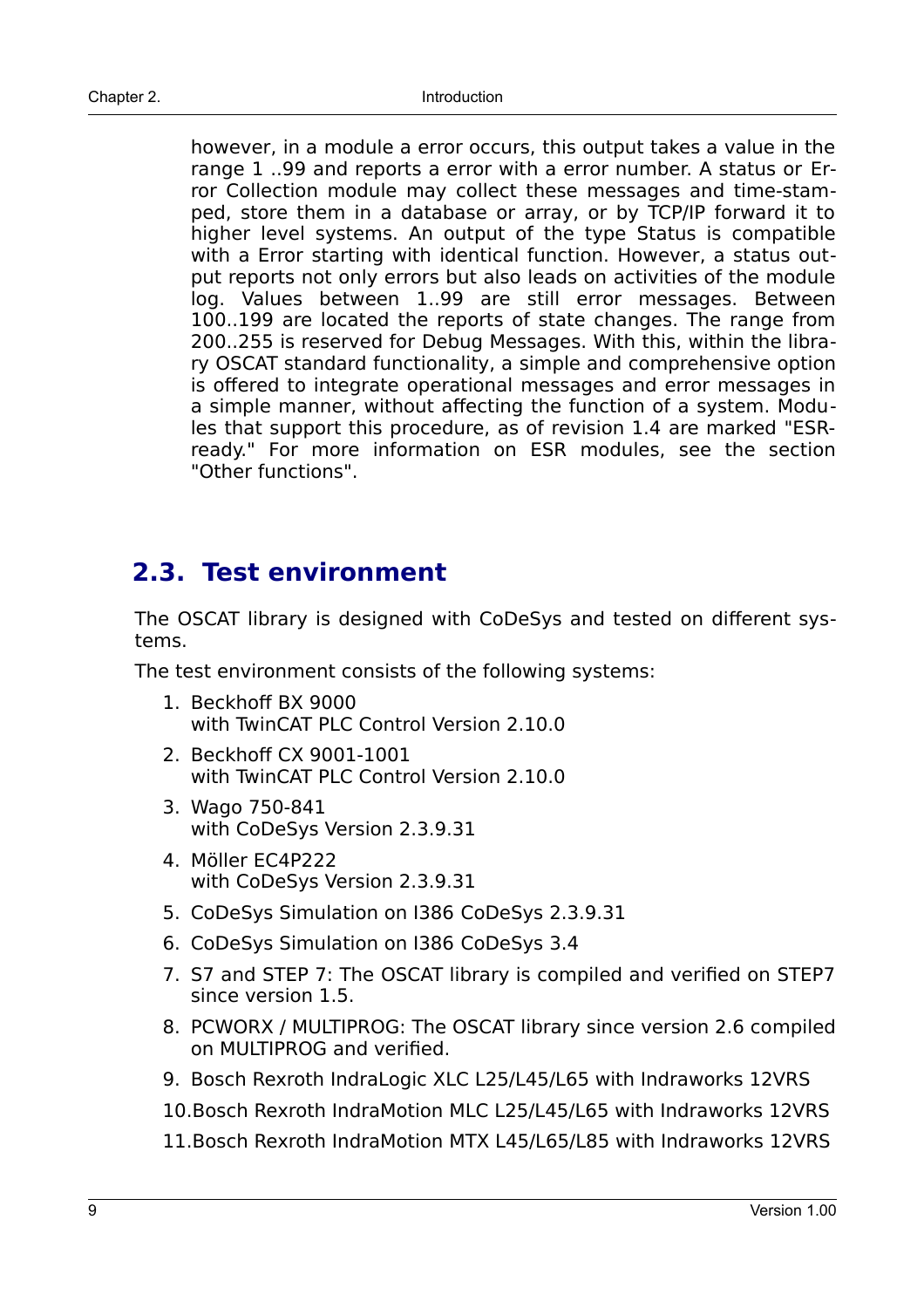however, in a module a error occurs, this output takes a value in the range 1 ..99 and reports a error with a error number. A status or Error Collection module may collect these messages and time-stamped, store them in a database or array, or by TCP/IP forward it to higher level systems. An output of the type Status is compatible with a Error starting with identical function. However, a status output reports not only errors but also leads on activities of the module log. Values between 1..99 are still error messages. Between 100..199 are located the reports of state changes. The range from 200..255 is reserved for Debug Messages. With this, within the library OSCAT standard functionality, a simple and comprehensive option is offered to integrate operational messages and error messages in a simple manner, without affecting the function of a system. Modules that support this procedure, as of revision 1.4 are marked "ESR-ready." For more information on ESR modules, see the section "Other functions".

## 2.3. Test environment

The OSCAT library is designed with CoDeSys and tested on different systems.

The test environment consists of the following systems:

1. Beckhoff BX 9000
   with TwinCAT PLC Control Version 2.10.0
2. Beckhoff CX 9001-1001
   with TwinCAT PLC Control Version 2.10.0
3. Wago 750-841
   with CoDeSys Version 2.3.9.31
4. Möller EC4P222
   with CoDeSys Version 2.3.9.31
5. CoDeSys Simulation on I386 CoDeSys 2.3.9.31
6. CoDeSys Simulation on I386 CoDeSys 3.4
7. S7 and STEP 7: The OSCAT library is compiled and verified on STEP7 since version 1.5.
8. PCWORX / MULTIPROG: The OSCAT library since version 2.6 compiled on MULTIPROG and verified.
9. Bosch Rexroth IndraLogic XLC L25/L45/L65 with Indraworks 12VRS
10. Bosch Rexroth IndraMotion MLC L25/L45/L65 with Indraworks 12VRS
11. Bosch Rexroth IndraMotion MTX L45/L65/L85 with Indraworks 12VRS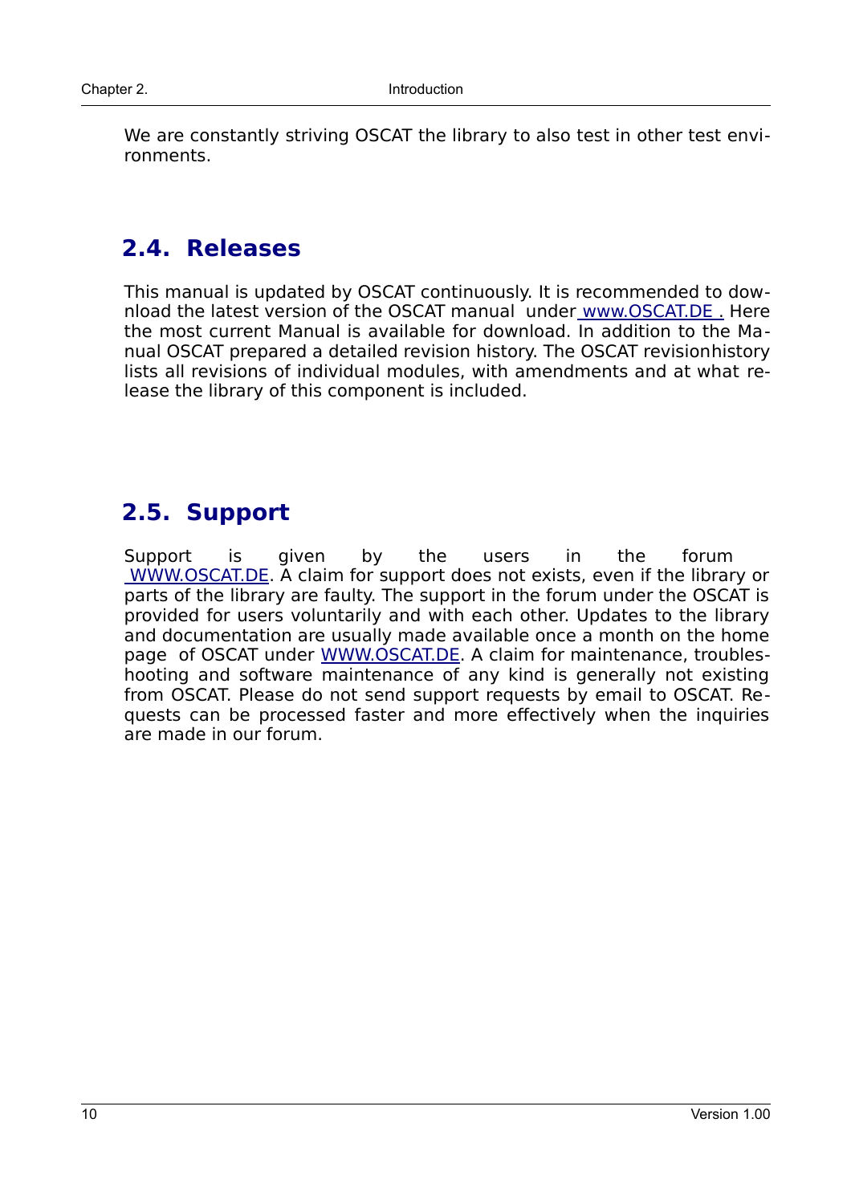We are constantly striving OSCAT the library to also test in other test environments.

## 2.4. Releases

This manual is updated by OSCAT continuously. It is recommended to download the latest version of the OSCAT manual under www.OSCAT.DE . Here the most current Manual is available for download. In addition to the Manual OSCAT prepared a detailed revision history. The OSCAT revisionhistory lists all revisions of individual modules, with amendments and at what release the library of this component is included.

## 2.5. Support

Support is given by the users in the forum WWW.OSCAT.DE. A claim for support does not exists, even if the library or parts of the library are faulty. The support in the forum under the OSCAT is provided for users voluntarily and with each other. Updates to the library and documentation are usually made available once a month on the home page of OSCAT under WWW.OSCAT.DE. A claim for maintenance, troubleshooting and software maintenance of any kind is generally not existing from OSCAT. Please do not send support requests by email to OSCAT. Requests can be processed faster and more effectively when the inquiries are made in our forum.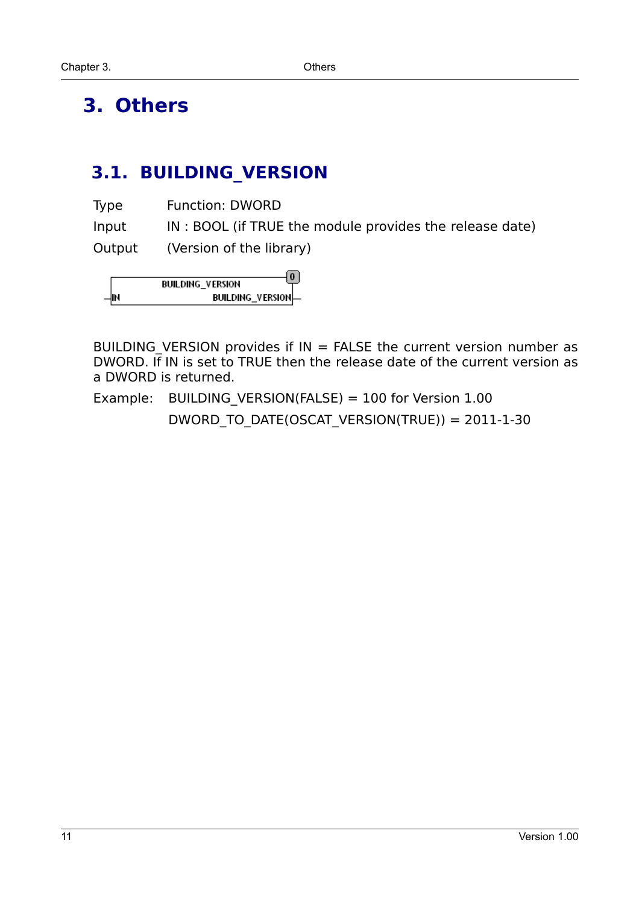# 3. Others

## 3.1. BUILDING_VERSION

| | |
|---|---|
| Type | Function: DWORD |
| Input | IN : BOOL (if TRUE the module provides the release date) |
| Output | (Version of the library) |

BUILDING_VERSION provides if IN = FALSE the current version number as DWORD. If IN is set to TRUE then the release date of the current version as a DWORD is returned.

Example: BUILDING_VERSION(FALSE) = 100 for Version 1.00

DWORD_TO_DATE(OSCAT_VERSION(TRUE)) = 2011-1-30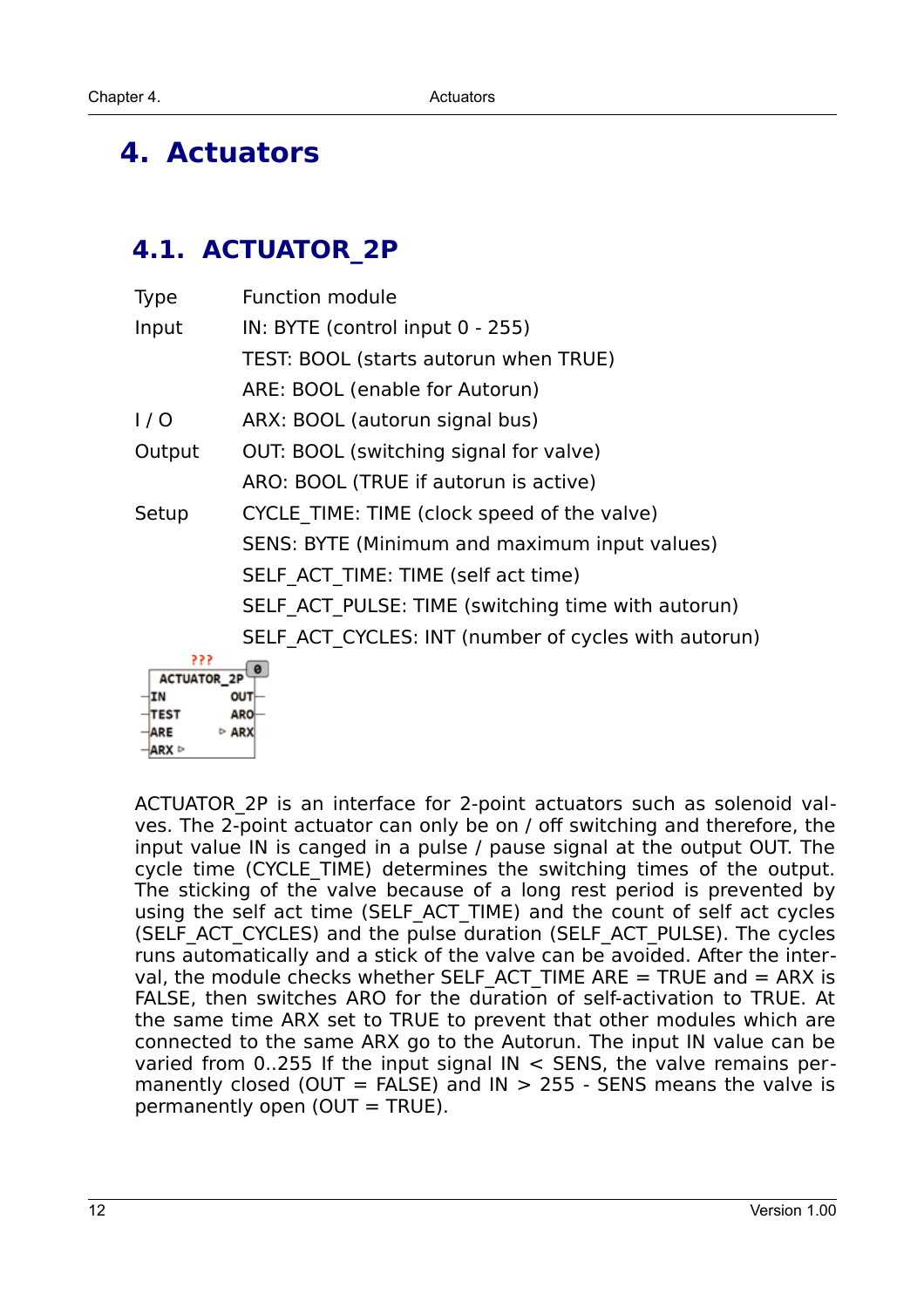# 4. Actuators

## 4.1. ACTUATOR_2P

| | |
|---|---|
| Type | Function module |
| Input | IN: BYTE (control input 0 - 255) |
| | TEST: BOOL (starts autorun when TRUE) |
| | ARE: BOOL (enable for Autorun) |
| I / O | ARX: BOOL (autorun signal bus) |
| Output | OUT: BOOL (switching signal for valve) |
| | ARO: BOOL (TRUE if autorun is active) |
| Setup | CYCLE_TIME: TIME (clock speed of the valve) |
| | SENS: BYTE (Minimum and maximum input values) |
| | SELF_ACT_TIME: TIME (self act time) |
| | SELF_ACT_PULSE: TIME (switching time with autorun) |
| | SELF_ACT_CYCLES: INT (number of cycles with autorun) |

ACTUATOR_2P is an interface for 2-point actuators such as solenoid valves. The 2-point actuator can only be on / off switching and therefore, the input value IN is canged in a pulse / pause signal at the output OUT. The cycle time (CYCLE_TIME) determines the switching times of the output. The sticking of the valve because of a long rest period is prevented by using the self act time (SELF_ACT_TIME) and the count of self act cycles (SELF_ACT_CYCLES) and the pulse duration (SELF_ACT_PULSE). The cycles runs automatically and a stick of the valve can be avoided. After the interval, the module checks whether SELF_ACT_TIME ARE = TRUE and = ARX is FALSE, then switches ARO for the duration of self-activation to TRUE. At the same time ARX set to TRUE to prevent that other modules which are connected to the same ARX go to the Autorun. The input IN value can be varied from 0..255 If the input signal IN < SENS, the valve remains permanently closed (OUT = FALSE) and IN > 255 - SENS means the valve is permanently open (OUT = TRUE).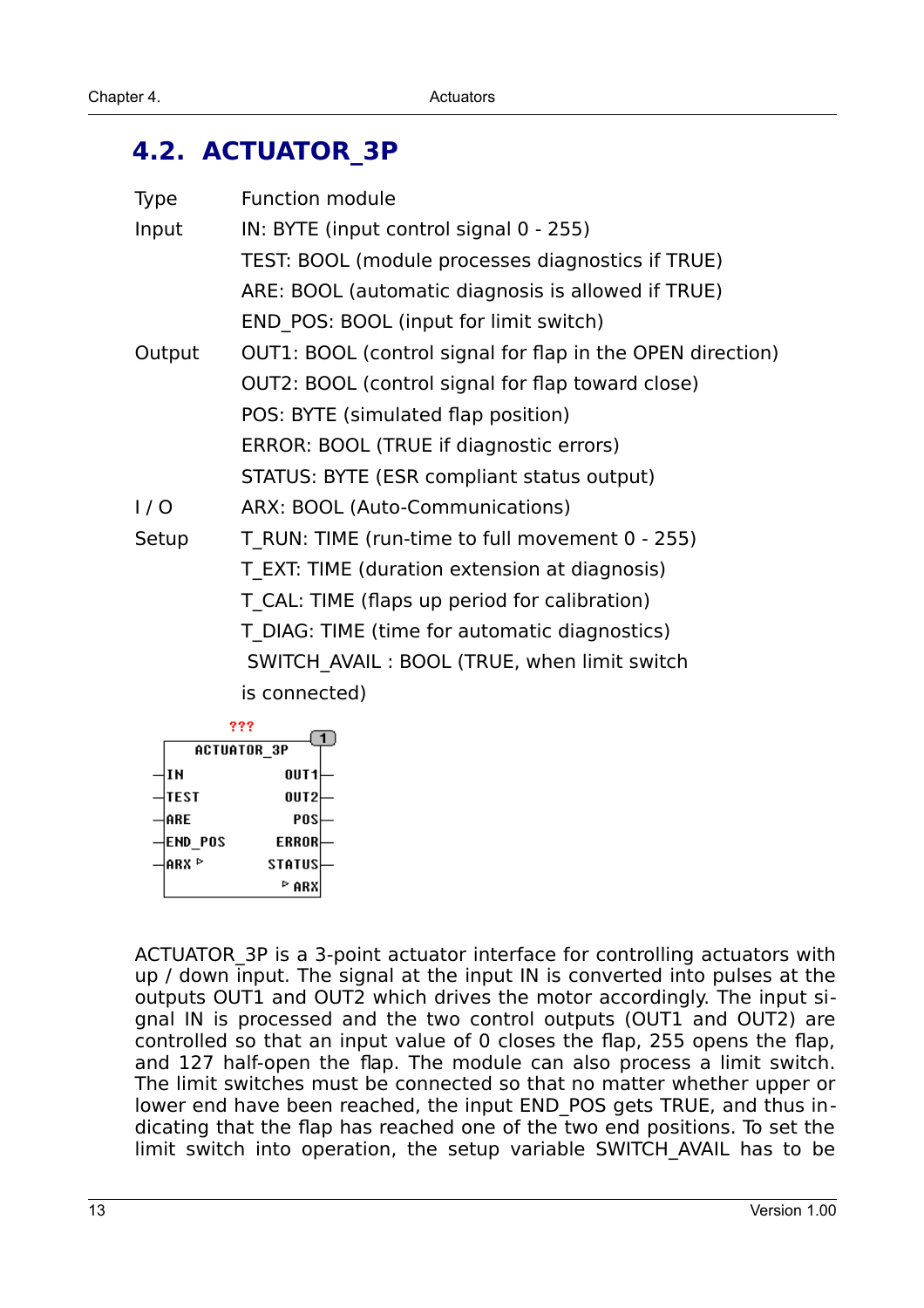## 4.2. ACTUATOR_3P

| | |
|---|---|
| Type | Function module |
| Input | IN: BYTE (input control signal 0 - 255) |
| | TEST: BOOL (module processes diagnostics if TRUE) |
| | ARE: BOOL (automatic diagnosis is allowed if TRUE) |
| | END_POS: BOOL (input for limit switch) |
| Output | OUT1: BOOL (control signal for flap in the OPEN direction) |
| | OUT2: BOOL (control signal for flap toward close) |
| | POS: BYTE (simulated flap position) |
| | ERROR: BOOL (TRUE if diagnostic errors) |
| | STATUS: BYTE (ESR compliant status output) |
| I / O | ARX: BOOL (Auto-Communications) |
| Setup | T_RUN: TIME (run-time to full movement 0 - 255) |
| | T_EXT: TIME (duration extension at diagnosis) |
| | T_CAL: TIME (flaps up period for calibration) |
| | T_DIAG: TIME (time for automatic diagnostics) |
| | SWITCH_AVAIL : BOOL (TRUE, when limit switch is connected) |

```
        ???
      +------------------------+
      |       ACTUATOR_3P      |
     -|IN                 OUT1 |-
     -|TEST               OUT2 |-
     -|ARE                 POS |-
     -|END_POS           ERROR |-
     -|ARX ▷            STATUS |-
      |                  ▷ ARX |
      +------------------------+
```

ACTUATOR_3P is a 3-point actuator interface for controlling actuators with up / down input. The signal at the input IN is converted into pulses at the outputs OUT1 and OUT2 which drives the motor accordingly. The input signal IN is processed and the two control outputs (OUT1 and OUT2) are controlled so that an input value of 0 closes the flap, 255 opens the flap, and 127 half-open the flap. The module can also process a limit switch. The limit switches must be connected so that no matter whether upper or lower end have been reached, the input END_POS gets TRUE, and thus indicating that the flap has reached one of the two end positions. To set the limit switch into operation, the setup variable SWITCH_AVAIL has to be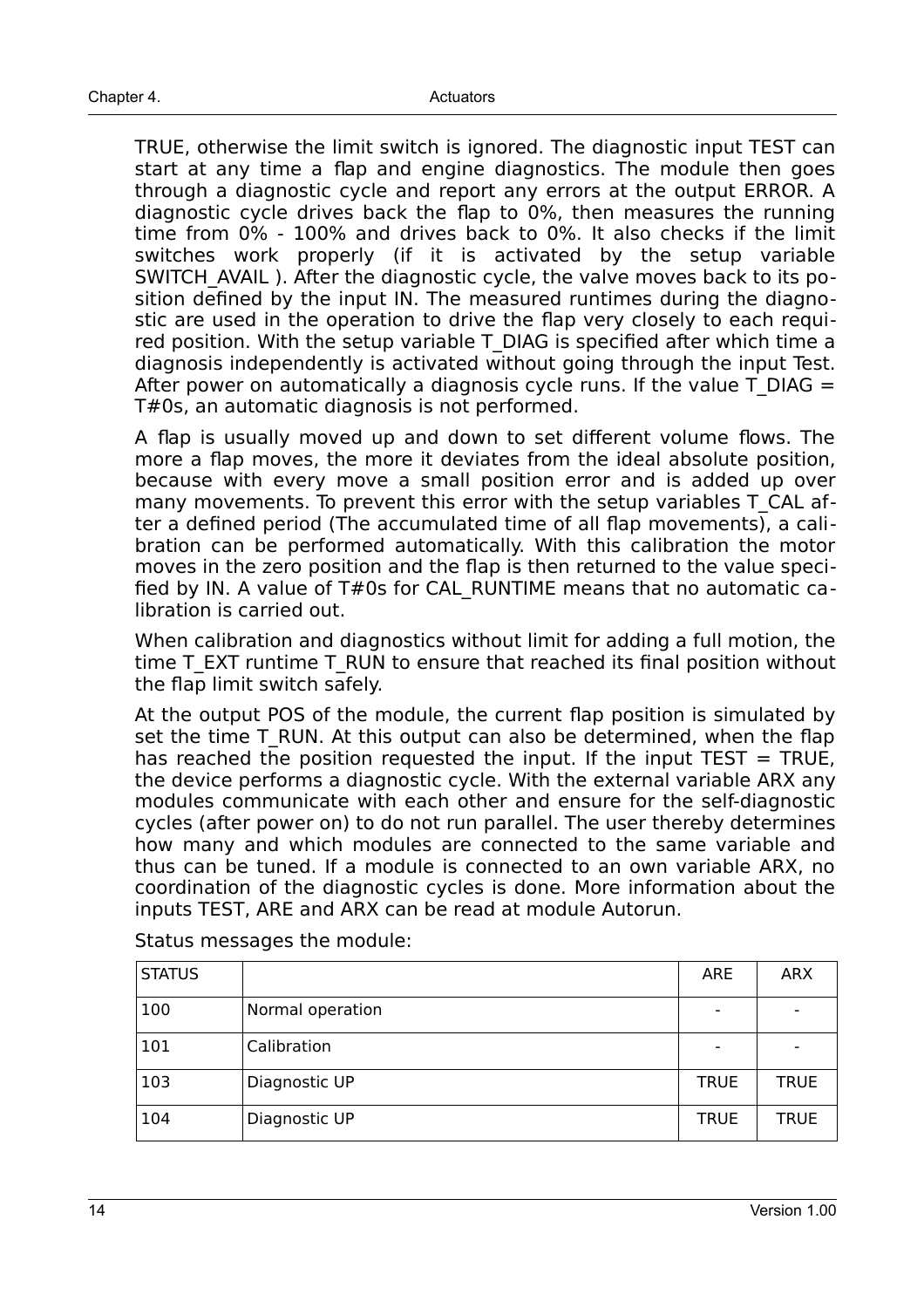TRUE, otherwise the limit switch is ignored. The diagnostic input TEST can start at any time a flap and engine diagnostics. The module then goes through a diagnostic cycle and report any errors at the output ERROR. A diagnostic cycle drives back the flap to 0%, then measures the running time from 0% - 100% and drives back to 0%. It also checks if the limit switches work properly (if it is activated by the setup variable SWITCH_AVAIL ). After the diagnostic cycle, the valve moves back to its position defined by the input IN. The measured runtimes during the diagnostic are used in the operation to drive the flap very closely to each required position. With the setup variable T_DIAG is specified after which time a diagnosis independently is activated without going through the input Test. After power on automatically a diagnosis cycle runs. If the value T_DIAG = T#0s, an automatic diagnosis is not performed.

A flap is usually moved up and down to set different volume flows. The more a flap moves, the more it deviates from the ideal absolute position, because with every move a small position error and is added up over many movements. To prevent this error with the setup variables T_CAL after a defined period (The accumulated time of all flap movements), a calibration can be performed automatically. With this calibration the motor moves in the zero position and the flap is then returned to the value specified by IN. A value of T#0s for CAL_RUNTIME means that no automatic calibration is carried out.

When calibration and diagnostics without limit for adding a full motion, the time T_EXT runtime T_RUN to ensure that reached its final position without the flap limit switch safely.

At the output POS of the module, the current flap position is simulated by set the time T_RUN. At this output can also be determined, when the flap has reached the position requested the input. If the input TEST = TRUE, the device performs a diagnostic cycle. With the external variable ARX any modules communicate with each other and ensure for the self-diagnostic cycles (after power on) to do not run parallel. The user thereby determines how many and which modules are connected to the same variable and thus can be tuned. If a module is connected to an own variable ARX, no coordination of the diagnostic cycles is done. More information about the inputs TEST, ARE and ARX can be read at module Autorun.

Status messages the module:

| STATUS | | ARE | ARX |
|---|---|---|---|
| 100 | Normal operation | - | - |
| 101 | Calibration | - | - |
| 103 | Diagnostic UP | TRUE | TRUE |
| 104 | Diagnostic UP | TRUE | TRUE |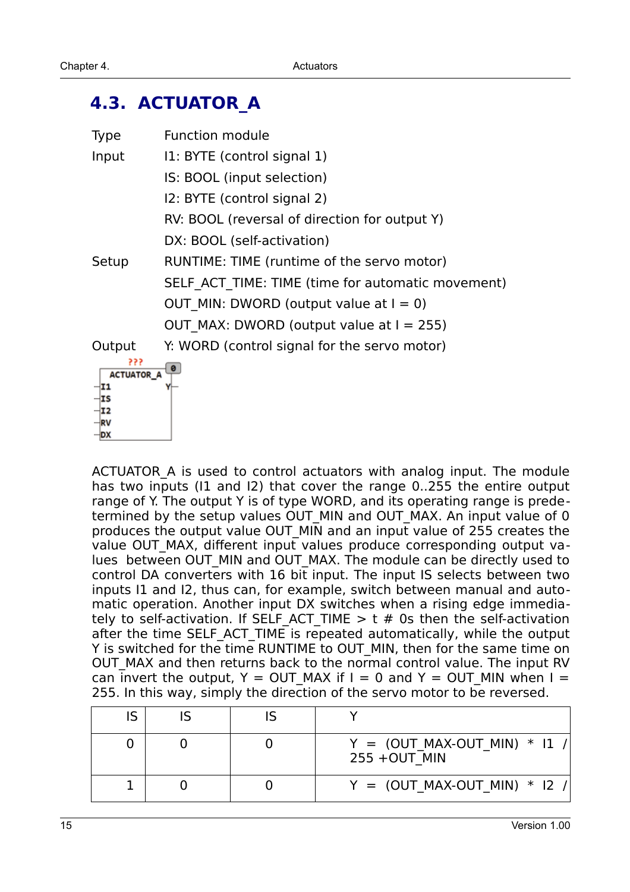## 4.3. ACTUATOR_A

| | |
|---|---|
| Type | Function module |
| Input | I1: BYTE (control signal 1) |
| | IS: BOOL (input selection) |
| | I2: BYTE (control signal 2) |
| | RV: BOOL (reversal of direction for output Y) |
| | DX: BOOL (self-activation) |
| Setup | RUNTIME: TIME (runtime of the servo motor) |
| | SELF_ACT_TIME: TIME (time for automatic movement) |
| | OUT_MIN: DWORD (output value at I = 0) |
| | OUT_MAX: DWORD (output value at I = 255) |
| Output | Y: WORD (control signal for the servo motor) |

ACTUATOR_A is used to control actuators with analog input. The module has two inputs (I1 and I2) that cover the range 0..255 the entire output range of Y. The output Y is of type WORD, and its operating range is predetermined by the setup values OUT_MIN and OUT_MAX. An input value of 0 produces the output value OUT_MIN and an input value of 255 creates the value OUT_MAX, different input values produce corresponding output values between OUT_MIN and OUT_MAX. The module can be directly used to control DA converters with 16 bit input. The input IS selects between two inputs I1 and I2, thus can, for example, switch between manual and automatic operation. Another input DX switches when a rising edge immediately to self-activation. If SELF_ACT_TIME > t # 0s then the self-activation after the time SELF_ACT_TIME is repeated automatically, while the output Y is switched for the time RUNTIME to OUT_MIN, then for the same time on OUT_MAX and then returns back to the normal control value. The input RV can invert the output, Y = OUT_MAX if I = 0 and Y = OUT_MIN when I = 255. In this way, simply the direction of the servo motor to be reversed.

| IS | IS | IS | Y |
|---|---|---|---|
| 0 | 0 | 0 | Y = (OUT_MAX-OUT_MIN) * I1 / 255 +OUT_MIN |
| 1 | 0 | 0 | Y = (OUT_MAX-OUT_MIN) * I2 / |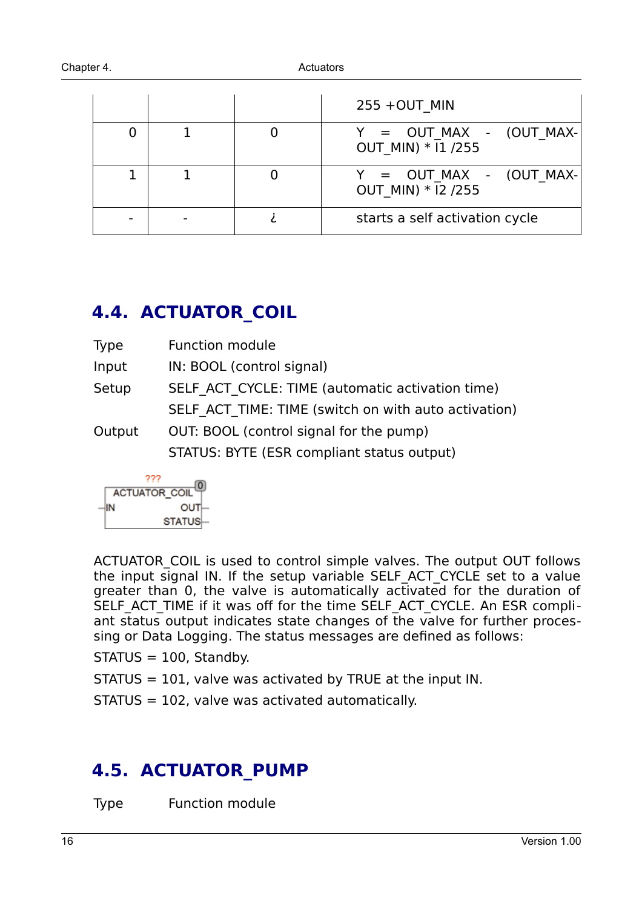|  |  |  | 255 +OUT_MIN |
|---|---|---|---|
| 0 | 1 | 0 | Y = OUT_MAX - (OUT_MAX-OUT_MIN) * I1 /255 |
| 1 | 1 | 0 | Y = OUT_MAX - (OUT_MAX-OUT_MIN) * I2 /255 |
| - | - | ¿ | starts a self activation cycle |

## 4.4. ACTUATOR_COIL

Type Function module

Input IN: BOOL (control signal)

Setup SELF_ACT_CYCLE: TIME (automatic activation time)

SELF_ACT_TIME: TIME (switch on with auto activation)

Output OUT: BOOL (control signal for the pump)

STATUS: BYTE (ESR compliant status output)

```
        ???
 +--------------------+[0]
 |   ACTUATOR_COIL    |
-|IN               OUT|-
 |              STATUS|-
 +--------------------+
```

ACTUATOR_COIL is used to control simple valves. The output OUT follows the input signal IN. If the setup variable SELF_ACT_CYCLE set to a value greater than 0, the valve is automatically activated for the duration of SELF_ACT_TIME if it was off for the time SELF_ACT_CYCLE. An ESR compliant status output indicates state changes of the valve for further processing or Data Logging. The status messages are defined as follows:

STATUS = 100, Standby.

STATUS = 101, valve was activated by TRUE at the input IN.

STATUS = 102, valve was activated automatically.

## 4.5. ACTUATOR_PUMP

Type Function module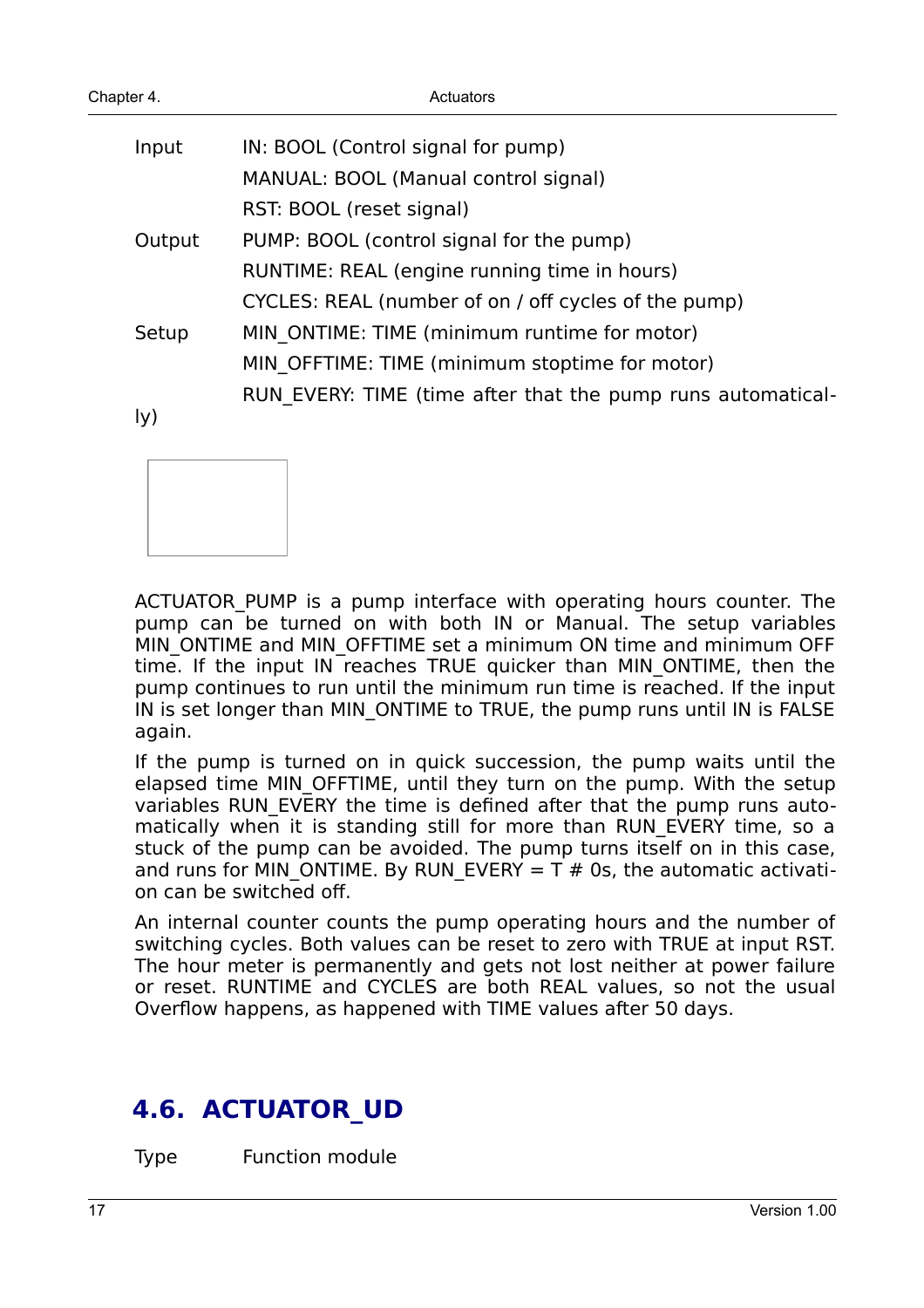| | |
|---|---|
| Input | IN: BOOL (Control signal for pump) |
| | MANUAL: BOOL (Manual control signal) |
| | RST: BOOL (reset signal) |
| Output | PUMP: BOOL (control signal for the pump) |
| | RUNTIME: REAL (engine running time in hours) |
| | CYCLES: REAL (number of on / off cycles of the pump) |
| Setup | MIN_ONTIME: TIME (minimum runtime for motor) |
| | MIN_OFFTIME: TIME (minimum stoptime for motor) |
| | RUN_EVERY: TIME (time after that the pump runs automatically) |

ACTUATOR_PUMP is a pump interface with operating hours counter. The pump can be turned on with both IN or Manual. The setup variables MIN_ONTIME and MIN_OFFTIME set a minimum ON time and minimum OFF time. If the input IN reaches TRUE quicker than MIN_ONTIME, then the pump continues to run until the minimum run time is reached. If the input IN is set longer than MIN_ONTIME to TRUE, the pump runs until IN is FALSE again.

If the pump is turned on in quick succession, the pump waits until the elapsed time MIN_OFFTIME, until they turn on the pump. With the setup variables RUN_EVERY the time is defined after that the pump runs automatically when it is standing still for more than RUN_EVERY time, so a stuck of the pump can be avoided. The pump turns itself on in this case, and runs for MIN_ONTIME. By RUN_EVERY = T # 0s, the automatic activation can be switched off.

An internal counter counts the pump operating hours and the number of switching cycles. Both values can be reset to zero with TRUE at input RST. The hour meter is permanently and gets not lost neither at power failure or reset. RUNTIME and CYCLES are both REAL values, so not the usual Overflow happens, as happened with TIME values after 50 days.

## 4.6. ACTUATOR_UD

| | |
|---|---|
| Type | Function module |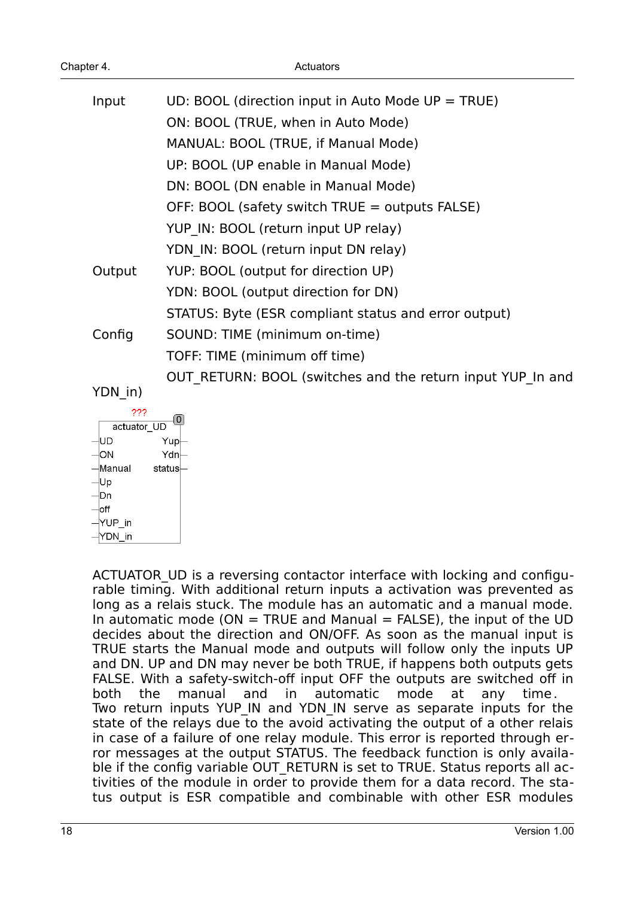| | |
|---|---|
| Input | UD: BOOL (direction input in Auto Mode UP = TRUE) |
| | ON: BOOL (TRUE, when in Auto Mode) |
| | MANUAL: BOOL (TRUE, if Manual Mode) |
| | UP: BOOL (UP enable in Manual Mode) |
| | DN: BOOL (DN enable in Manual Mode) |
| | OFF: BOOL (safety switch TRUE = outputs FALSE) |
| | YUP_IN: BOOL (return input UP relay) |
| | YDN_IN: BOOL (return input DN relay) |
| Output | YUP: BOOL (output for direction UP) |
| | YDN: BOOL (output direction for DN) |
| | STATUS: Byte (ESR compliant status and error output) |
| Config | SOUND: TIME (minimum on-time) |
| | TOFF: TIME (minimum off time) |
| | OUT_RETURN: BOOL (switches and the return input YUP_In and YDN_in) |

```
         ???
 +----------------------+ [0]
 |     actuator_UD      |
-|UD                Yup|-
-|ON                Ydn|-
-|Manual         status|-
-|Up                   |
-|Dn                   |
-|off                  |
-|YUP_in               |
-|YDN_in               |
 +----------------------+
```

ACTUATOR_UD is a reversing contactor interface with locking and configurable timing. With additional return inputs a activation was prevented as long as a relais stuck. The module has an automatic and a manual mode. In automatic mode (ON = TRUE and Manual = FALSE), the input of the UD decides about the direction and ON/OFF. As soon as the manual input is TRUE starts the Manual mode and outputs will follow only the inputs UP and DN. UP and DN may never be both TRUE, if happens both outputs gets FALSE. With a safety-switch-off input OFF the outputs are switched off in both the manual and in automatic mode at any time.
Two return inputs YUP_IN and YDN_IN serve as separate inputs for the state of the relays due to the avoid activating the output of a other relais in case of a failure of one relay module. This error is reported through error messages at the output STATUS. The feedback function is only available if the config variable OUT_RETURN is set to TRUE. Status reports all activities of the module in order to provide them for a data record. The status output is ESR compatible and combinable with other ESR modules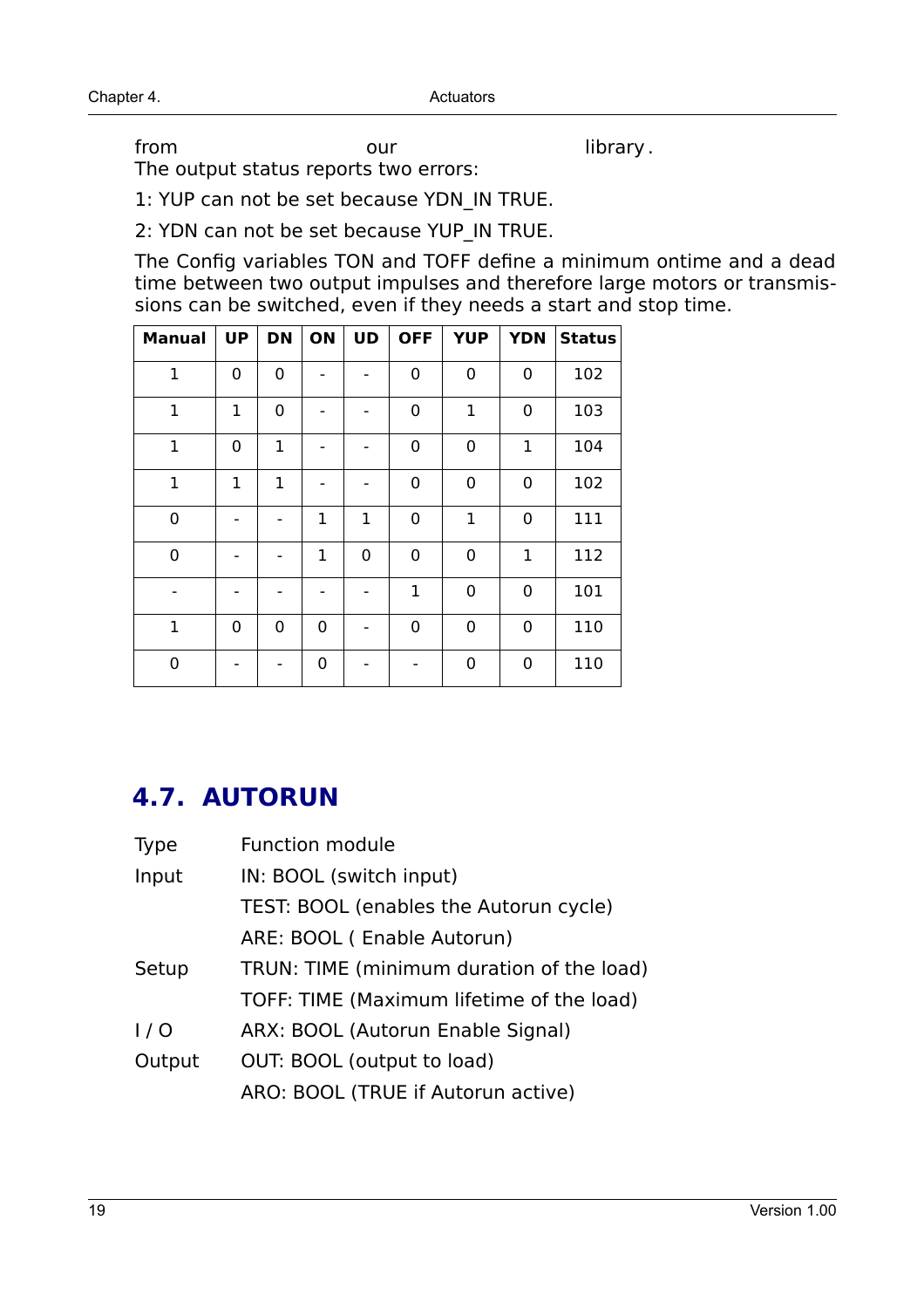from our library.
The output status reports two errors:

1: YUP can not be set because YDN_IN TRUE.

2: YDN can not be set because YUP_IN TRUE.

The Config variables TON and TOFF define a minimum ontime and a dead time between two output impulses and therefore large motors or transmissions can be switched, even if they needs a start and stop time.

| Manual | UP | DN | ON | UD | OFF | YUP | YDN | Status |
|---|---|---|---|---|---|---|---|---|
| 1 | 0 | 0 | - | - | 0 | 0 | 0 | 102 |
| 1 | 1 | 0 | - | - | 0 | 1 | 0 | 103 |
| 1 | 0 | 1 | - | - | 0 | 0 | 1 | 104 |
| 1 | 1 | 1 | - | - | 0 | 0 | 0 | 102 |
| 0 | - | - | 1 | 1 | 0 | 1 | 0 | 111 |
| 0 | - | - | 1 | 0 | 0 | 0 | 1 | 112 |
| - | - | - | - | - | 1 | 0 | 0 | 101 |
| 1 | 0 | 0 | 0 | - | 0 | 0 | 0 | 110 |
| 0 | - | - | 0 | - | - | 0 | 0 | 110 |

## 4.7. AUTORUN

| | |
|---|---|
| Type | Function module |
| Input | IN: BOOL (switch input) |
| | TEST: BOOL (enables the Autorun cycle) |
| | ARE: BOOL ( Enable Autorun) |
| Setup | TRUN: TIME (minimum duration of the load) |
| | TOFF: TIME (Maximum lifetime of the load) |
| I / O | ARX: BOOL (Autorun Enable Signal) |
| Output | OUT: BOOL (output to load) |
| | ARO: BOOL (TRUE if Autorun active) |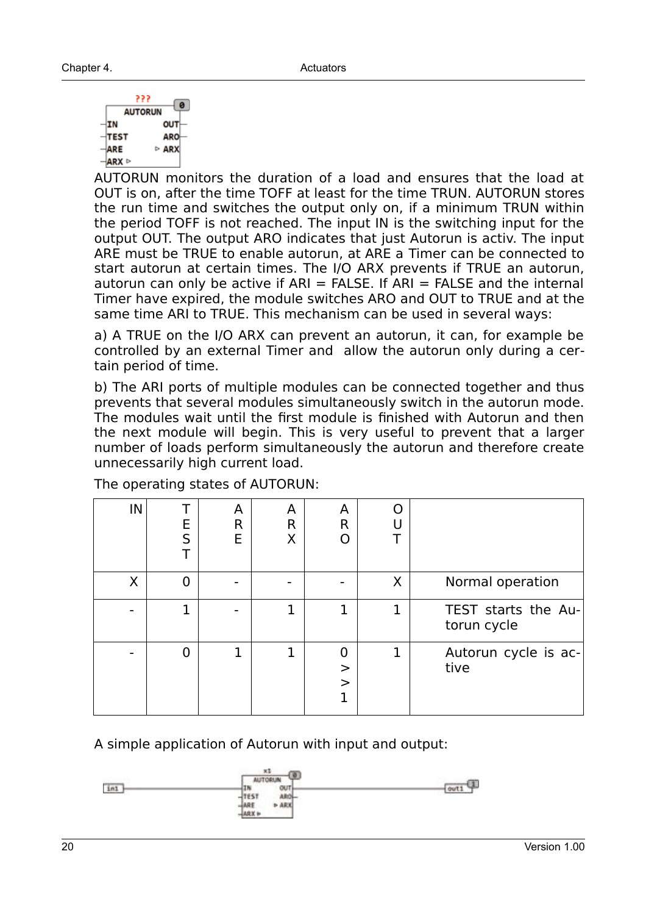AUTORUN monitors the duration of a load and ensures that the load at OUT is on, after the time TOFF at least for the time TRUN. AUTORUN stores the run time and switches the output only on, if a minimum TRUN within the period TOFF is not reached. The input IN is the switching input for the output OUT. The output ARO indicates that just Autorun is activ. The input ARE must be TRUE to enable autorun, at ARE a Timer can be connected to start autorun at certain times. The I/O ARX prevents if TRUE an autorun, autorun can only be active if ARI = FALSE. If ARI = FALSE and the internal Timer have expired, the module switches ARO and OUT to TRUE and at the same time ARI to TRUE. This mechanism can be used in several ways:

a) A TRUE on the I/O ARX can prevent an autorun, it can, for example be controlled by an external Timer and allow the autorun only during a certain period of time.

b) The ARI ports of multiple modules can be connected together and thus prevents that several modules simultaneously switch in the autorun mode. The modules wait until the first module is finished with Autorun and then the next module will begin. This is very useful to prevent that a larger number of loads perform simultaneously the autorun and therefore create unnecessarily high current load.

The operating states of AUTORUN:

| IN | TEST | ARE | ARX | ARO | OUT | |
|---|---|---|---|---|---|---|
| X | 0 | - | - | - | X | Normal operation |
| - | 1 | - | 1 | 1 | 1 | TEST starts the Autorun cycle |
| - | 0 | 1 | 1 | 0 >> 1 | 1 | Autorun cycle is active |

A simple application of Autorun with input and output: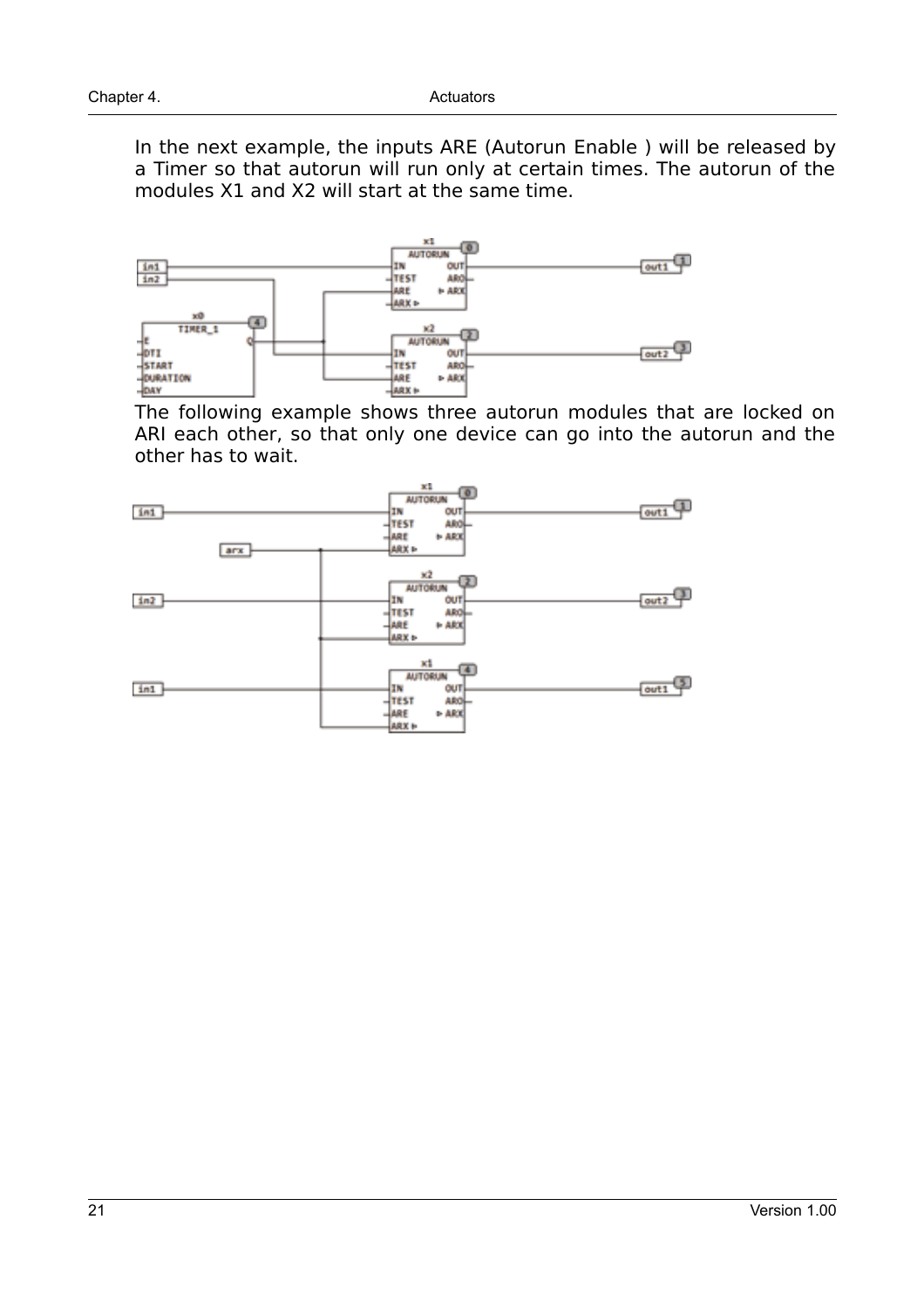In the next example, the inputs ARE (Autorun Enable ) will be released by a Timer so that autorun will run only at certain times. The autorun of the modules X1 and X2 will start at the same time.

The following example shows three autorun modules that are locked on ARI each other, so that only one device can go into the autorun and the other has to wait.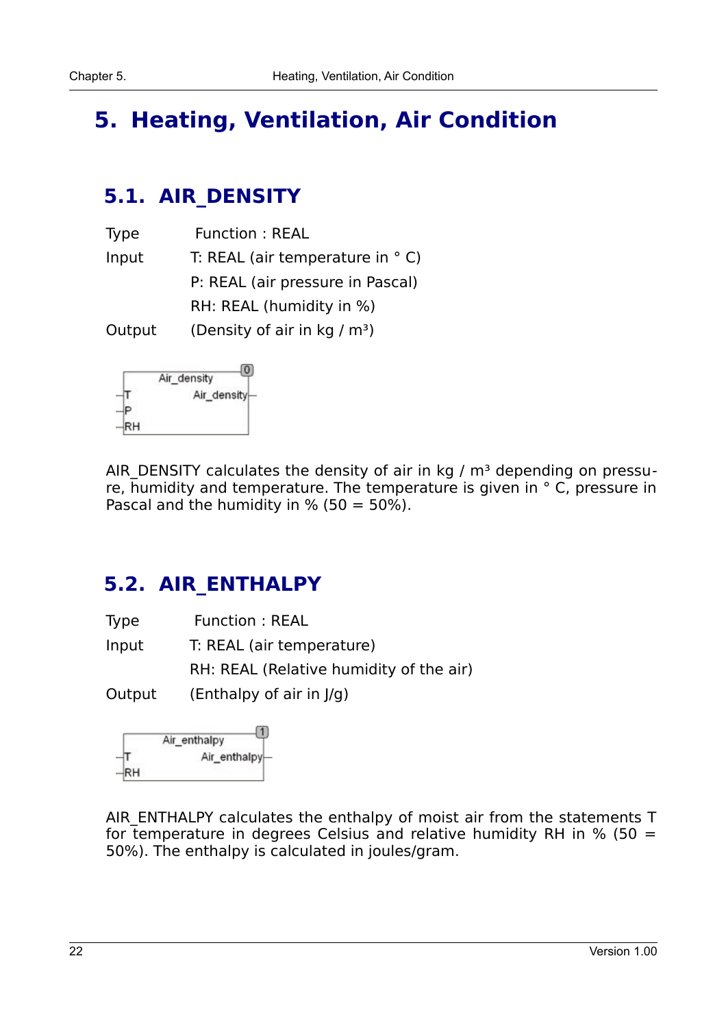# 5. Heating, Ventilation, Air Condition

## 5.1. AIR_DENSITY

| | |
|---|---|
| Type | Function : REAL |
| Input | T: REAL (air temperature in ° C) |
| | P: REAL (air pressure in Pascal) |
| | RH: REAL (humidity in %) |
| Output | (Density of air in kg / m³) |

AIR_DENSITY calculates the density of air in kg / m³ depending on pressure, humidity and temperature. The temperature is given in ° C, pressure in Pascal and the humidity in % (50 = 50%).

## 5.2. AIR_ENTHALPY

| | |
|---|---|
| Type | Function : REAL |
| Input | T: REAL (air temperature) |
| | RH: REAL (Relative humidity of the air) |
| Output | (Enthalpy of air in J/g) |

AIR_ENTHALPY calculates the enthalpy of moist air from the statements T for temperature in degrees Celsius and relative humidity RH in % (50 = 50%). The enthalpy is calculated in joules/gram.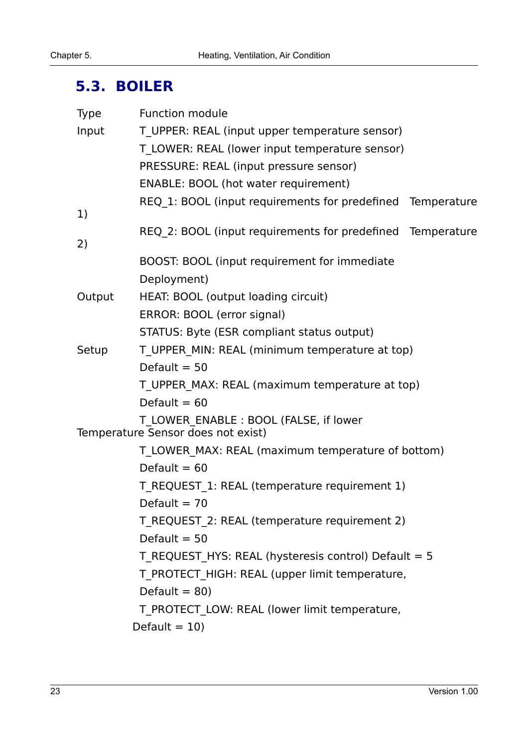## 5.3. BOILER

| | |
|---|---|
| Type | Function module |
| Input | T_UPPER: REAL (input upper temperature sensor) |
| | T_LOWER: REAL (lower input temperature sensor) |
| | PRESSURE: REAL (input pressure sensor) |
| | ENABLE: BOOL (hot water requirement) |
| | REQ_1: BOOL (input requirements for predefined Temperature 1) |
| | REQ_2: BOOL (input requirements for predefined Temperature 2) |
| | BOOST: BOOL (input requirement for immediate Deployment) |
| Output | HEAT: BOOL (output loading circuit) |
| | ERROR: BOOL (error signal) |
| | STATUS: Byte (ESR compliant status output) |
| Setup | T_UPPER_MIN: REAL (minimum temperature at top) Default = 50 |
| | T_UPPER_MAX: REAL (maximum temperature at top) Default = 60 |
| | T_LOWER_ENABLE : BOOL (FALSE, if lower Temperature Sensor does not exist) |
| | T_LOWER_MAX: REAL (maximum temperature of bottom) Default = 60 |
| | T_REQUEST_1: REAL (temperature requirement 1) Default = 70 |
| | T_REQUEST_2: REAL (temperature requirement 2) Default = 50 |
| | T_REQUEST_HYS: REAL (hysteresis control) Default = 5 |
| | T_PROTECT_HIGH: REAL (upper limit temperature, Default = 80) |
| | T_PROTECT_LOW: REAL (lower limit temperature, Default = 10) |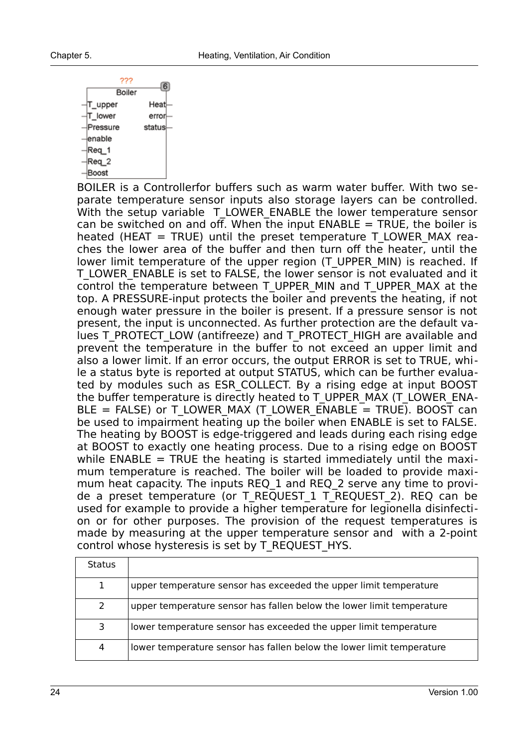```
        ???
       Boiler
 -T_upper      Heat-
 -T_lower     error-
 -Pressure   status-
 -enable
 -Req_1
 -Req_2
 -Boost
```

BOILER is a Controllerfor buffers such as warm water buffer. With two separate temperature sensor inputs also storage layers can be controlled. With the setup variable T_LOWER_ENABLE the lower temperature sensor can be switched on and off. When the input ENABLE = TRUE, the boiler is heated (HEAT = TRUE) until the preset temperature T_LOWER_MAX reaches the lower area of the buffer and then turn off the heater, until the lower limit temperature of the upper region (T_UPPER_MIN) is reached. If T_LOWER_ENABLE is set to FALSE, the lower sensor is not evaluated and it control the temperature between T_UPPER_MIN and T_UPPER_MAX at the top. A PRESSURE-input protects the boiler and prevents the heating, if not enough water pressure in the boiler is present. If a pressure sensor is not present, the input is unconnected. As further protection are the default values T_PROTECT_LOW (antifreeze) and T_PROTECT_HIGH are available and prevent the temperature in the buffer to not exceed an upper limit and also a lower limit. If an error occurs, the output ERROR is set to TRUE, while a status byte is reported at output STATUS, which can be further evaluated by modules such as ESR_COLLECT. By a rising edge at input BOOST the buffer temperature is directly heated to T_UPPER_MAX (T_LOWER_ENABLE = FALSE) or T_LOWER_MAX (T_LOWER_ENABLE = TRUE). BOOST can be used to impairment heating up the boiler when ENABLE is set to FALSE. The heating by BOOST is edge-triggered and leads during each rising edge at BOOST to exactly one heating process. Due to a rising edge on BOOST while ENABLE = TRUE the heating is started immediately until the maximum temperature is reached. The boiler will be loaded to provide maximum heat capacity. The inputs REQ_1 and REQ_2 serve any time to provide a preset temperature (or T_REQUEST_1 T_REQUEST_2). REQ can be used for example to provide a higher temperature for legionella disinfection or for other purposes. The provision of the request temperatures is made by measuring at the upper temperature sensor and with a 2-point control whose hysteresis is set by T_REQUEST_HYS.

| Status | |
|---|---|
| 1 | upper temperature sensor has exceeded the upper limit temperature |
| 2 | upper temperature sensor has fallen below the lower limit temperature |
| 3 | lower temperature sensor has exceeded the upper limit temperature |
| 4 | lower temperature sensor has fallen below the lower limit temperature |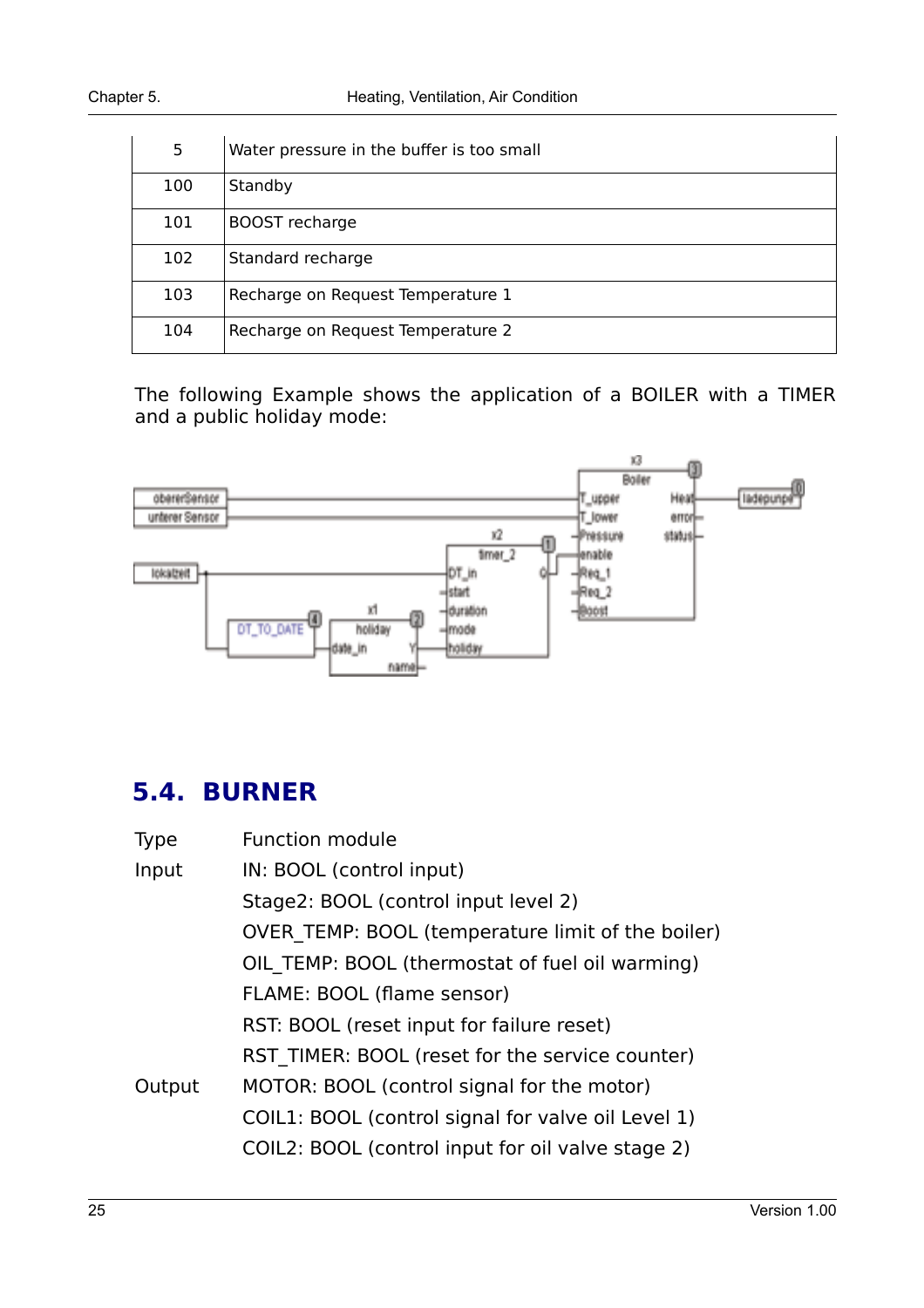| 5 | Water pressure in the buffer is too small |
|---|---|
| 100 | Standby |
| 101 | BOOST recharge |
| 102 | Standard recharge |
| 103 | Recharge on Request Temperature 1 |
| 104 | Recharge on Request Temperature 2 |

The following Example shows the application of a BOILER with a TIMER and a public holiday mode:

## 5.4. BURNER

Type Function module

Input IN: BOOL (control input)

Stage2: BOOL (control input level 2)

OVER_TEMP: BOOL (temperature limit of the boiler)

OIL_TEMP: BOOL (thermostat of fuel oil warming)

FLAME: BOOL (flame sensor)

RST: BOOL (reset input for failure reset)

RST_TIMER: BOOL (reset for the service counter)

Output MOTOR: BOOL (control signal for the motor)

COIL1: BOOL (control signal for valve oil Level 1)

COIL2: BOOL (control input for oil valve stage 2)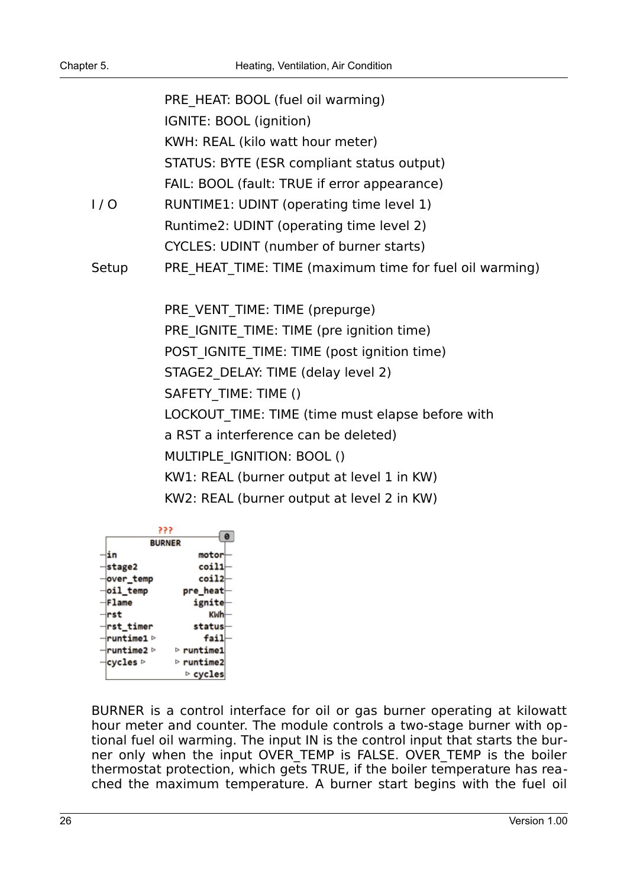PRE_HEAT: BOOL (fuel oil warming)
IGNITE: BOOL (ignition)
KWH: REAL (kilo watt hour meter)
STATUS: BYTE (ESR compliant status output)
FAIL: BOOL (fault: TRUE if error appearance)

I / O
RUNTIME1: UDINT (operating time level 1)
Runtime2: UDINT (operating time level 2)
CYCLES: UDINT (number of burner starts)

Setup
PRE_HEAT_TIME: TIME (maximum time for fuel oil warming)

PRE_VENT_TIME: TIME (prepurge)
PRE_IGNITE_TIME: TIME (pre ignition time)
POST_IGNITE_TIME: TIME (post ignition time)
STAGE2_DELAY: TIME (delay level 2)
SAFETY_TIME: TIME ()
LOCKOUT_TIME: TIME (time must elapse before with a RST a interference can be deleted)
MULTIPLE_IGNITION: BOOL ()
KW1: REAL (burner output at level 1 in KW)
KW2: REAL (burner output at level 2 in KW)

```
            ???
           BURNER                  0
-in                      motor-
-stage2                  coil1-
-over_temp               coil2-
-oil_temp             pre_heat-
-Flame                  ignite-
-rst                       KWh-
-rst_timer              status-
-runtime1 ▷               fail-
-runtime2 ▷         ▷ runtime1
-cycles ▷           ▷ runtime2
                      ▷ cycles
```

BURNER is a control interface for oil or gas burner operating at kilowatt hour meter and counter. The module controls a two-stage burner with optional fuel oil warming. The input IN is the control input that starts the burner only when the input OVER_TEMP is FALSE. OVER_TEMP is the boiler thermostat protection, which gets TRUE, if the boiler temperature has reached the maximum temperature. A burner start begins with the fuel oil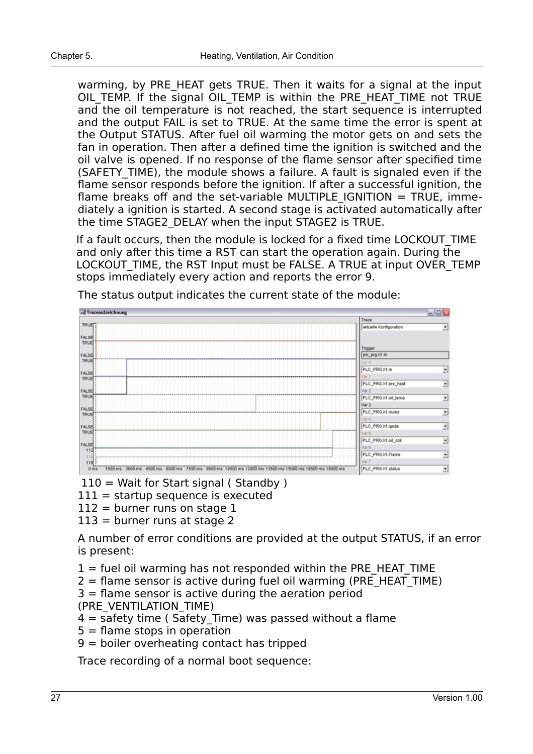warming, by PRE_HEAT gets TRUE. Then it waits for a signal at the input OIL_TEMP. If the signal OIL_TEMP is within the PRE_HEAT_TIME not TRUE and the oil temperature is not reached, the start sequence is interrupted and the output FAIL is set to TRUE. At the same time the error is spent at the Output STATUS. After fuel oil warming the motor gets on and sets the fan in operation. Then after a defined time the ignition is switched and the oil valve is opened. If no response of the flame sensor after specified time (SAFETY_TIME), the module shows a failure. A fault is signaled even if the flame sensor responds before the ignition. If after a successful ignition, the flame breaks off and the set-variable MULTIPLE_IGNITION = TRUE, immediately a ignition is started. A second stage is activated automatically after the time STAGE2_DELAY when the input STAGE2 is TRUE.

If a fault occurs, then the module is locked for a fixed time LOCKOUT_TIME and only after this time a RST can start the operation again. During the LOCKOUT_TIME, the RST Input must be FALSE. A TRUE at input OVER_TEMP stops immediately every action and reports the error 9.

The status output indicates the current state of the module:

110 = Wait for Start signal ( Standby )
111 = startup sequence is executed
112 = burner runs on stage 1
113 = burner runs at stage 2

A number of error conditions are provided at the output STATUS, if an error is present:

1 = fuel oil warming has not responded within the PRE_HEAT_TIME
2 = flame sensor is active during fuel oil warming (PRE_HEAT_TIME)
3 = flame sensor is active during the aeration period (PRE_VENTILATION_TIME)
4 = safety time ( Safety_Time) was passed without a flame
5 = flame stops in operation
9 = boiler overheating contact has tripped

Trace recording of a normal boot sequence: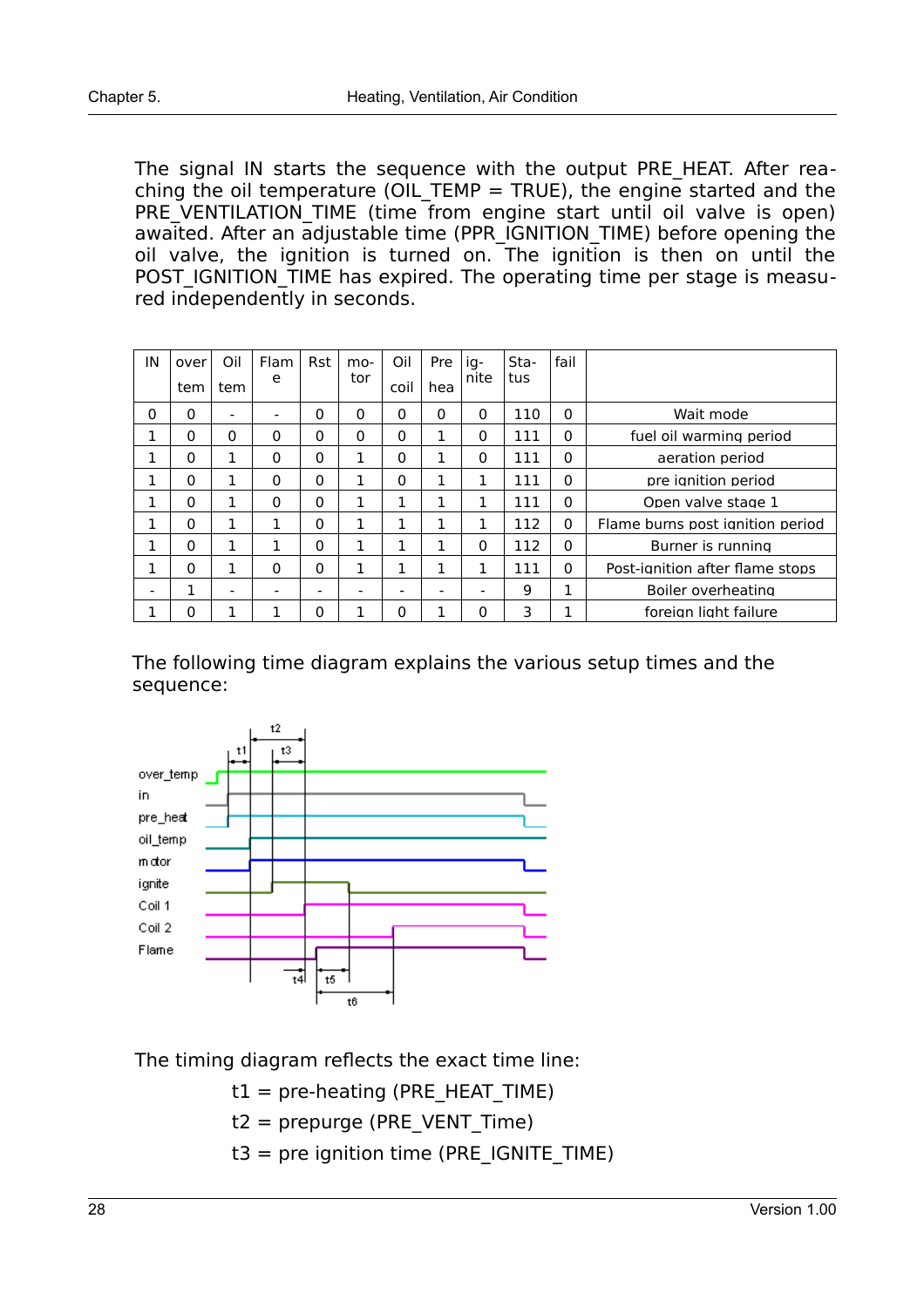The signal IN starts the sequence with the output PRE_HEAT. After reaching the oil temperature (OIL_TEMP = TRUE), the engine started and the PRE_VENTILATION_TIME (time from engine start until oil valve is open) awaited. After an adjustable time (PPR_IGNITION_TIME) before opening the oil valve, the ignition is turned on. The ignition is then on until the POST_IGNITION_TIME has expired. The operating time per stage is measured independently in seconds.

| IN | over tem | Oil tem | Flame | Rst | motor | Oil coil | Pre hea | ignite | Status | fail | |
|---|---|---|---|---|---|---|---|---|---|---|---|
| 0 | 0 | - | - | 0 | 0 | 0 | 0 | 0 | 110 | 0 | Wait mode |
| 1 | 0 | 0 | 0 | 0 | 0 | 0 | 1 | 0 | 111 | 0 | fuel oil warming period |
| 1 | 0 | 1 | 0 | 0 | 1 | 0 | 1 | 0 | 111 | 0 | aeration period |
| 1 | 0 | 1 | 0 | 0 | 1 | 0 | 1 | 1 | 111 | 0 | pre ignition period |
| 1 | 0 | 1 | 0 | 0 | 1 | 1 | 1 | 1 | 111 | 0 | Open valve stage 1 |
| 1 | 0 | 1 | 1 | 0 | 1 | 1 | 1 | 1 | 112 | 0 | Flame burns post ignition period |
| 1 | 0 | 1 | 1 | 0 | 1 | 1 | 1 | 0 | 112 | 0 | Burner is running |
| 1 | 0 | 1 | 0 | 0 | 1 | 1 | 1 | 1 | 111 | 0 | Post-ignition after flame stops |
| - | 1 | - | - | - | - | - | - | - | 9 | 1 | Boiler overheating |
| 1 | 0 | 1 | 1 | 0 | 1 | 0 | 1 | 0 | 3 | 1 | foreign light failure |

The following time diagram explains the various setup times and the sequence:

The timing diagram reflects the exact time line:

t1 = pre-heating (PRE_HEAT_TIME)

t2 = prepurge (PRE_VENT_Time)

t3 = pre ignition time (PRE_IGNITE_TIME)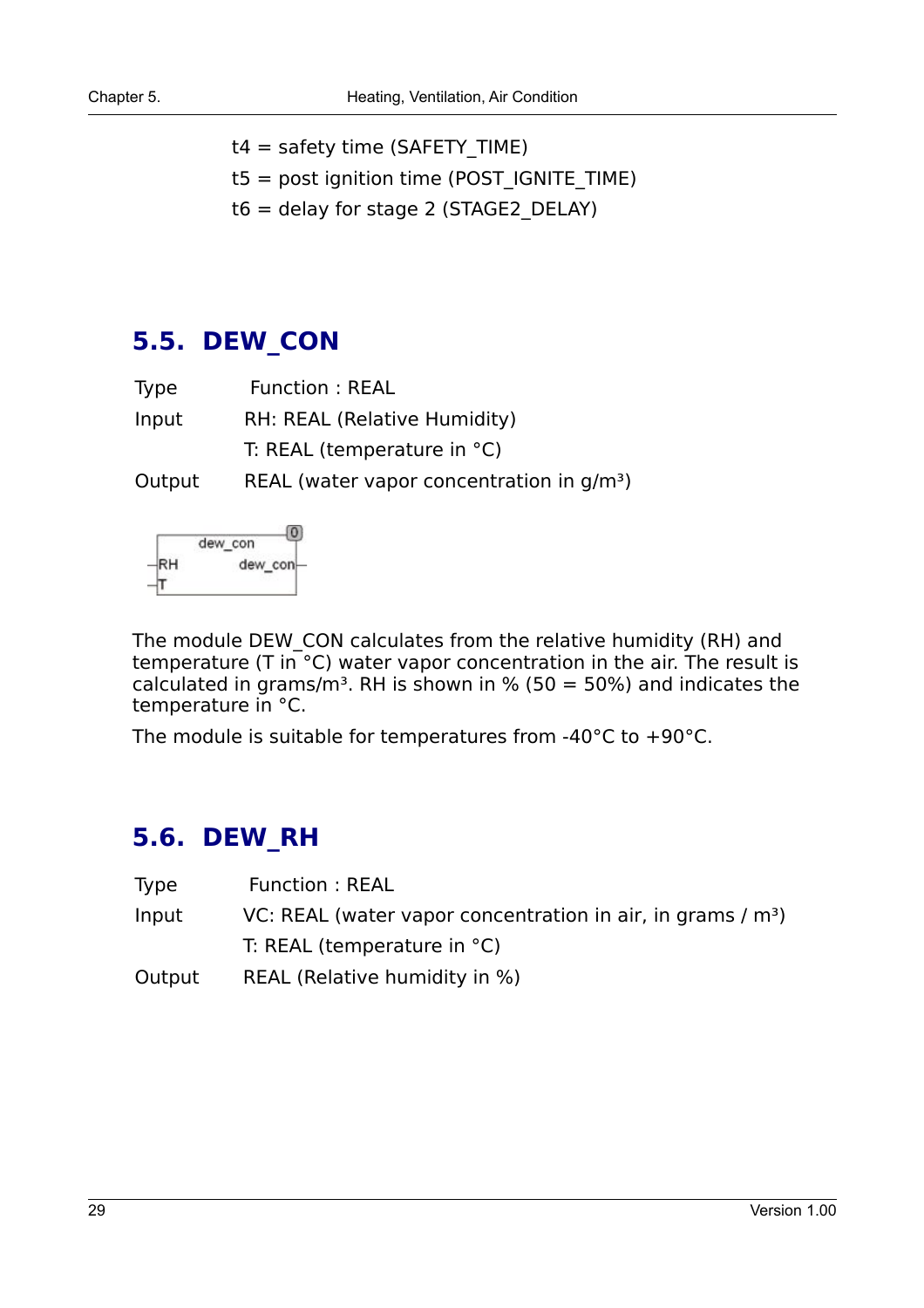t4 = safety time (SAFETY_TIME)

t5 = post ignition time (POST_IGNITE_TIME)

t6 = delay for stage 2 (STAGE2_DELAY)

## 5.5. DEW_CON

| | |
|---|---|
| Type | Function : REAL |
| Input | RH: REAL (Relative Humidity) |
| | T: REAL (temperature in °C) |
| Output | REAL (water vapor concentration in $g/m^3$) |

The module DEW_CON calculates from the relative humidity (RH) and temperature (T in °C) water vapor concentration in the air. The result is calculated in $grams/m^3$. RH is shown in % (50 = 50%) and indicates the temperature in °C.

The module is suitable for temperatures from -40°C to +90°C.

## 5.6. DEW_RH

| | |
|---|---|
| Type | Function : REAL |
| Input | VC: REAL (water vapor concentration in air, in grams / $m^3$) |
| | T: REAL (temperature in °C) |
| Output | REAL (Relative humidity in %) |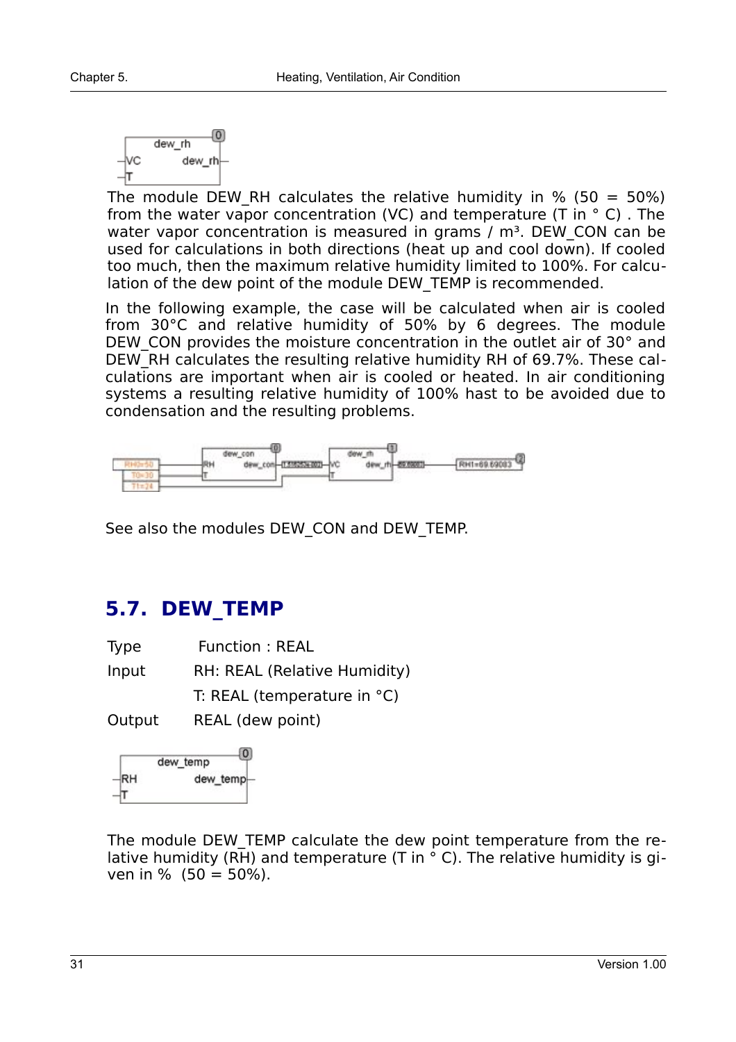The module DEW_RH calculates the relative humidity in % (50 = 50%) from the water vapor concentration (VC) and temperature (T in ° C) . The water vapor concentration is measured in grams / m³. DEW_CON can be used for calculations in both directions (heat up and cool down). If cooled too much, then the maximum relative humidity limited to 100%. For calculation of the dew point of the module DEW_TEMP is recommended.

In the following example, the case will be calculated when air is cooled from 30°C and relative humidity of 50% by 6 degrees. The module DEW_CON provides the moisture concentration in the outlet air of 30° and DEW_RH calculates the resulting relative humidity RH of 69.7%. These calculations are important when air is cooled or heated. In air conditioning systems a resulting relative humidity of 100% hast to be avoided due to condensation and the resulting problems.

See also the modules DEW_CON and DEW_TEMP.

## 5.7. DEW_TEMP

| | |
|---|---|
| Type | Function : REAL |
| Input | RH: REAL (Relative Humidity) |
| | T: REAL (temperature in °C) |
| Output | REAL (dew point) |

The module DEW_TEMP calculate the dew point temperature from the relative humidity (RH) and temperature (T in ° C). The relative humidity is given in % (50 = 50%).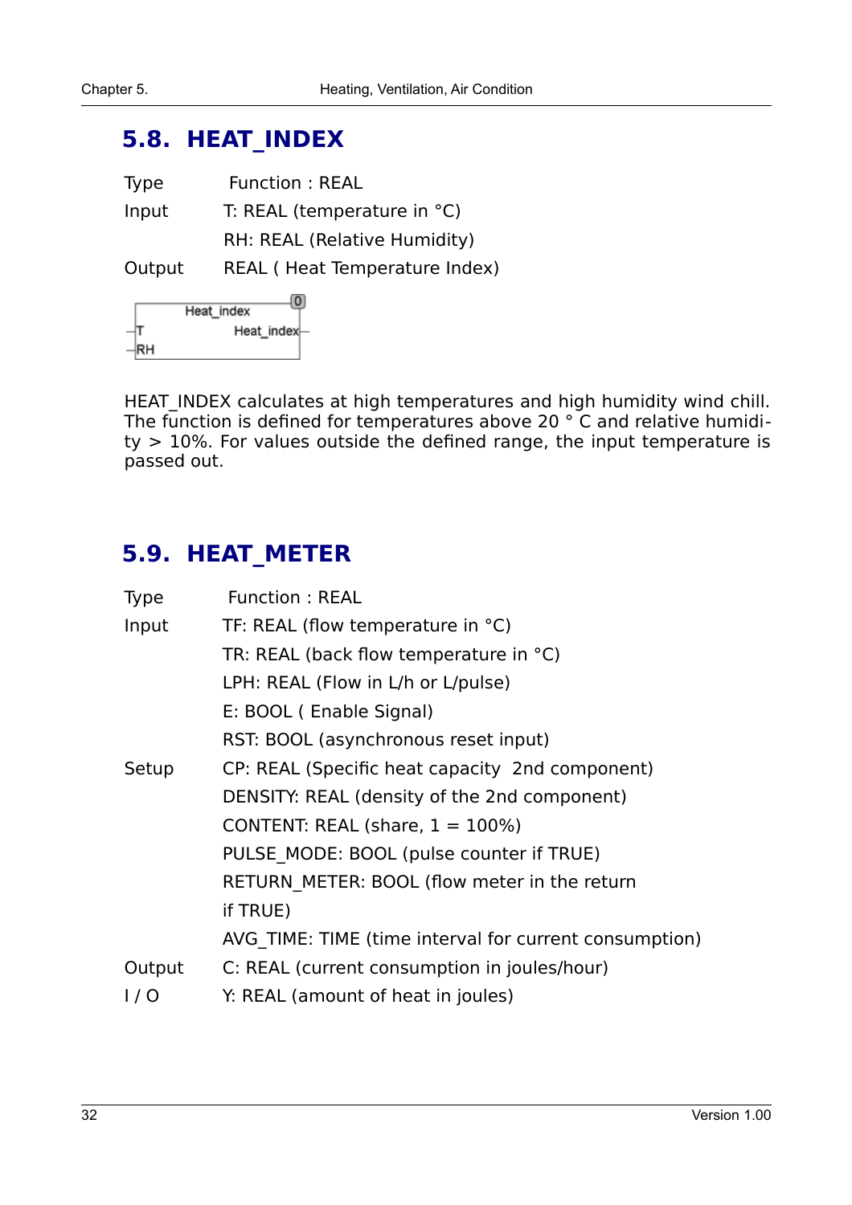## 5.8. HEAT_INDEX

| | |
|---|---|
| Type | Function : REAL |
| Input | T: REAL (temperature in °C) |
| | RH: REAL (Relative Humidity) |
| Output | REAL ( Heat Temperature Index) |

Heat_index

T → Heat_index

RH

HEAT_INDEX calculates at high temperatures and high humidity wind chill. The function is defined for temperatures above 20 ° C and relative humidity > 10%. For values outside the defined range, the input temperature is passed out.

## 5.9. HEAT_METER

| | |
|---|---|
| Type | Function : REAL |
| Input | TF: REAL (flow temperature in °C) |
| | TR: REAL (back flow temperature in °C) |
| | LPH: REAL (Flow in L/h or L/pulse) |
| | E: BOOL ( Enable Signal) |
| | RST: BOOL (asynchronous reset input) |
| Setup | CP: REAL (Specific heat capacity 2nd component) |
| | DENSITY: REAL (density of the 2nd component) |
| | CONTENT: REAL (share, 1 = 100%) |
| | PULSE_MODE: BOOL (pulse counter if TRUE) |
| | RETURN_METER: BOOL (flow meter in the return if TRUE) |
| | AVG_TIME: TIME (time interval for current consumption) |
| Output | C: REAL (current consumption in joules/hour) |
| I / O | Y: REAL (amount of heat in joules) |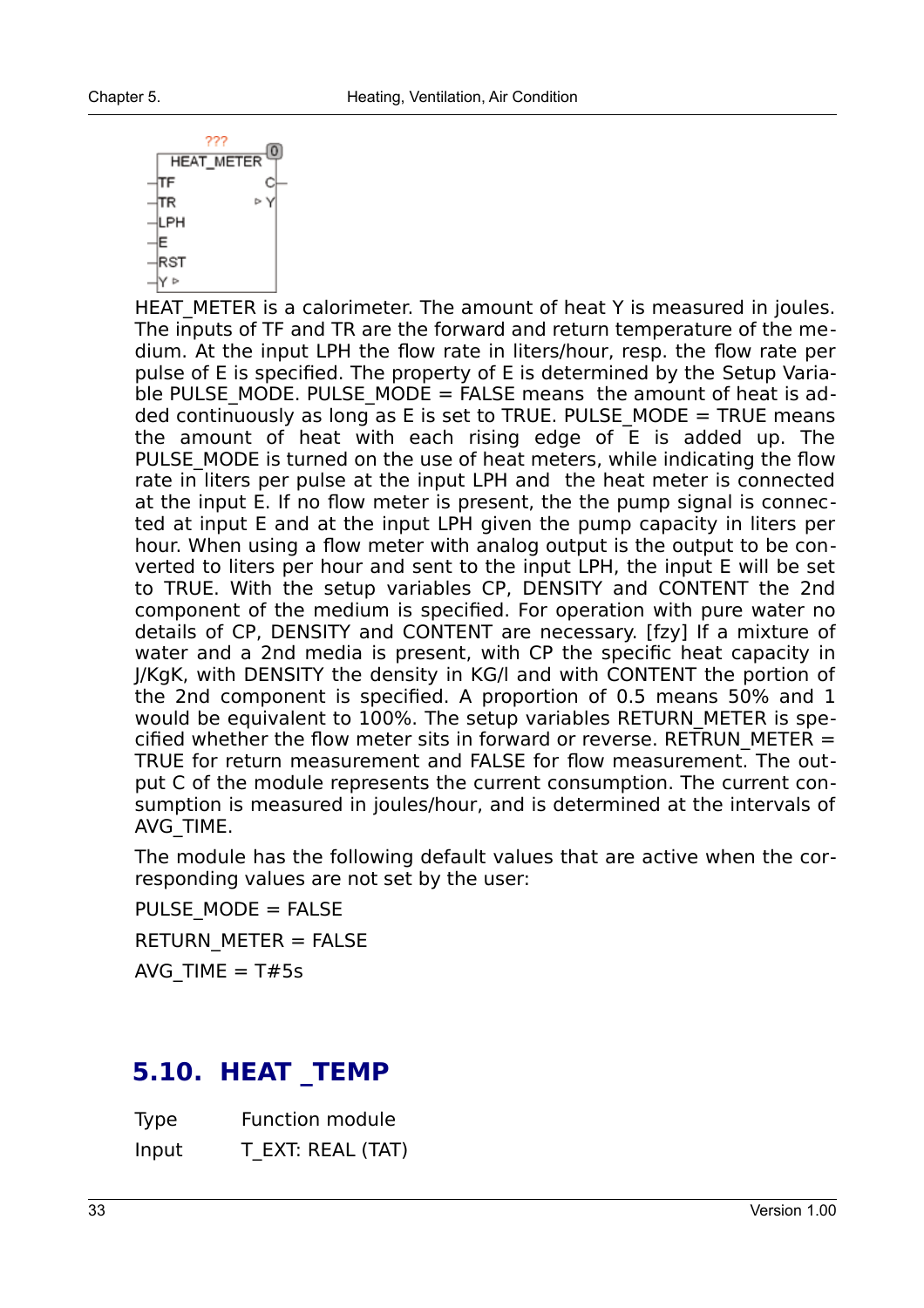HEAT_METER is a calorimeter. The amount of heat Y is measured in joules. The inputs of TF and TR are the forward and return temperature of the medium. At the input LPH the flow rate in liters/hour, resp. the flow rate per pulse of E is specified. The property of E is determined by the Setup Variable PULSE_MODE. PULSE_MODE = FALSE means the amount of heat is added continuously as long as E is set to TRUE. PULSE_MODE = TRUE means the amount of heat with each rising edge of E is added up. The PULSE_MODE is turned on the use of heat meters, while indicating the flow rate in liters per pulse at the input LPH and the heat meter is connected at the input E. If no flow meter is present, the the pump signal is connected at input E and at the input LPH given the pump capacity in liters per hour. When using a flow meter with analog output is the output to be converted to liters per hour and sent to the input LPH, the input E will be set to TRUE. With the setup variables CP, DENSITY and CONTENT the 2nd component of the medium is specified. For operation with pure water no details of CP, DENSITY and CONTENT are necessary. [fzy] If a mixture of water and a 2nd media is present, with CP the specific heat capacity in J/KgK, with DENSITY the density in KG/l and with CONTENT the portion of the 2nd component is specified. A proportion of 0.5 means 50% and 1 would be equivalent to 100%. The setup variables RETURN_METER is specified whether the flow meter sits in forward or reverse. RETRUN_METER = TRUE for return measurement and FALSE for flow measurement. The output C of the module represents the current consumption. The current consumption is measured in joules/hour, and is determined at the intervals of AVG_TIME.

The module has the following default values that are active when the corresponding values are not set by the user:

PULSE_MODE = FALSE

RETURN_METER = FALSE

AVG_TIME = T#5s

## 5.10. HEAT _TEMP

Type Function module

Input T_EXT: REAL (TAT)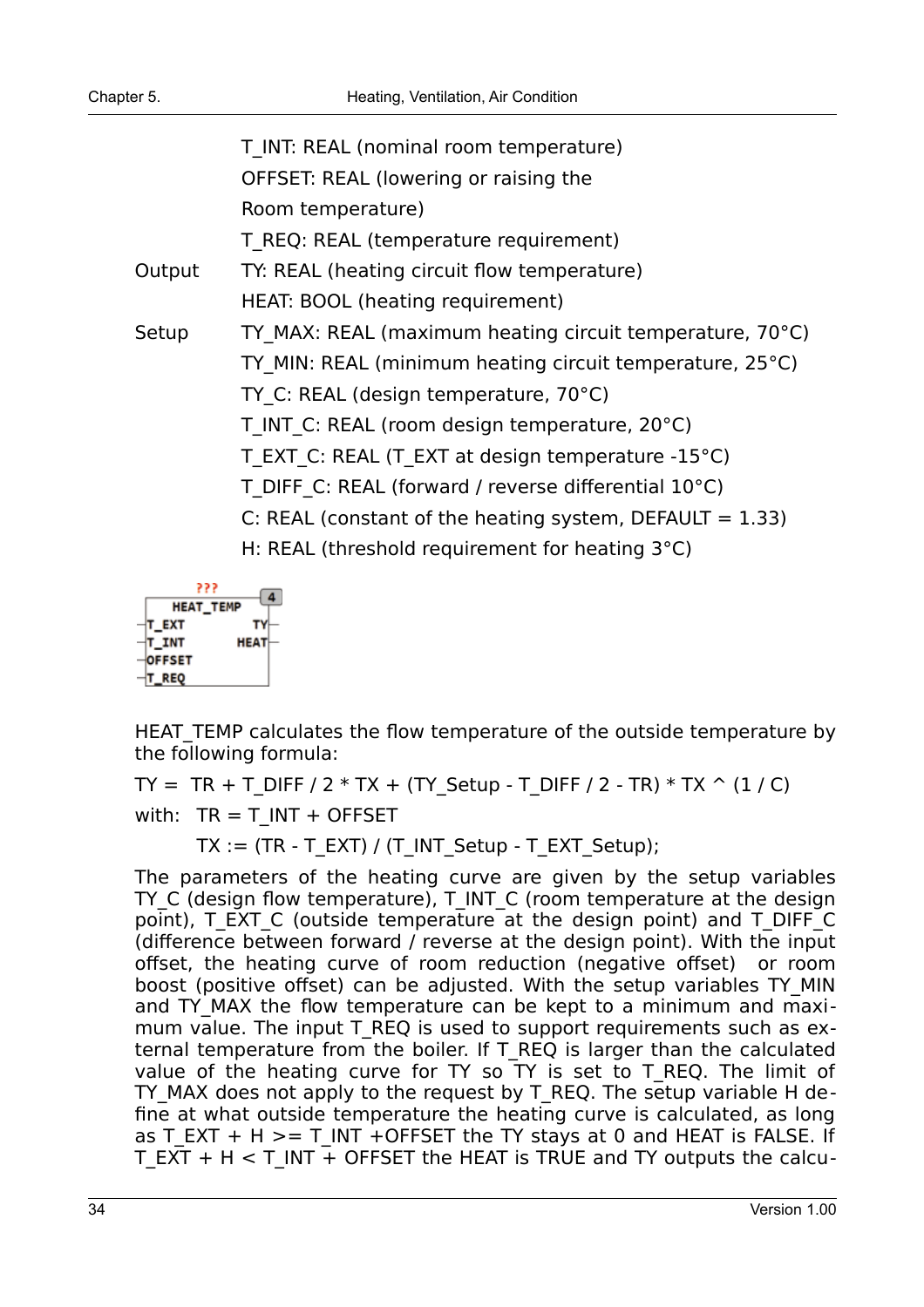T_INT: REAL (nominal room temperature)
OFFSET: REAL (lowering or raising the Room temperature)
T_REQ: REAL (temperature requirement)

Output TY: REAL (heating circuit flow temperature)
HEAT: BOOL (heating requirement)

Setup TY_MAX: REAL (maximum heating circuit temperature, 70°C)
TY_MIN: REAL (minimum heating circuit temperature, 25°C)
TY_C: REAL (design temperature, 70°C)
T_INT_C: REAL (room design temperature, 20°C)
T_EXT_C: REAL (T_EXT at design temperature -15°C)
T_DIFF_C: REAL (forward / reverse differential 10°C)
C: REAL (constant of the heating system, DEFAULT = 1.33)
H: REAL (threshold requirement for heating 3°C)

```
         ???
 +-----------------+ 4
 |    HEAT_TEMP    |
-|T_EXT          TY|-
-|T_INT        HEAT|-
-|OFFSET           |
-|T_REQ            |
 +-----------------+
```

HEAT_TEMP calculates the flow temperature of the outside temperature by the following formula:

TY = TR + T_DIFF / 2 * TX + (TY_Setup - T_DIFF / 2 - TR) * TX ^ (1 / C)

with: TR = T_INT + OFFSET

TX := (TR - T_EXT) / (T_INT_Setup - T_EXT_Setup);

The parameters of the heating curve are given by the setup variables TY_C (design flow temperature), T_INT_C (room temperature at the design point), T_EXT_C (outside temperature at the design point) and T_DIFF_C (difference between forward / reverse at the design point). With the input offset, the heating curve of room reduction (negative offset) or room boost (positive offset) can be adjusted. With the setup variables TY_MIN and TY_MAX the flow temperature can be kept to a minimum and maximum value. The input T_REQ is used to support requirements such as external temperature from the boiler. If T_REQ is larger than the calculated value of the heating curve for TY so TY is set to T_REQ. The limit of TY_MAX does not apply to the request by T_REQ. The setup variable H define at what outside temperature the heating curve is calculated, as long as T_EXT + H >= T_INT +OFFSET the TY stays at 0 and HEAT is FALSE. If T_EXT + H < T_INT + OFFSET the HEAT is TRUE and TY outputs the calcu-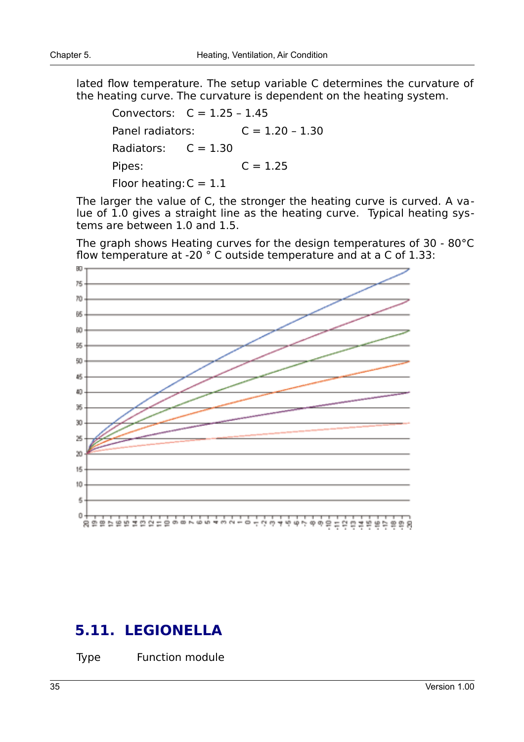lated flow temperature. The setup variable C determines the curvature of the heating curve. The curvature is dependent on the heating system.

Convectors: C = 1.25 – 1.45

Panel radiators: C = 1.20 – 1.30

Radiators: C = 1.30

Pipes: C = 1.25

Floor heating: C = 1.1

The larger the value of C, the stronger the heating curve is curved. A value of 1.0 gives a straight line as the heating curve. Typical heating systems are between 1.0 and 1.5.

The graph shows Heating curves for the design temperatures of 30 - 80°C flow temperature at -20 ° C outside temperature and at a C of 1.33:

## 5.11. LEGIONELLA

Type Function module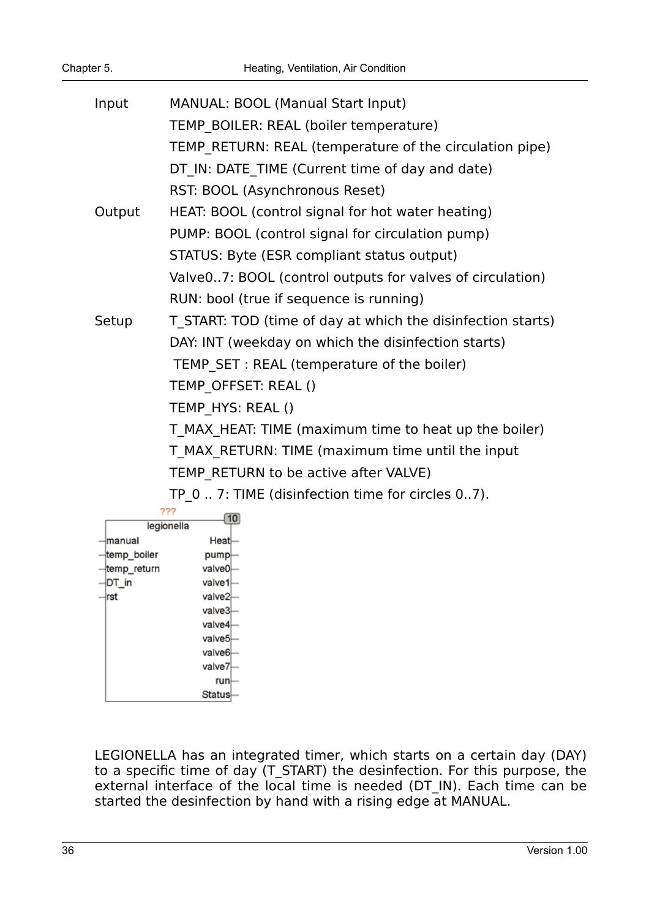| | |
|---|---|
| Input | MANUAL: BOOL (Manual Start Input) |
| | TEMP_BOILER: REAL (boiler temperature) |
| | TEMP_RETURN: REAL (temperature of the circulation pipe) |
| | DT_IN: DATE_TIME (Current time of day and date) |
| | RST: BOOL (Asynchronous Reset) |
| Output | HEAT: BOOL (control signal for hot water heating) |
| | PUMP: BOOL (control signal for circulation pump) |
| | STATUS: Byte (ESR compliant status output) |
| | Valve0..7: BOOL (control outputs for valves of circulation) |
| | RUN: bool (true if sequence is running) |
| Setup | T_START: TOD (time of day at which the disinfection starts) |
| | DAY: INT (weekday on which the disinfection starts) |
| | TEMP_SET : REAL (temperature of the boiler) |
| | TEMP_OFFSET: REAL () |
| | TEMP_HYS: REAL () |
| | T_MAX_HEAT: TIME (maximum time to heat up the boiler) |
| | T_MAX_RETURN: TIME (maximum time until the input TEMP_RETURN to be active after VALVE) |
| | TP_0 .. 7: TIME (disinfection time for circles 0..7). |

```
                ???
 ┌──────────── legionella ──────[10]┐
─┤manual                      Heat├─
─┤temp_boiler                 pump├─
─┤temp_return               valve0├─
─┤DT_in                     valve1├─
─┤rst                       valve2├─
 │                          valve3├─
 │                          valve4├─
 │                          valve5├─
 │                          valve6├─
 │                          valve7├─
 │                             run├─
 │                          Status├─
 └────────────────────────────────┘
```

LEGIONELLA has an integrated timer, which starts on a certain day (DAY) to a specific time of day (T_START) the desinfection. For this purpose, the external interface of the local time is needed (DT_IN). Each time can be started the desinfection by hand with a rising edge at MANUAL.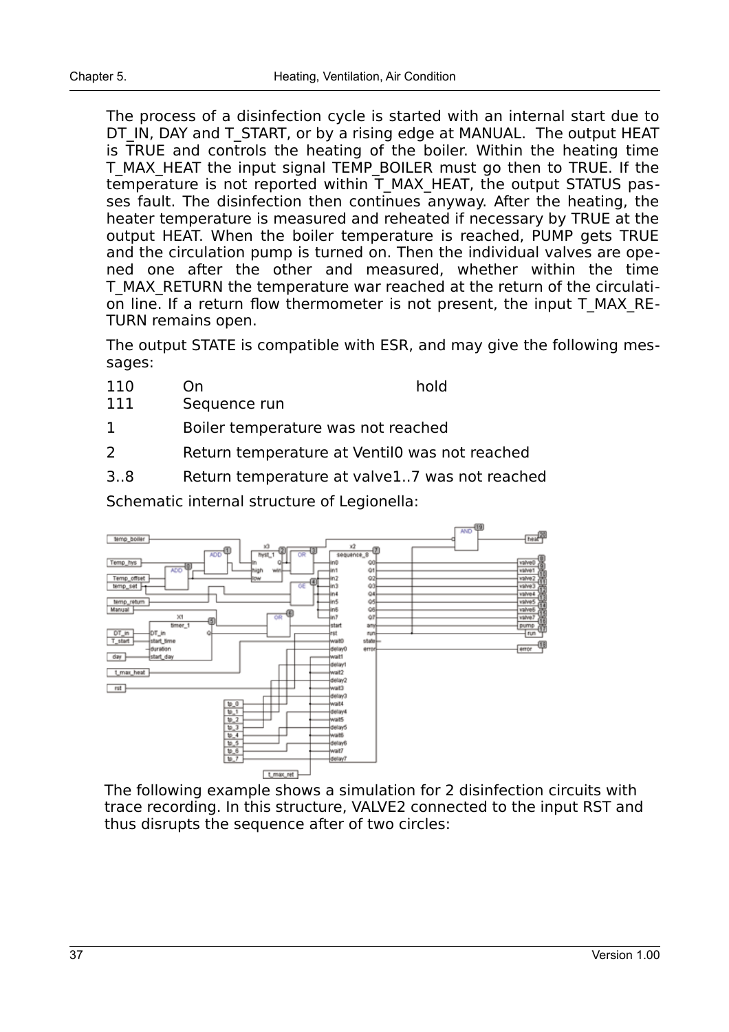The process of a disinfection cycle is started with an internal start due to DT_IN, DAY and T_START, or by a rising edge at MANUAL. The output HEAT is TRUE and controls the heating of the boiler. Within the heating time T_MAX_HEAT the input signal TEMP_BOILER must go then to TRUE. If the temperature is not reported within T_MAX_HEAT, the output STATUS passes fault. The disinfection then continues anyway. After the heating, the heater temperature is measured and reheated if necessary by TRUE at the output HEAT. When the boiler temperature is reached, PUMP gets TRUE and the circulation pump is turned on. Then the individual valves are opened one after the other and measured, whether within the time T_MAX_RETURN the temperature war reached at the return of the circulation line. If a return flow thermometer is not present, the input T_MAX_RETURN remains open.

The output STATE is compatible with ESR, and may give the following messages:

| | | |
|---|---|---|
| 110 | On | hold |
| 111 | Sequence run | |
| 1 | Boiler temperature was not reached | |
| 2 | Return temperature at Ventil0 was not reached | |
| 3..8 | Return temperature at valve1..7 was not reached | |

Schematic internal structure of Legionella:

The following example shows a simulation for 2 disinfection circuits with trace recording. In this structure, VALVE2 connected to the input RST and thus disrupts the sequence after of two circles: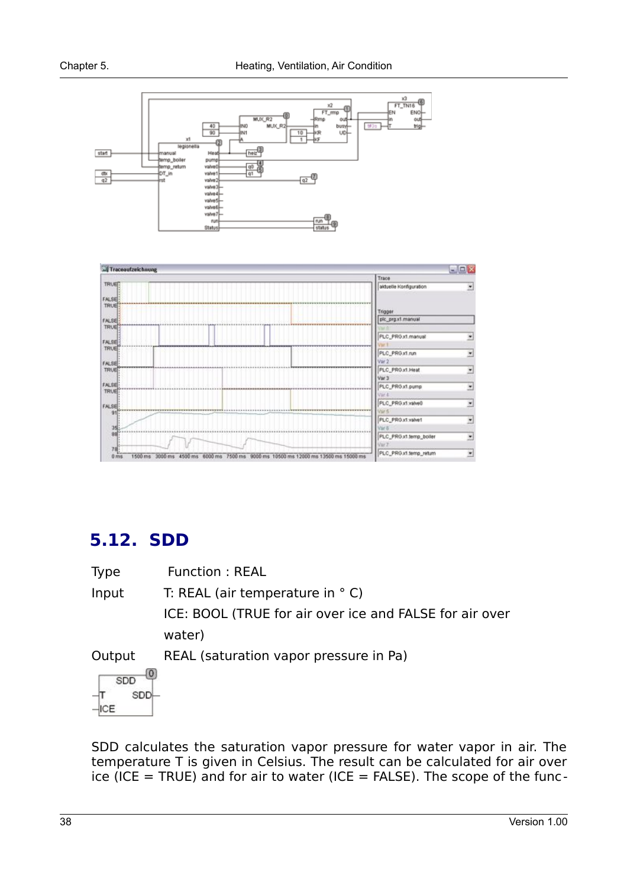## 5.12. SDD

Type Function : REAL

Input T: REAL (air temperature in ° C)

ICE: BOOL (TRUE for air over ice and FALSE for air over water)

Output REAL (saturation vapor pressure in Pa)

SDD calculates the saturation vapor pressure for water vapor in air. The temperature T is given in Celsius. The result can be calculated for air over ice (ICE = TRUE) and for air to water (ICE = FALSE). The scope of the func-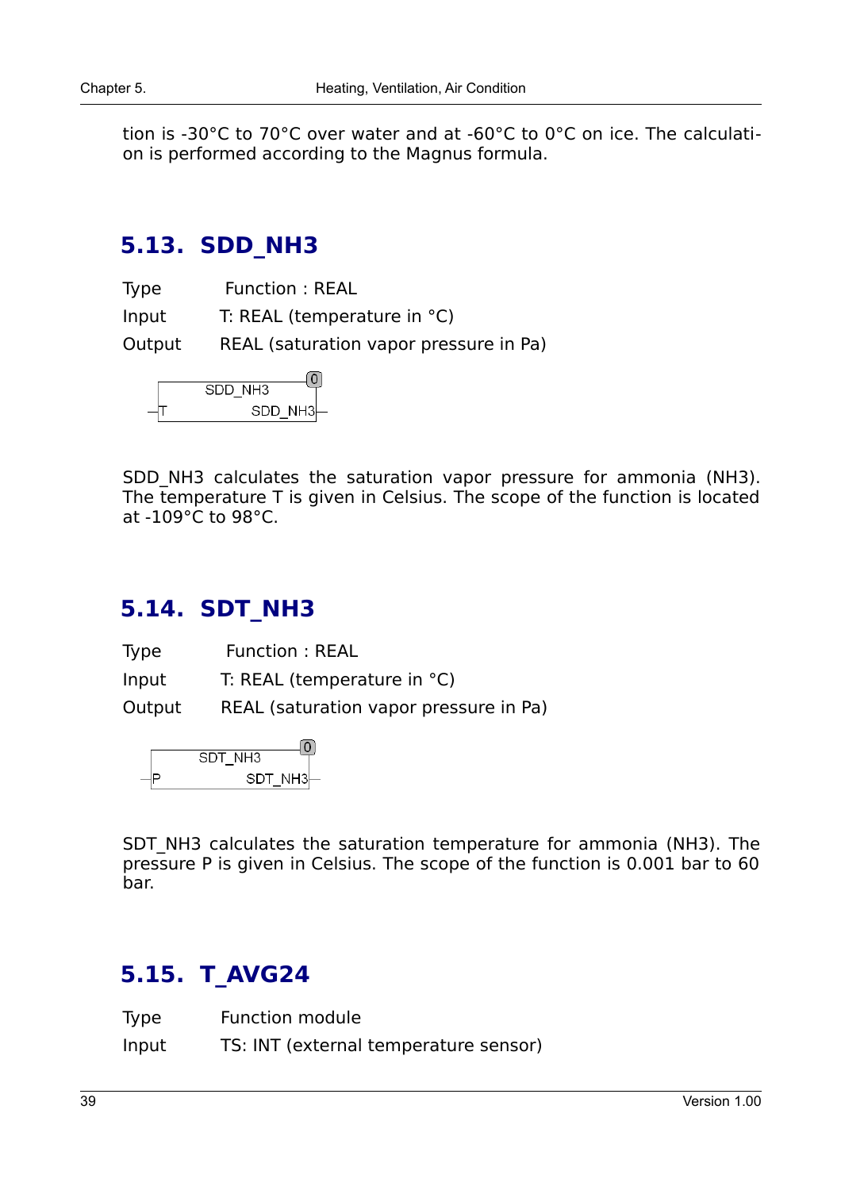tion is -30°C to 70°C over water and at -60°C to 0°C on ice. The calculation is performed according to the Magnus formula.

## 5.13. SDD_NH3

Type Function : REAL

Input T: REAL (temperature in °C)

Output REAL (saturation vapor pressure in Pa)

```
        SDD_NH3       (0)
 -T            SDD_NH3-
```

SDD_NH3 calculates the saturation vapor pressure for ammonia ($NH_3$). The temperature T is given in Celsius. The scope of the function is located at -109°C to 98°C.

## 5.14. SDT_NH3

Type Function : REAL

Input T: REAL (temperature in °C)

Output REAL (saturation vapor pressure in Pa)

```
        SDT_NH3       (0)
 -P            SDT_NH3-
```

SDT_NH3 calculates the saturation temperature for ammonia ($NH_3$). The pressure P is given in Celsius. The scope of the function is 0.001 bar to 60 bar.

## 5.15. T_AVG24

Type Function module

Input TS: INT (external temperature sensor)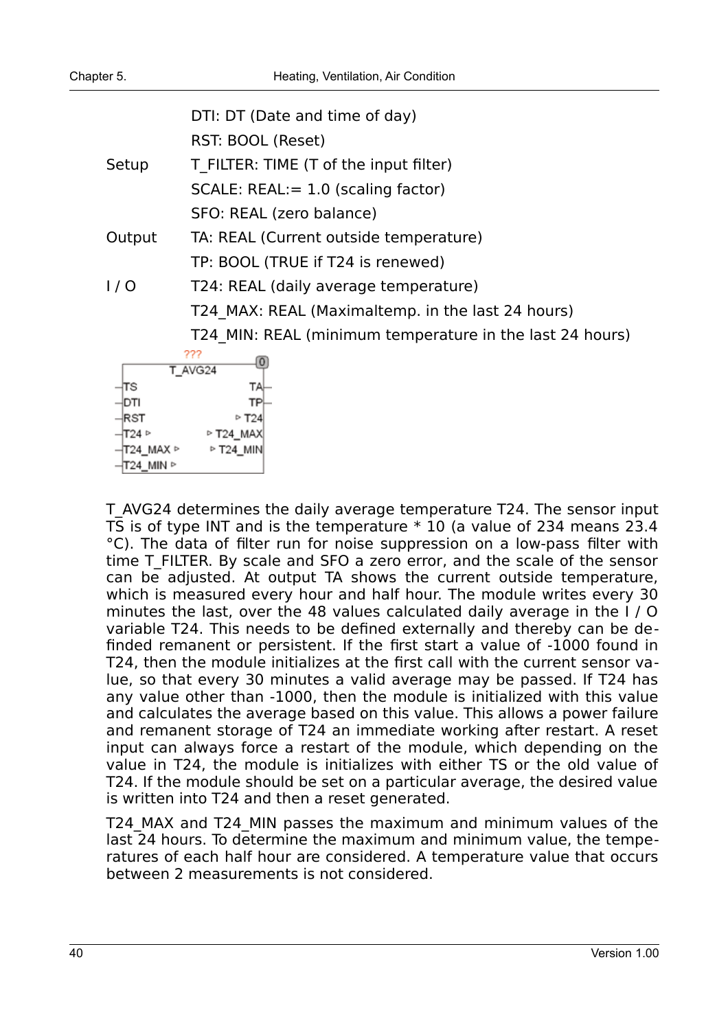| | |
|---|---|
| | DTI: DT (Date and time of day) |
| | RST: BOOL (Reset) |
| Setup | T_FILTER: TIME (T of the input filter) |
| | SCALE: REAL:= 1.0 (scaling factor) |
| | SFO: REAL (zero balance) |
| Output | TA: REAL (Current outside temperature) |
| | TP: BOOL (TRUE if T24 is renewed) |
| I / O | T24: REAL (daily average temperature) |
| | T24_MAX: REAL (Maximaltemp. in the last 24 hours) |
| | T24_MIN: REAL (minimum temperature in the last 24 hours) |

```
        ???
   T_AVG24                 (0)
-TS                  TA-
-DTI                 TP-
-RST               ▹ T24
-T24 ▹         ▹ T24_MAX
-T24_MAX ▹     ▹ T24_MIN
-T24_MIN ▹
```

T_AVG24 determines the daily average temperature T24. The sensor input TS is of type INT and is the temperature * 10 (a value of 234 means 23.4 °C). The data of filter run for noise suppression on a low-pass filter with time T_FILTER. By scale and SFO a zero error, and the scale of the sensor can be adjusted. At output TA shows the current outside temperature, which is measured every hour and half hour. The module writes every 30 minutes the last, over the 48 values calculated daily average in the I / O variable T24. This needs to be defined externally and thereby can be definded remanent or persistent. If the first start a value of -1000 found in T24, then the module initializes at the first call with the current sensor value, so that every 30 minutes a valid average may be passed. If T24 has any value other than -1000, then the module is initialized with this value and calculates the average based on this value. This allows a power failure and remanent storage of T24 an immediate working after restart. A reset input can always force a restart of the module, which depending on the value in T24, the module is initializes with either TS or the old value of T24. If the module should be set on a particular average, the desired value is written into T24 and then a reset generated.

T24_MAX and T24_MIN passes the maximum and minimum values of the last 24 hours. To determine the maximum and minimum value, the temperatures of each half hour are considered. A temperature value that occurs between 2 measurements is not considered.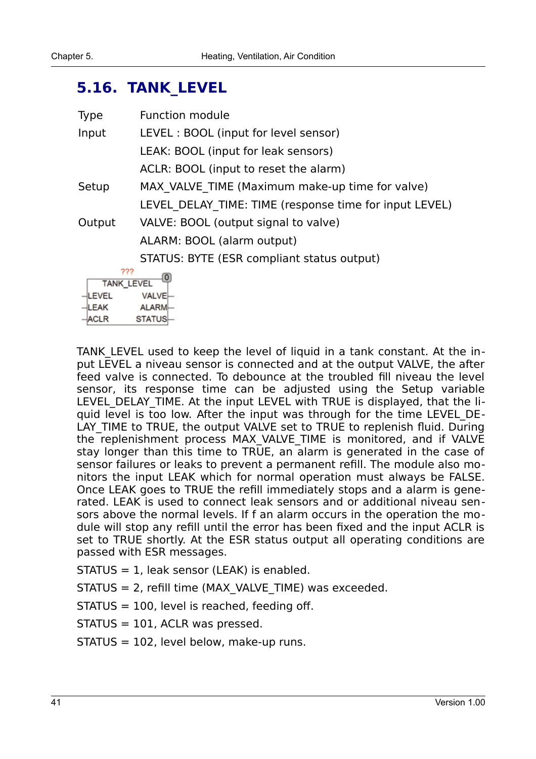## 5.16. TANK_LEVEL

| | |
|---|---|
| Type | Function module |
| Input | LEVEL : BOOL (input for level sensor) |
| | LEAK: BOOL (input for leak sensors) |
| | ACLR: BOOL (input to reset the alarm) |
| Setup | MAX_VALVE_TIME (Maximum make-up time for valve) |
| | LEVEL_DELAY_TIME: TIME (response time for input LEVEL) |
| Output | VALVE: BOOL (output signal to valve) |
| | ALARM: BOOL (alarm output) |
| | STATUS: BYTE (ESR compliant status output) |

```
       ???
 +--------------+[0]
 |  TANK_LEVEL  |
-|LEVEL    VALVE|-
-|LEAK     ALARM|-
-|ACLR    STATUS|-
 +--------------+
```

TANK_LEVEL used to keep the level of liquid in a tank constant. At the input LEVEL a niveau sensor is connected and at the output VALVE, the after feed valve is connected. To debounce at the troubled fill niveau the level sensor, its response time can be adjusted using the Setup variable LEVEL_DELAY_TIME. At the input LEVEL with TRUE is displayed, that the liquid level is too low. After the input was through for the time LEVEL_DELAY_TIME to TRUE, the output VALVE set to TRUE to replenish fluid. During the replenishment process MAX_VALVE_TIME is monitored, and if VALVE stay longer than this time to TRUE, an alarm is generated in the case of sensor failures or leaks to prevent a permanent refill. The module also monitors the input LEAK which for normal operation must always be FALSE. Once LEAK goes to TRUE the refill immediately stops and a alarm is generated. LEAK is used to connect leak sensors and or additional niveau sensors above the normal levels. If f an alarm occurs in the operation the module will stop any refill until the error has been fixed and the input ACLR is set to TRUE shortly. At the ESR status output all operating conditions are passed with ESR messages.

STATUS = 1, leak sensor (LEAK) is enabled.

STATUS = 2, refill time (MAX_VALVE_TIME) was exceeded.

STATUS = 100, level is reached, feeding off.

STATUS = 101, ACLR was pressed.

STATUS = 102, level below, make-up runs.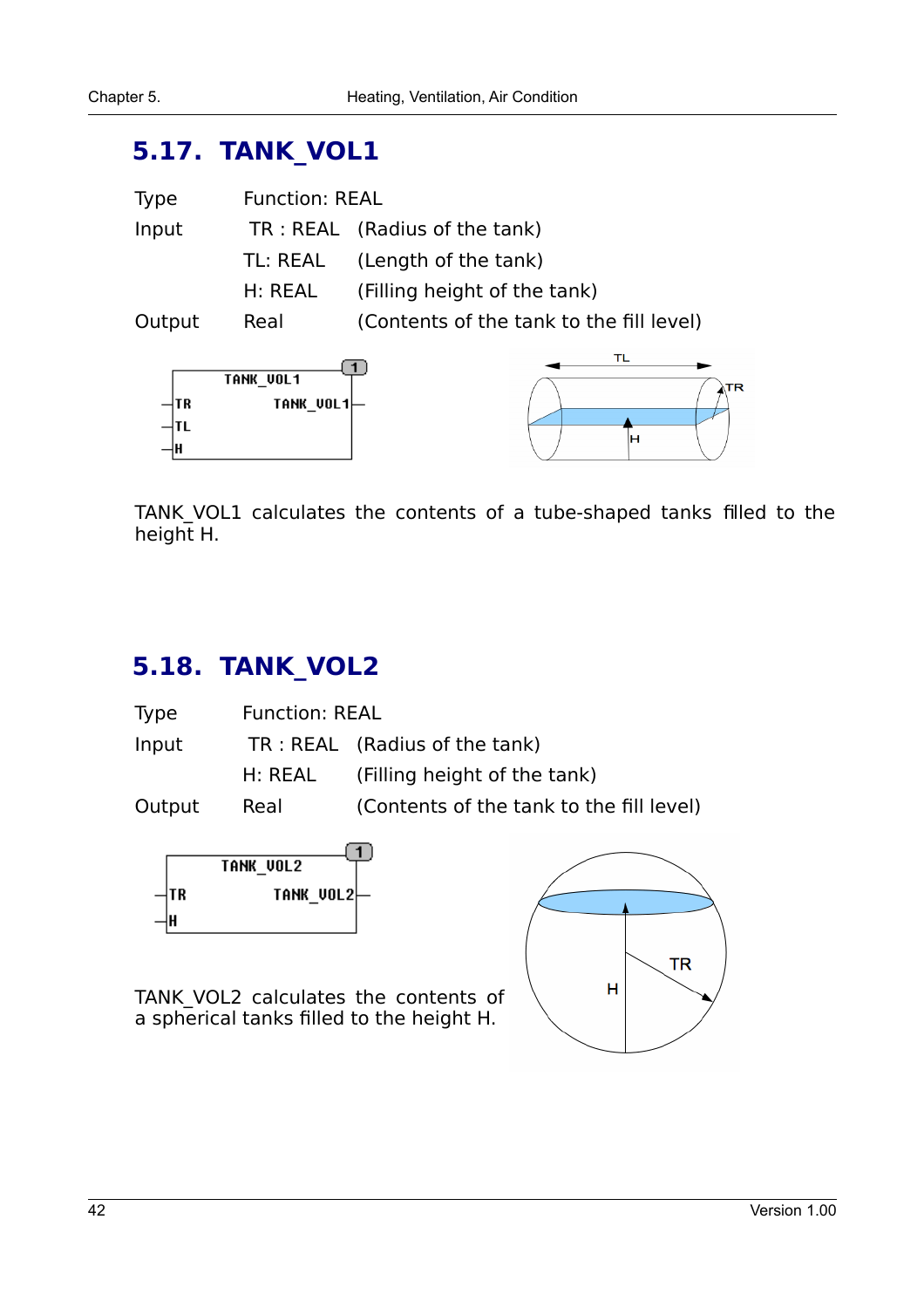## 5.17. TANK_VOL1

| | | |
|---|---|---|
| Type | Function: REAL | |
| Input | TR : REAL | (Radius of the tank) |
| | TL: REAL | (Length of the tank) |
| | H: REAL | (Filling height of the tank) |
| Output | Real | (Contents of the tank to the fill level) |

TANK_VOL1 calculates the contents of a tube-shaped tanks filled to the height H.

## 5.18. TANK_VOL2

| | | |
|---|---|---|
| Type | Function: REAL | |
| Input | TR : REAL | (Radius of the tank) |
| | H: REAL | (Filling height of the tank) |
| Output | Real | (Contents of the tank to the fill level) |

TANK_VOL2 calculates the contents of a spherical tanks filled to the height H.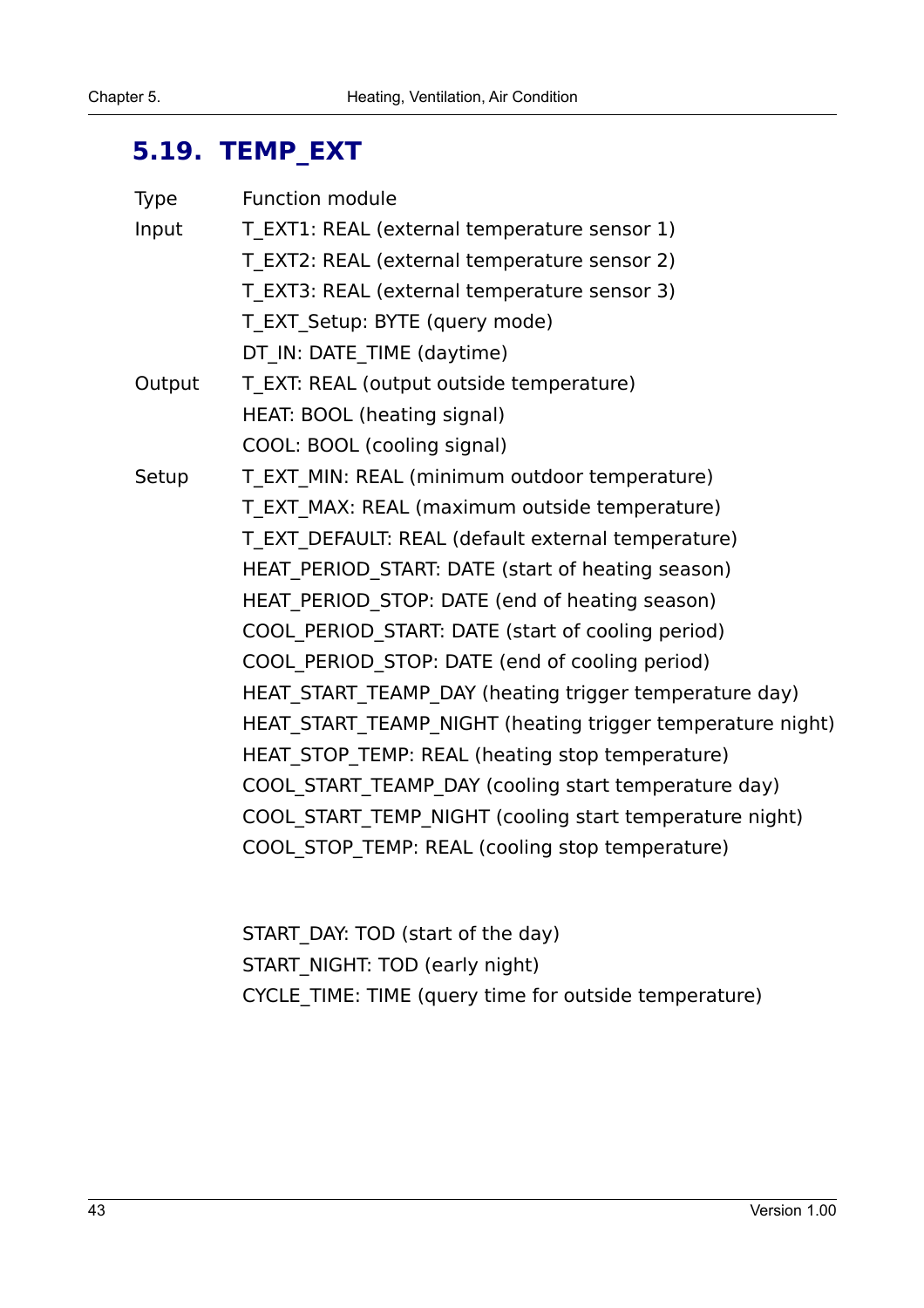## 5.19. TEMP_EXT

| | |
|---|---|
| Type | Function module |
| Input | T_EXT1: REAL (external temperature sensor 1) |
| | T_EXT2: REAL (external temperature sensor 2) |
| | T_EXT3: REAL (external temperature sensor 3) |
| | T_EXT_Setup: BYTE (query mode) |
| | DT_IN: DATE_TIME (daytime) |
| Output | T_EXT: REAL (output outside temperature) |
| | HEAT: BOOL (heating signal) |
| | COOL: BOOL (cooling signal) |
| Setup | T_EXT_MIN: REAL (minimum outdoor temperature) |
| | T_EXT_MAX: REAL (maximum outside temperature) |
| | T_EXT_DEFAULT: REAL (default external temperature) |
| | HEAT_PERIOD_START: DATE (start of heating season) |
| | HEAT_PERIOD_STOP: DATE (end of heating season) |
| | COOL_PERIOD_START: DATE (start of cooling period) |
| | COOL_PERIOD_STOP: DATE (end of cooling period) |
| | HEAT_START_TEAMP_DAY (heating trigger temperature day) |
| | HEAT_START_TEAMP_NIGHT (heating trigger temperature night) |
| | HEAT_STOP_TEMP: REAL (heating stop temperature) |
| | COOL_START_TEAMP_DAY (cooling start temperature day) |
| | COOL_START_TEMP_NIGHT (cooling start temperature night) |
| | COOL_STOP_TEMP: REAL (cooling stop temperature) |
| | |
| | START_DAY: TOD (start of the day) |
| | START_NIGHT: TOD (early night) |
| | CYCLE_TIME: TIME (query time for outside temperature) |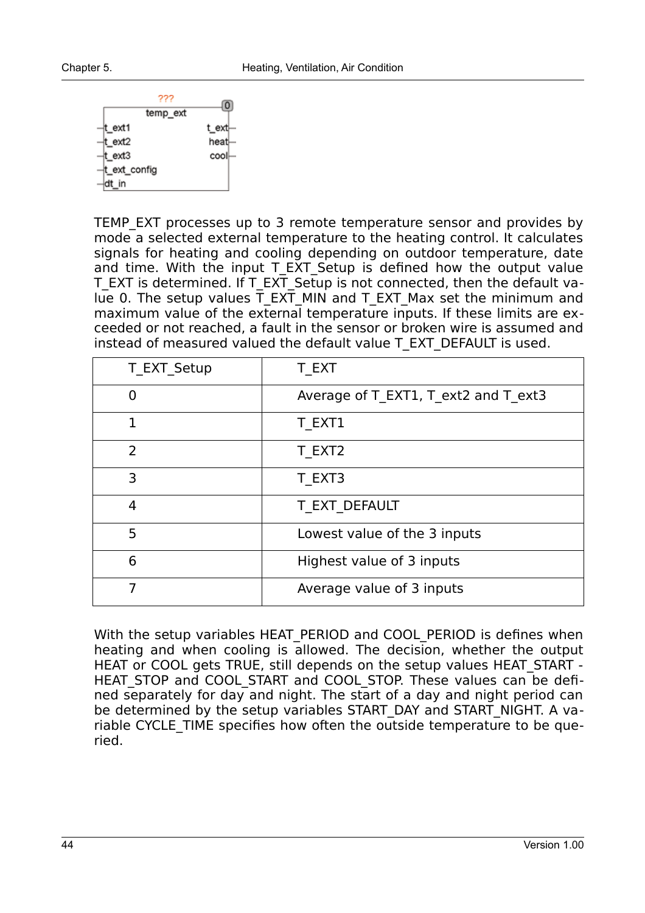TEMP_EXT processes up to 3 remote temperature sensor and provides by mode a selected external temperature to the heating control. It calculates signals for heating and cooling depending on outdoor temperature, date and time. With the input T_EXT_Setup is defined how the output value T_EXT is determined. If T_EXT_Setup is not connected, then the default value 0. The setup values T_EXT_MIN and T_EXT_Max set the minimum and maximum value of the external temperature inputs. If these limits are exceeded or not reached, a fault in the sensor or broken wire is assumed and instead of measured valued the default value T_EXT_DEFAULT is used.

| T_EXT_Setup | T_EXT |
|---|---|
| 0 | Average of T_EXT1, T_ext2 and T_ext3 |
| 1 | T_EXT1 |
| 2 | T_EXT2 |
| 3 | T_EXT3 |
| 4 | T_EXT_DEFAULT |
| 5 | Lowest value of the 3 inputs |
| 6 | Highest value of 3 inputs |
| 7 | Average value of 3 inputs |

With the setup variables HEAT_PERIOD and COOL_PERIOD is defines when heating and when cooling is allowed. The decision, whether the output HEAT or COOL gets TRUE, still depends on the setup values HEAT_START - HEAT_STOP and COOL_START and COOL_STOP. These values can be defined separately for day and night. The start of a day and night period can be determined by the setup variables START_DAY and START_NIGHT. A variable CYCLE_TIME specifies how often the outside temperature to be queried.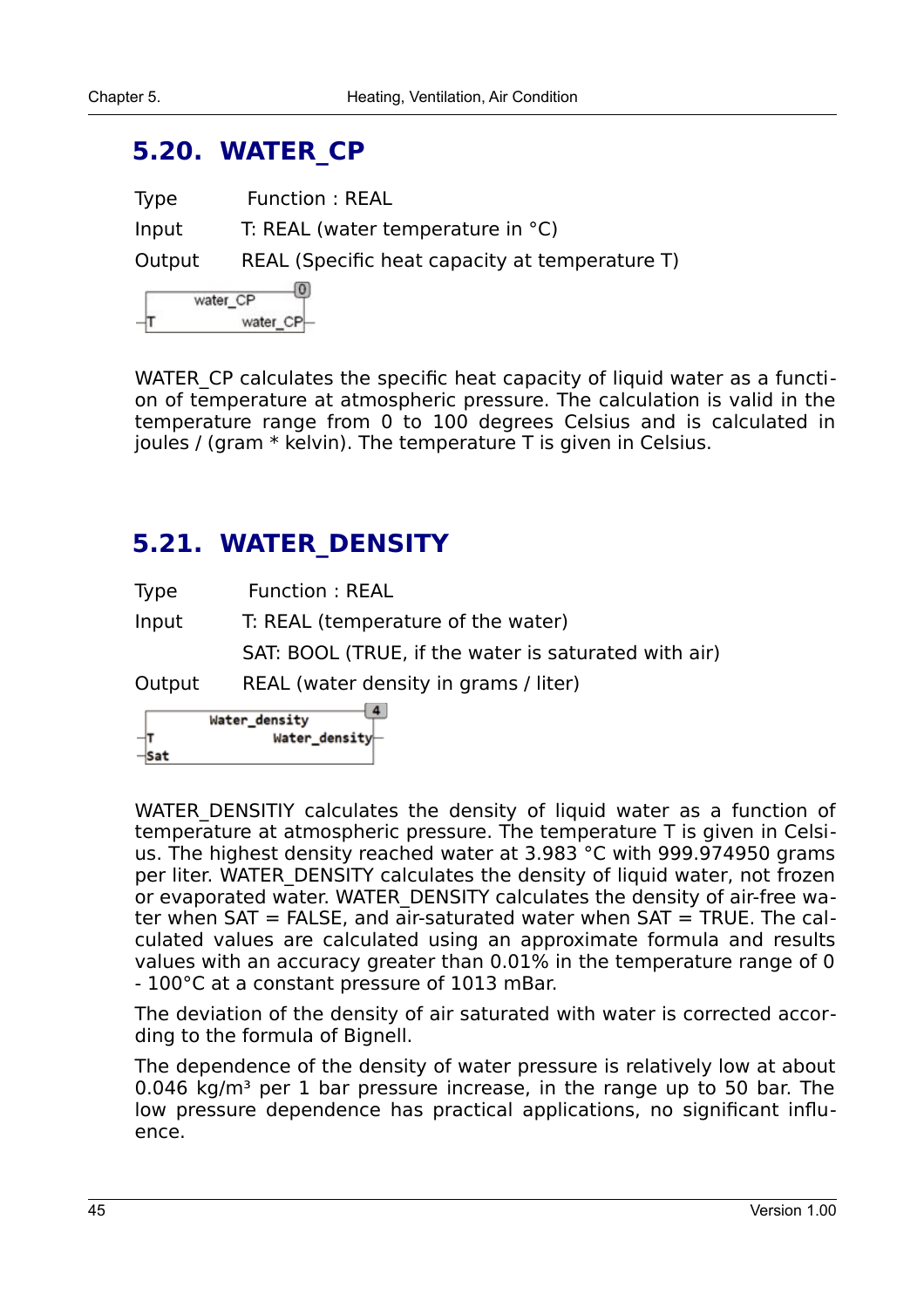## 5.20. WATER_CP

Type Function : REAL

Input T: REAL (water temperature in °C)

Output REAL (Specific heat capacity at temperature T)

WATER_CP calculates the specific heat capacity of liquid water as a function of temperature at atmospheric pressure. The calculation is valid in the temperature range from 0 to 100 degrees Celsius and is calculated in joules / (gram * kelvin). The temperature T is given in Celsius.

## 5.21. WATER_DENSITY

Type Function : REAL

Input T: REAL (temperature of the water)

SAT: BOOL (TRUE, if the water is saturated with air)

Output REAL (water density in grams / liter)

WATER_DENSITIY calculates the density of liquid water as a function of temperature at atmospheric pressure. The temperature T is given in Celsius. The highest density reached water at 3.983 °C with 999.974950 grams per liter. WATER_DENSITY calculates the density of liquid water, not frozen or evaporated water. WATER_DENSITY calculates the density of air-free water when SAT = FALSE, and air-saturated water when SAT = TRUE. The calculated values are calculated using an approximate formula and results values with an accuracy greater than 0.01% in the temperature range of 0 - 100°C at a constant pressure of 1013 mBar.

The deviation of the density of air saturated with water is corrected according to the formula of Bignell.

The dependence of the density of water pressure is relatively low at about 0.046 $kg/m^3$ per 1 bar pressure increase, in the range up to 50 bar. The low pressure dependence has practical applications, no significant influence.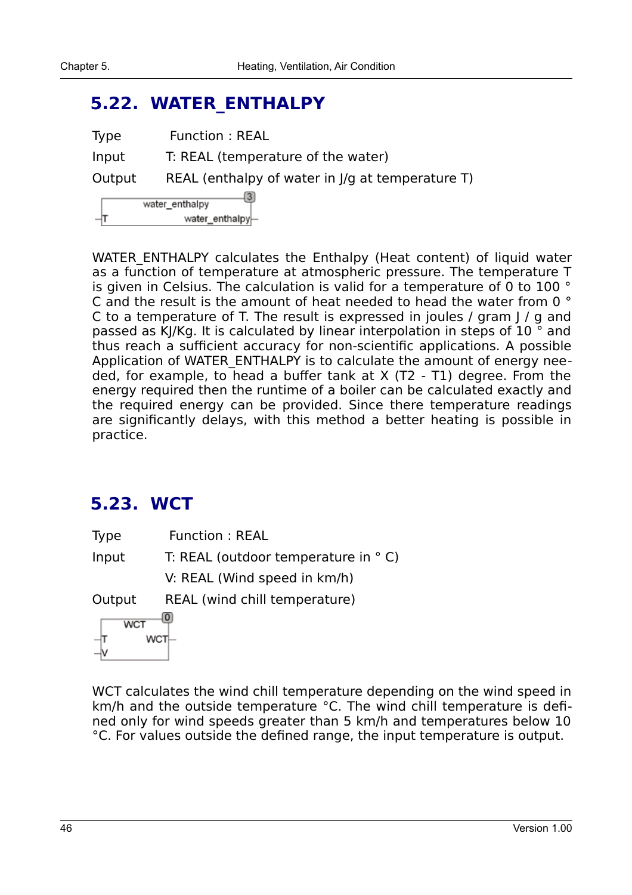## 5.22. WATER_ENTHALPY

Type Function : REAL

Input T: REAL (temperature of the water)

Output REAL (enthalpy of water in J/g at temperature T)

```
   +-------------------------[3]
   |      water_enthalpy      |
 --|T           water_enthalpy|--
   +--------------------------+
```

WATER_ENTHALPY calculates the Enthalpy (Heat content) of liquid water as a function of temperature at atmospheric pressure. The temperature T is given in Celsius. The calculation is valid for a temperature of 0 to 100 ° C and the result is the amount of heat needed to head the water from 0 ° C to a temperature of T. The result is expressed in joules / gram J / g and passed as KJ/Kg. It is calculated by linear interpolation in steps of 10 ° and thus reach a sufficient accuracy for non-scientific applications. A possible Application of WATER_ENTHALPY is to calculate the amount of energy needed, for example, to head a buffer tank at X (T2 - T1) degree. From the energy required then the runtime of a boiler can be calculated exactly and the required energy can be provided. Since there temperature readings are significantly delays, with this method a better heating is possible in practice.

## 5.23. WCT

Type Function : REAL

Input T: REAL (outdoor temperature in ° C)

V: REAL (Wind speed in km/h)

Output REAL (wind chill temperature)

```
   +-----------[0]
   |   WCT      |
 --|T        WCT|--
 --|V           |
   +------------+
```

WCT calculates the wind chill temperature depending on the wind speed in km/h and the outside temperature °C. The wind chill temperature is defined only for wind speeds greater than 5 km/h and temperatures below 10 °C. For values outside the defined range, the input temperature is output.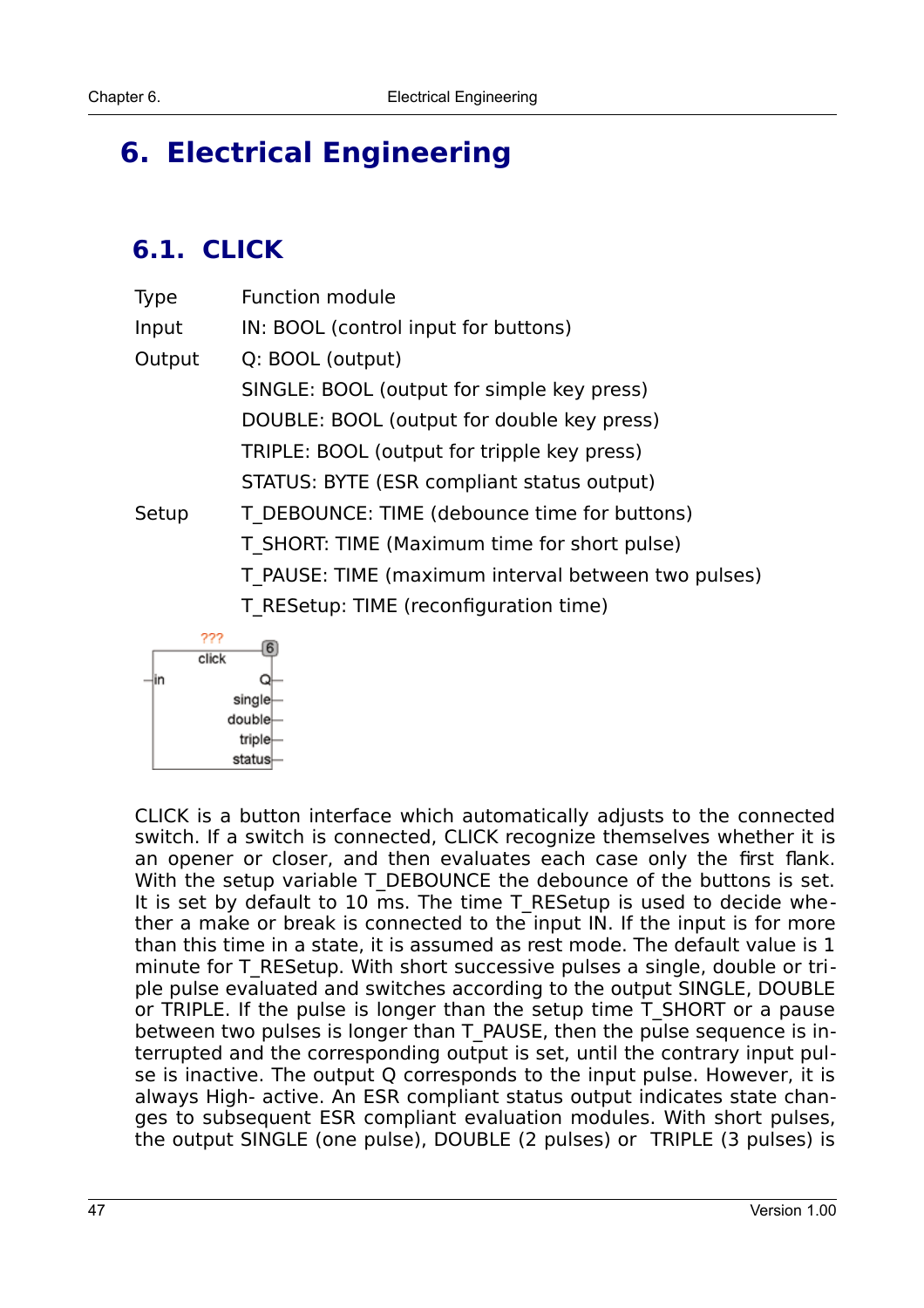# 6. Electrical Engineering

## 6.1. CLICK

| | |
|---|---|
| Type | Function module |
| Input | IN: BOOL (control input for buttons) |
| Output | Q: BOOL (output) |
| | SINGLE: BOOL (output for simple key press) |
| | DOUBLE: BOOL (output for double key press) |
| | TRIPLE: BOOL (output for tripple key press) |
| | STATUS: BYTE (ESR compliant status output) |
| Setup | T_DEBOUNCE: TIME (debounce time for buttons) |
| | T_SHORT: TIME (Maximum time for short pulse) |
| | T_PAUSE: TIME (maximum interval between two pulses) |
| | T_RESetup: TIME (reconfiguration time) |

```
        ???
      click        6
-in            Q-
          single-
          double-
          triple-
          status-
```

CLICK is a button interface which automatically adjusts to the connected switch. If a switch is connected, CLICK recognize themselves whether it is an opener or closer, and then evaluates each case only the first flank. With the setup variable T_DEBOUNCE the debounce of the buttons is set. It is set by default to 10 ms. The time T_RESetup is used to decide whether a make or break is connected to the input IN. If the input is for more than this time in a state, it is assumed as rest mode. The default value is 1 minute for T_RESetup. With short successive pulses a single, double or triple pulse evaluated and switches according to the output SINGLE, DOUBLE or TRIPLE. If the pulse is longer than the setup time T_SHORT or a pause between two pulses is longer than T_PAUSE, then the pulse sequence is interrupted and the corresponding output is set, until the contrary input pulse is inactive. The output Q corresponds to the input pulse. However, it is always High- active. An ESR compliant status output indicates state changes to subsequent ESR compliant evaluation modules. With short pulses, the output SINGLE (one pulse), DOUBLE (2 pulses) or TRIPLE (3 pulses) is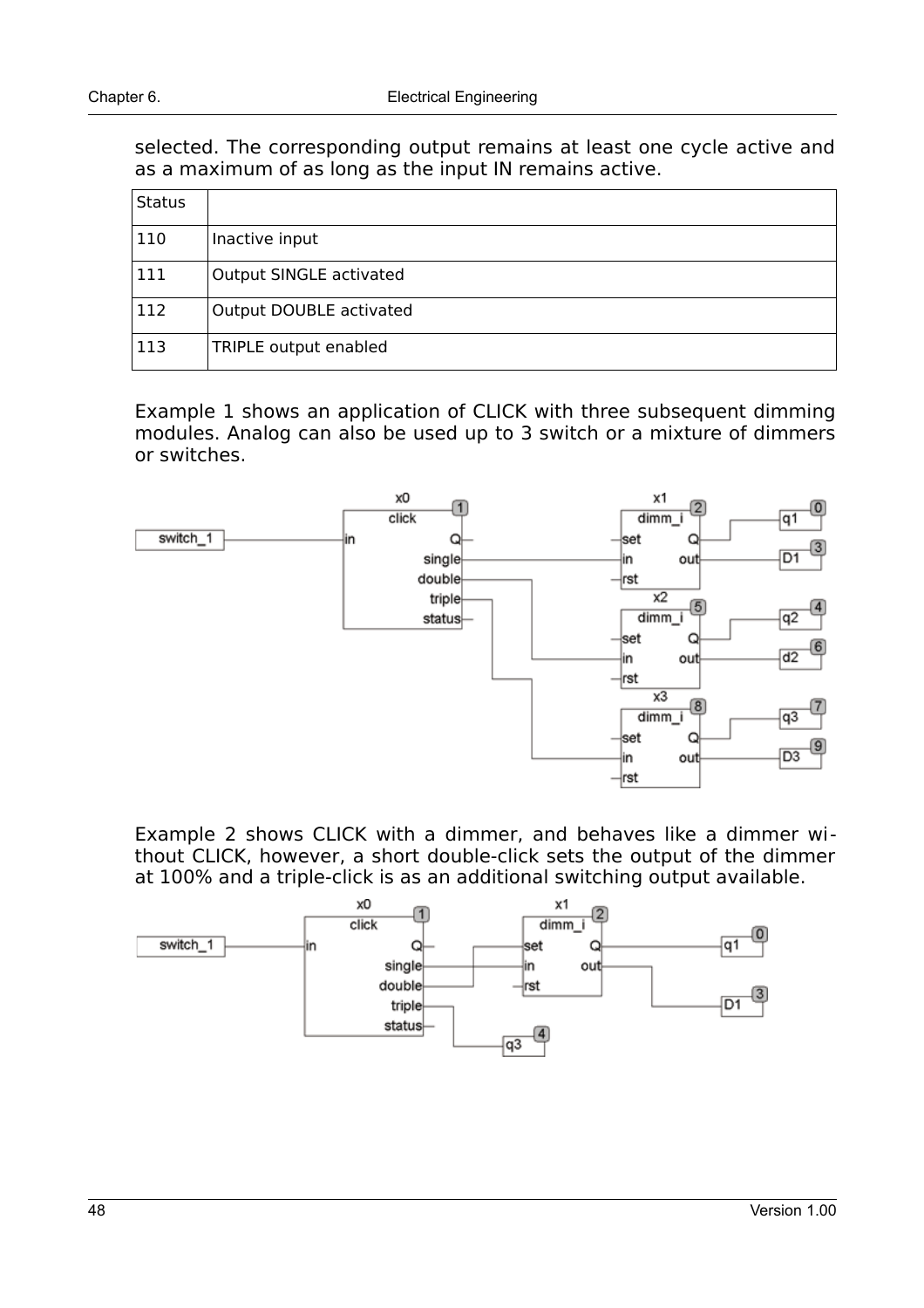selected. The corresponding output remains at least one cycle active and as a maximum of as long as the input IN remains active.

| Status | |
|---|---|
| 110 | Inactive input |
| 111 | Output SINGLE activated |
| 112 | Output DOUBLE activated |
| 113 | TRIPLE output enabled |

Example 1 shows an application of CLICK with three subsequent dimming modules. Analog can also be used up to 3 switch or a mixture of dimmers or switches.

Example 2 shows CLICK with a dimmer, and behaves like a dimmer without CLICK, however, a short double-click sets the output of the dimmer at 100% and a triple-click is as an additional switching output available.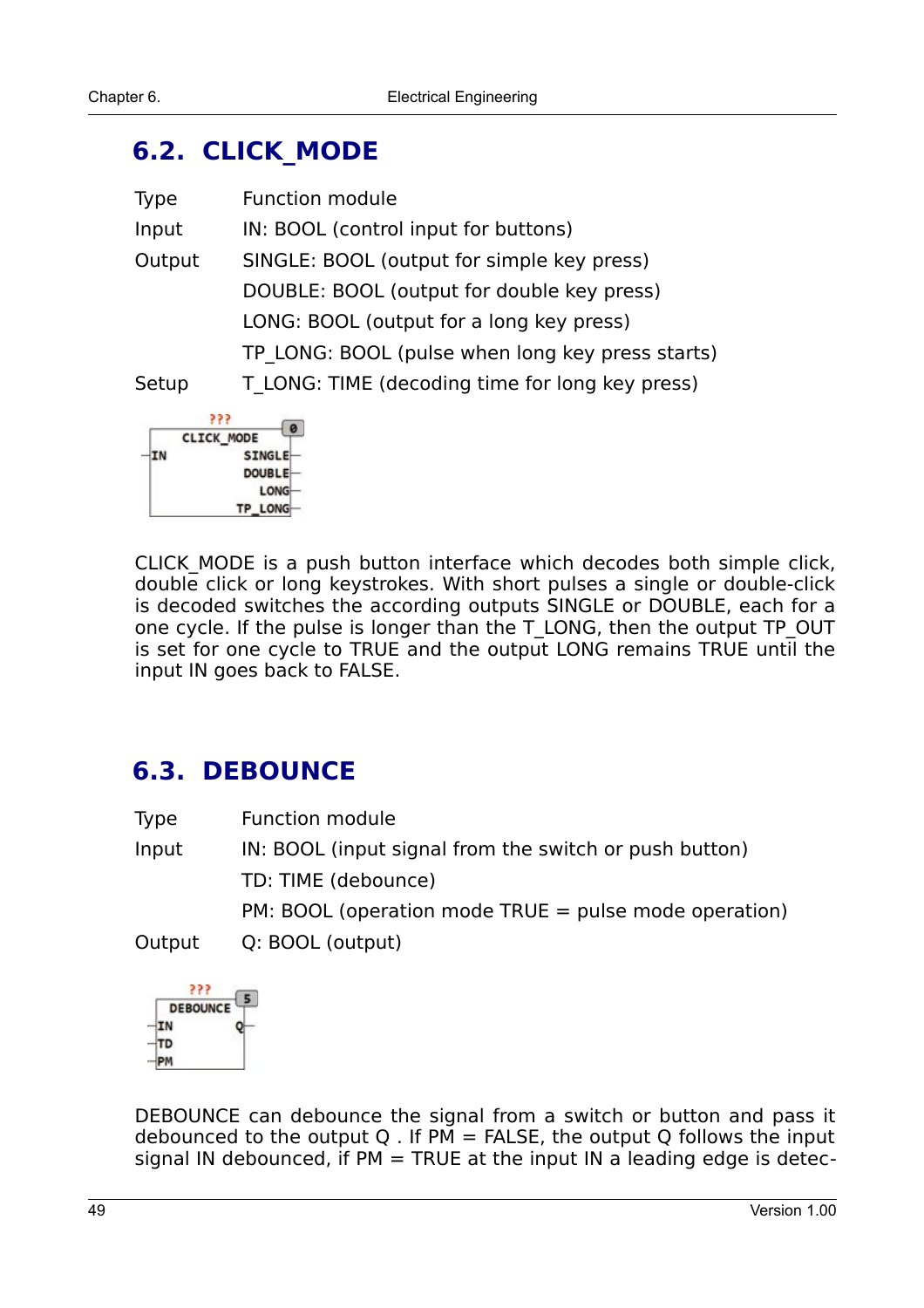## 6.2. CLICK_MODE

| | |
|---|---|
| Type | Function module |
| Input | IN: BOOL (control input for buttons) |
| Output | SINGLE: BOOL (output for simple key press) |
| | DOUBLE: BOOL (output for double key press) |
| | LONG: BOOL (output for a long key press) |
| | TP_LONG: BOOL (pulse when long key press starts) |
| Setup | T_LONG: TIME (decoding time for long key press) |

CLICK_MODE is a push button interface which decodes both simple click, double click or long keystrokes. With short pulses a single or double-click is decoded switches the according outputs SINGLE or DOUBLE, each for a one cycle. If the pulse is longer than the T_LONG, then the output TP_OUT is set for one cycle to TRUE and the output LONG remains TRUE until the input IN goes back to FALSE.

## 6.3. DEBOUNCE

| | |
|---|---|
| Type | Function module |
| Input | IN: BOOL (input signal from the switch or push button) |
| | TD: TIME (debounce) |
| | PM: BOOL (operation mode TRUE = pulse mode operation) |
| Output | Q: BOOL (output) |

DEBOUNCE can debounce the signal from a switch or button and pass it debounced to the output Q . If PM = FALSE, the output Q follows the input signal IN debounced, if PM = TRUE at the input IN a leading edge is detec-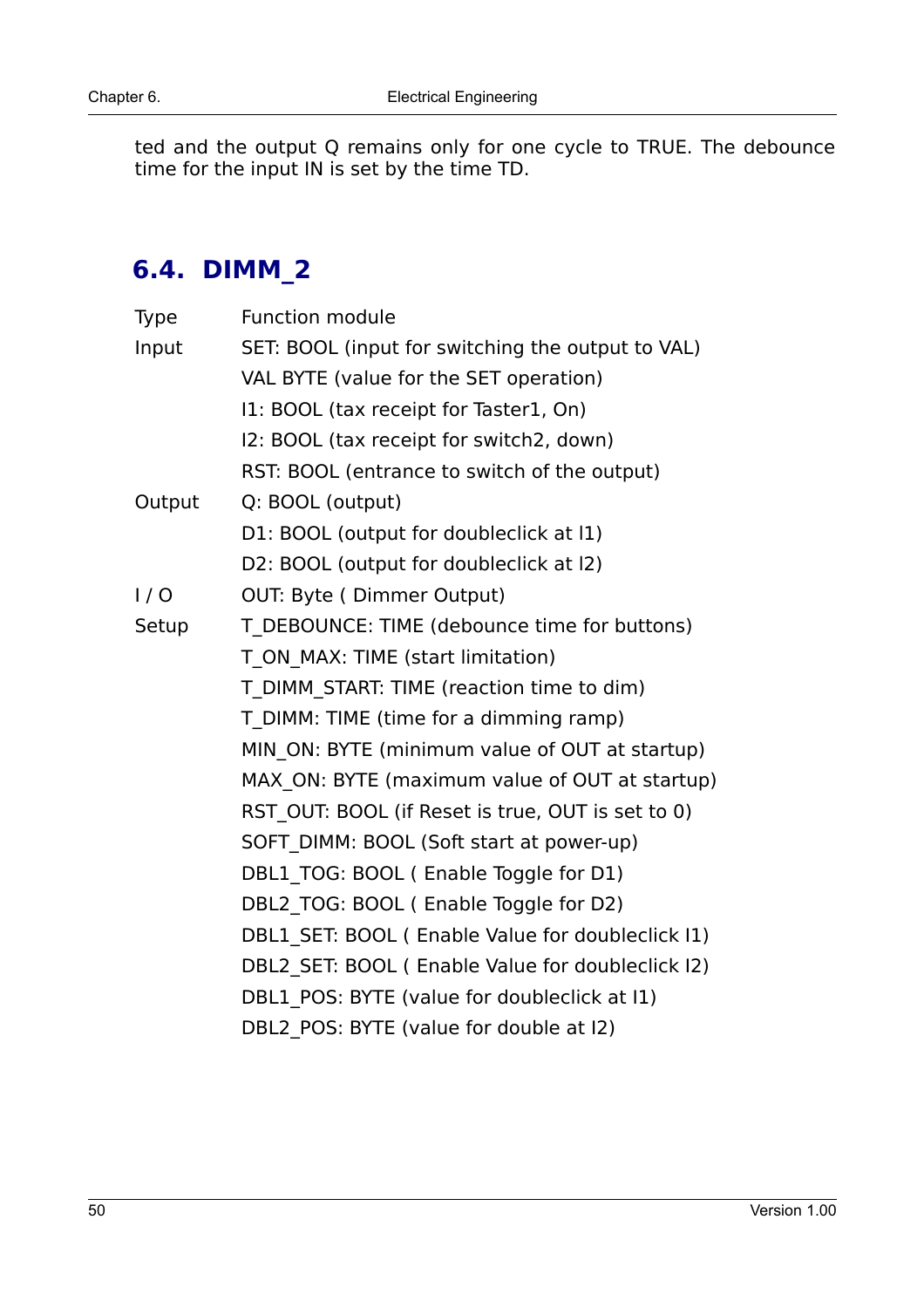ted and the output Q remains only for one cycle to TRUE. The debounce time for the input IN is set by the time TD.

## 6.4. DIMM_2

| | |
|---|---|
| Type | Function module |
| Input | SET: BOOL (input for switching the output to VAL) |
| | VAL BYTE (value for the SET operation) |
| | I1: BOOL (tax receipt for Taster1, On) |
| | I2: BOOL (tax receipt for switch2, down) |
| | RST: BOOL (entrance to switch of the output) |
| Output | Q: BOOL (output) |
| | D1: BOOL (output for doubleclick at I1) |
| | D2: BOOL (output for doubleclick at I2) |
| I / O | OUT: Byte ( Dimmer Output) |
| Setup | T_DEBOUNCE: TIME (debounce time for buttons) |
| | T_ON_MAX: TIME (start limitation) |
| | T_DIMM_START: TIME (reaction time to dim) |
| | T_DIMM: TIME (time for a dimming ramp) |
| | MIN_ON: BYTE (minimum value of OUT at startup) |
| | MAX_ON: BYTE (maximum value of OUT at startup) |
| | RST_OUT: BOOL (if Reset is true, OUT is set to 0) |
| | SOFT_DIMM: BOOL (Soft start at power-up) |
| | DBL1_TOG: BOOL ( Enable Toggle for D1) |
| | DBL2_TOG: BOOL ( Enable Toggle for D2) |
| | DBL1_SET: BOOL ( Enable Value for doubleclick I1) |
| | DBL2_SET: BOOL ( Enable Value for doubleclick I2) |
| | DBL1_POS: BYTE (value for doubleclick at I1) |
| | DBL2_POS: BYTE (value for double at I2) |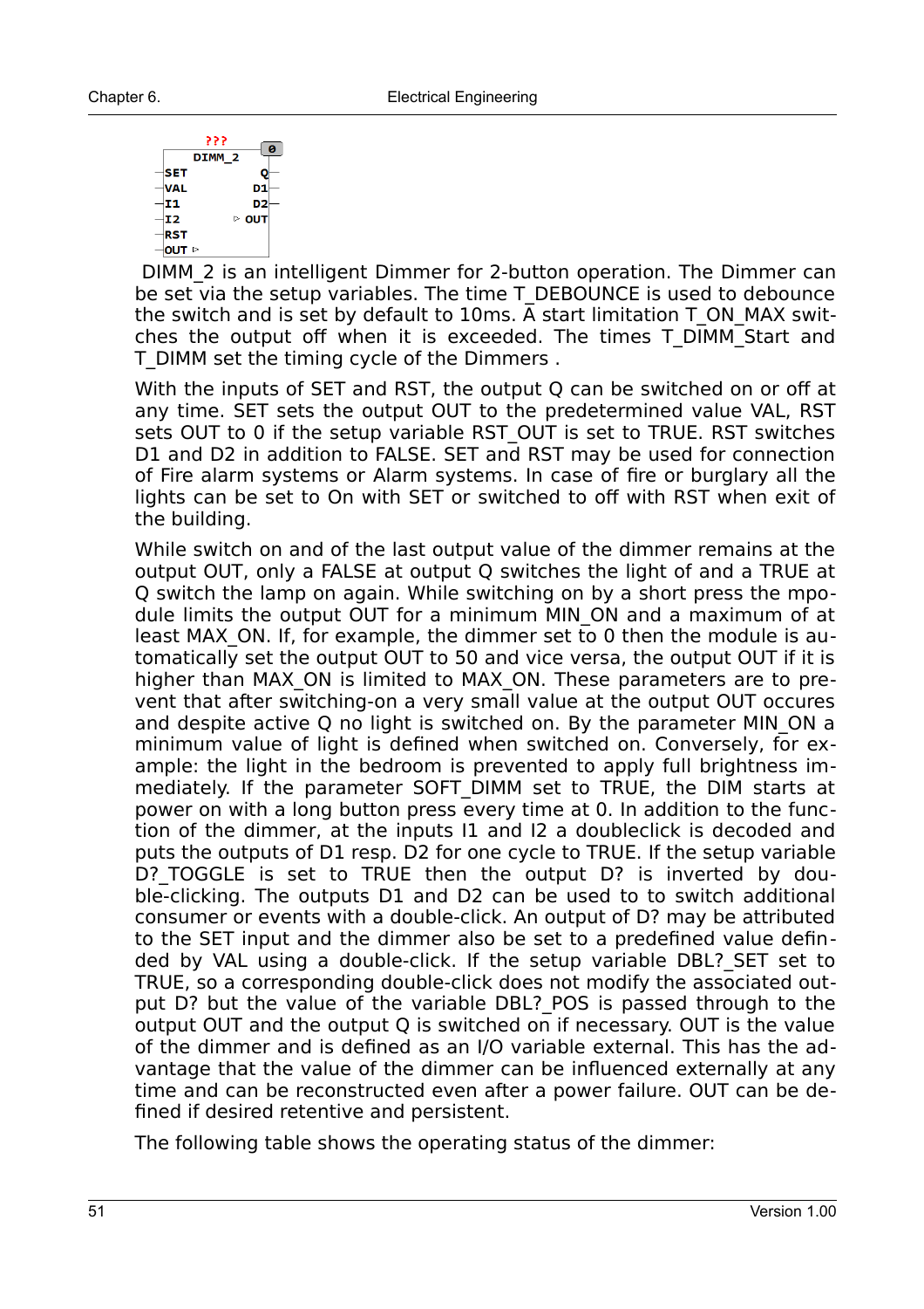```
        ???
      DIMM_2
 -SET          Q-
 -VAL         D1-
 -I1          D2-
 -I2       ▷ OUT
 -RST
 -OUT ▷
```

DIMM_2 is an intelligent Dimmer for 2-button operation. The Dimmer can be set via the setup variables. The time T_DEBOUNCE is used to debounce the switch and is set by default to 10ms. A start limitation T_ON_MAX switches the output off when it is exceeded. The times T_DIMM_Start and T_DIMM set the timing cycle of the Dimmers .

With the inputs of SET and RST, the output Q can be switched on or off at any time. SET sets the output OUT to the predetermined value VAL, RST sets OUT to 0 if the setup variable RST_OUT is set to TRUE. RST switches D1 and D2 in addition to FALSE. SET and RST may be used for connection of Fire alarm systems or Alarm systems. In case of fire or burglary all the lights can be set to On with SET or switched to off with RST when exit of the building.

While switch on and of the last output value of the dimmer remains at the output OUT, only a FALSE at output Q switches the light of and a TRUE at Q switch the lamp on again. While switching on by a short press the mpodule limits the output OUT for a minimum MIN_ON and a maximum of at least MAX_ON. If, for example, the dimmer set to 0 then the module is automatically set the output OUT to 50 and vice versa, the output OUT if it is higher than MAX_ON is limited to MAX_ON. These parameters are to prevent that after switching-on a very small value at the output OUT occures and despite active Q no light is switched on. By the parameter MIN_ON a minimum value of light is defined when switched on. Conversely, for example: the light in the bedroom is prevented to apply full brightness immediately. If the parameter SOFT_DIMM set to TRUE, the DIM starts at power on with a long button press every time at 0. In addition to the function of the dimmer, at the inputs I1 and I2 a doubleclick is decoded and puts the outputs of D1 resp. D2 for one cycle to TRUE. If the setup variable D?_TOGGLE is set to TRUE then the output D? is inverted by double-clicking. The outputs D1 and D2 can be used to to switch additional consumer or events with a double-click. An output of D? may be attributed to the SET input and the dimmer also be set to a predefined value defin-ded by VAL using a double-click. If the setup variable DBL?_SET set to TRUE, so a corresponding double-click does not modify the associated output D? but the value of the variable DBL?_POS is passed through to the output OUT and the output Q is switched on if necessary. OUT is the value of the dimmer and is defined as an I/O variable external. This has the advantage that the value of the dimmer can be influenced externally at any time and can be reconstructed even after a power failure. OUT can be defined if desired retentive and persistent.

The following table shows the operating status of the dimmer: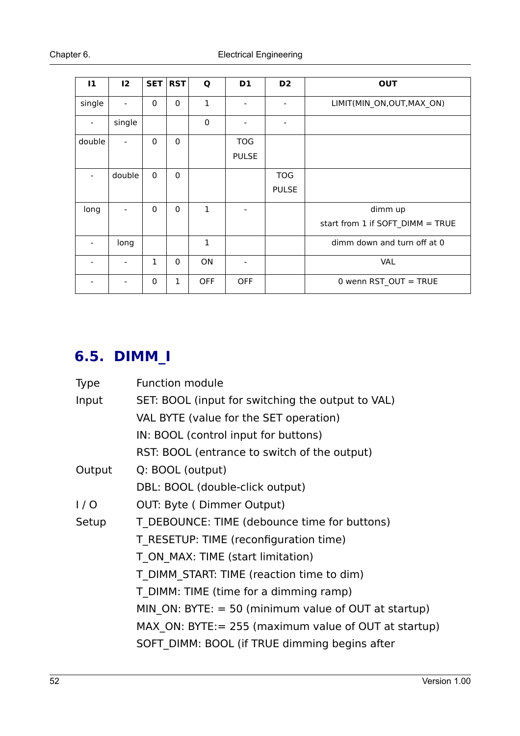| I1 | I2 | SET | RST | Q | D1 | D2 | OUT |
|---|---|---|---|---|---|---|---|
| single | - | 0 | 0 | 1 | - | - | LIMIT(MIN_ON,OUT,MAX_ON) |
| - | single | | | 0 | - | - | |
| double | - | 0 | 0 | | TOG PULSE | | |
| - | double | 0 | 0 | | | TOG PULSE | |
| long | - | 0 | 0 | 1 | - | | dimm up start from 1 if SOFT_DIMM = TRUE |
| - | long | | | 1 | | | dimm down and turn off at 0 |
| - | - | 1 | 0 | ON | - | | VAL |
| - | - | 0 | 1 | OFF | OFF | | 0 wenn RST_OUT = TRUE |

## 6.5. DIMM_I

| | |
|---|---|
| Type | Function module |
| Input | SET: BOOL (input for switching the output to VAL) |
| | VAL BYTE (value for the SET operation) |
| | IN: BOOL (control input for buttons) |
| | RST: BOOL (entrance to switch of the output) |
| Output | Q: BOOL (output) |
| | DBL: BOOL (double-click output) |
| I / O | OUT: Byte ( Dimmer Output) |
| Setup | T_DEBOUNCE: TIME (debounce time for buttons) |
| | T_RESETUP: TIME (reconfiguration time) |
| | T_ON_MAX: TIME (start limitation) |
| | T_DIMM_START: TIME (reaction time to dim) |
| | T_DIMM: TIME (time for a dimming ramp) |
| | MIN_ON: BYTE: = 50 (minimum value of OUT at startup) |
| | MAX_ON: BYTE:= 255 (maximum value of OUT at startup) |
| | SOFT_DIMM: BOOL (if TRUE dimming begins after |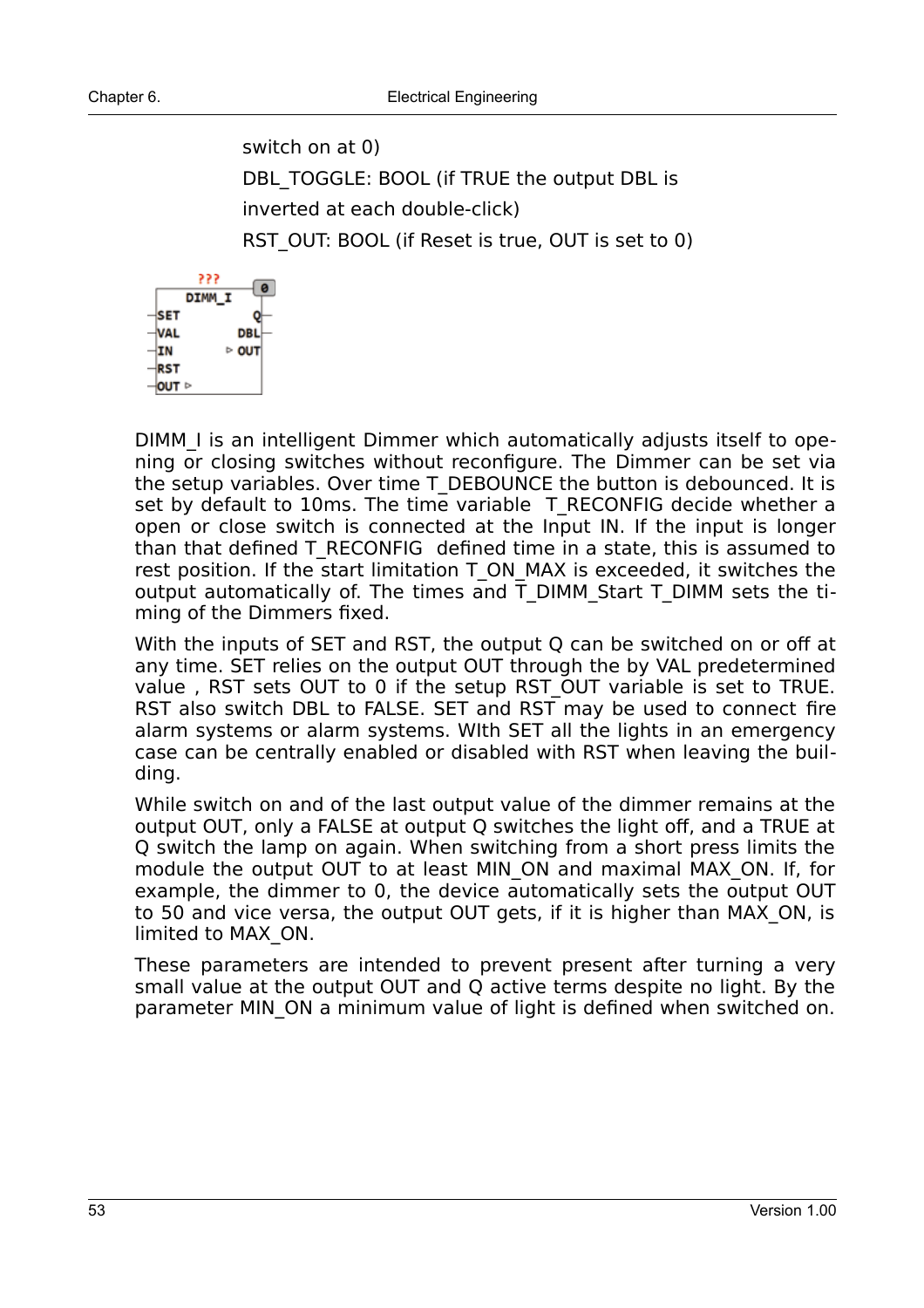switch on at 0)

DBL_TOGGLE: BOOL (if TRUE the output DBL is inverted at each double-click)

RST_OUT: BOOL (if Reset is true, OUT is set to 0)

```
         ???
      DIMM_I          [0]
 -SET               Q-
 -VAL             DBL-
 -IN            ▷ OUT
 -RST
 -OUT ▷
```

DIMM_I is an intelligent Dimmer which automatically adjusts itself to opening or closing switches without reconfigure. The Dimmer can be set via the setup variables. Over time T_DEBOUNCE the button is debounced. It is set by default to 10ms. The time variable  T_RECONFIG decide whether a open or close switch is connected at the Input IN. If the input is longer than that defined T_RECONFIG  defined time in a state, this is assumed to rest position. If the start limitation T_ON_MAX is exceeded, it switches the output automatically of. The times and T_DIMM_Start T_DIMM sets the timing of the Dimmers fixed.

With the inputs of SET and RST, the output Q can be switched on or off at any time. SET relies on the output OUT through the by VAL predetermined value , RST sets OUT to 0 if the setup RST_OUT variable is set to TRUE. RST also switch DBL to FALSE. SET and RST may be used to connect fire alarm systems or alarm systems. WIth SET all the lights in an emergency case can be centrally enabled or disabled with RST when leaving the building.

While switch on and of the last output value of the dimmer remains at the output OUT, only a FALSE at output Q switches the light off, and a TRUE at Q switch the lamp on again. When switching from a short press limits the module the output OUT to at least MIN_ON and maximal MAX_ON. If, for example, the dimmer to 0, the device automatically sets the output OUT to 50 and vice versa, the output OUT gets, if it is higher than MAX_ON, is limited to MAX_ON.

These parameters are intended to prevent present after turning a very small value at the output OUT and Q active terms despite no light. By the parameter MIN_ON a minimum value of light is defined when switched on.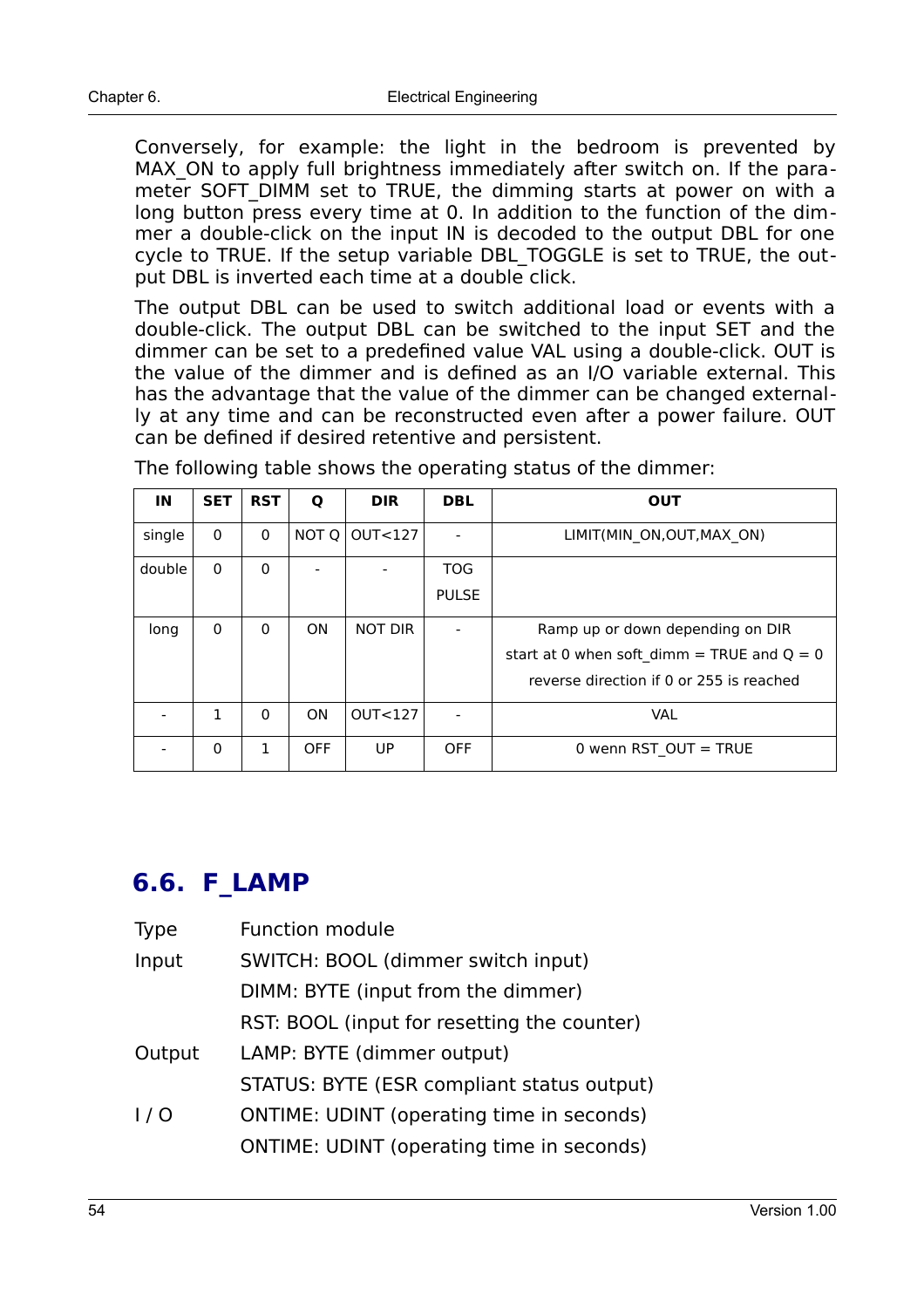Conversely, for example: the light in the bedroom is prevented by MAX_ON to apply full brightness immediately after switch on. If the parameter SOFT_DIMM set to TRUE, the dimming starts at power on with a long button press every time at 0. In addition to the function of the dimmer a double-click on the input IN is decoded to the output DBL for one cycle to TRUE. If the setup variable DBL_TOGGLE is set to TRUE, the output DBL is inverted each time at a double click.

The output DBL can be used to switch additional load or events with a double-click. The output DBL can be switched to the input SET and the dimmer can be set to a predefined value VAL using a double-click. OUT is the value of the dimmer and is defined as an I/O variable external. This has the advantage that the value of the dimmer can be changed externally at any time and can be reconstructed even after a power failure. OUT can be defined if desired retentive and persistent.

The following table shows the operating status of the dimmer:

| IN | SET | RST | Q | DIR | DBL | OUT |
|---|---|---|---|---|---|---|
| single | 0 | 0 | NOT Q | OUT<127 | - | LIMIT(MIN_ON,OUT,MAX_ON) |
| double | 0 | 0 | - | - | TOG PULSE | |
| long | 0 | 0 | ON | NOT DIR | - | Ramp up or down depending on DIR start at 0 when soft_dimm = TRUE and Q = 0 reverse direction if 0 or 255 is reached |
| - | 1 | 0 | ON | OUT<127 | - | VAL |
| - | 0 | 1 | OFF | UP | OFF | 0 wenn RST_OUT = TRUE |

## 6.6. F_LAMP

Type Function module

Input SWITCH: BOOL (dimmer switch input)

DIMM: BYTE (input from the dimmer)

RST: BOOL (input for resetting the counter)

Output LAMP: BYTE (dimmer output)

STATUS: BYTE (ESR compliant status output)

I / O ONTIME: UDINT (operating time in seconds)

ONTIME: UDINT (operating time in seconds)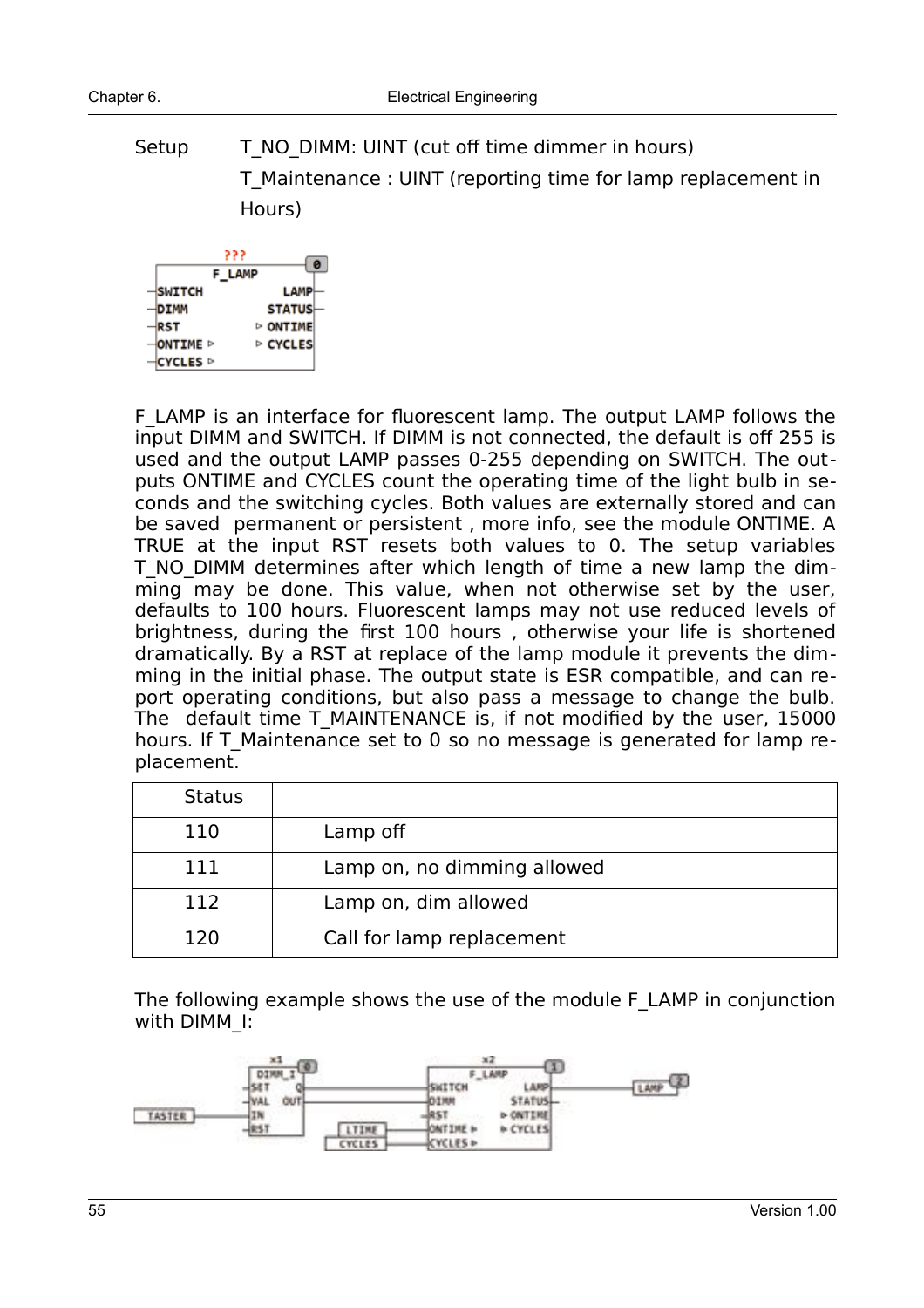Setup T_NO_DIMM: UINT (cut off time dimmer in hours)

T_Maintenance : UINT (reporting time for lamp replacement in Hours)

F_LAMP is an interface for fluorescent lamp. The output LAMP follows the input DIMM and SWITCH. If DIMM is not connected, the default is off 255 is used and the output LAMP passes 0-255 depending on SWITCH. The outputs ONTIME and CYCLES count the operating time of the light bulb in seconds and the switching cycles. Both values are externally stored and can be saved permanent or persistent , more info, see the module ONTIME. A TRUE at the input RST resets both values to 0. The setup variables T_NO_DIMM determines after which length of time a new lamp the dimming may be done. This value, when not otherwise set by the user, defaults to 100 hours. Fluorescent lamps may not use reduced levels of brightness, during the first 100 hours , otherwise your life is shortened dramatically. By a RST at replace of the lamp module it prevents the dimming in the initial phase. The output state is ESR compatible, and can report operating conditions, but also pass a message to change the bulb. The default time T_MAINTENANCE is, if not modified by the user, 15000 hours. If T_Maintenance set to 0 so no message is generated for lamp replacement.

| Status | |
|---|---|
| 110 | Lamp off |
| 111 | Lamp on, no dimming allowed |
| 112 | Lamp on, dim allowed |
| 120 | Call for lamp replacement |

The following example shows the use of the module F_LAMP in conjunction with DIMM_I: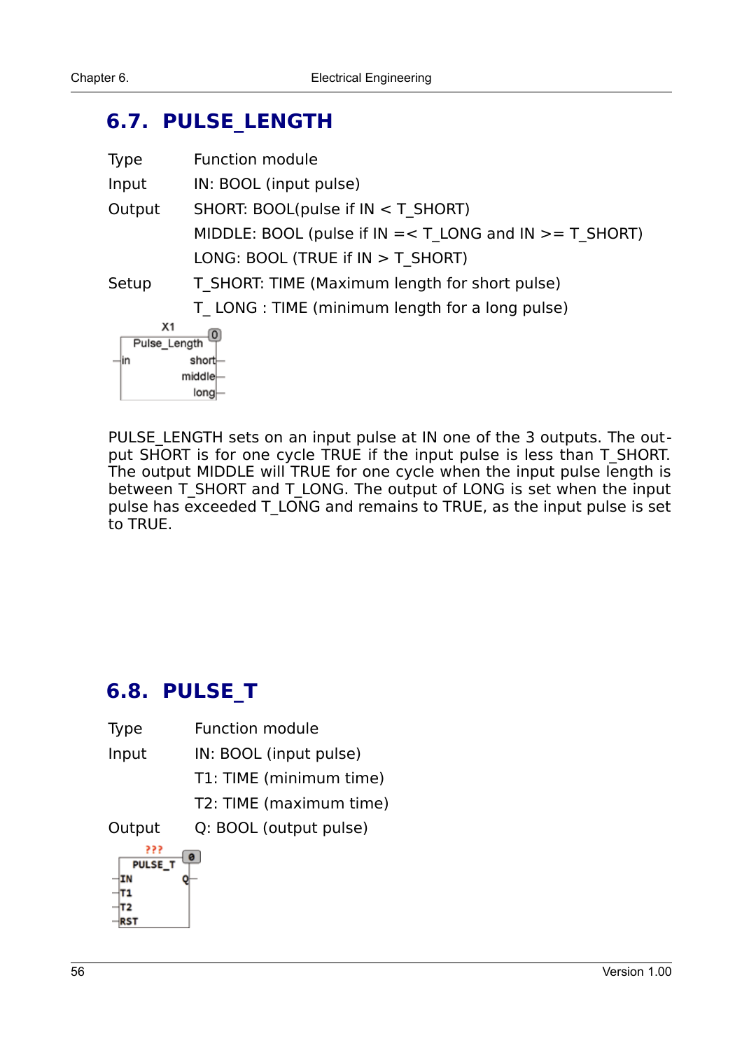## 6.7. PULSE_LENGTH

| | |
|---|---|
| Type | Function module |
| Input | IN: BOOL (input pulse) |
| Output | SHORT: BOOL(pulse if IN < T_SHORT) |
| | MIDDLE: BOOL (pulse if IN =< T_LONG and IN >= T_SHORT) |
| | LONG: BOOL (TRUE if IN > T_SHORT) |
| Setup | T_SHORT: TIME (Maximum length for short pulse) |
| | T_ LONG : TIME (minimum length for a long pulse) |

PULSE_LENGTH sets on an input pulse at IN one of the 3 outputs. The output SHORT is for one cycle TRUE if the input pulse is less than T_SHORT. The output MIDDLE will TRUE for one cycle when the input pulse length is between T_SHORT and T_LONG. The output of LONG is set when the input pulse has exceeded T_LONG and remains to TRUE, as the input pulse is set to TRUE.

## 6.8. PULSE_T

| | |
|---|---|
| Type | Function module |
| Input | IN: BOOL (input pulse) |
| | T1: TIME (minimum time) |
| | T2: TIME (maximum time) |
| Output | Q: BOOL (output pulse) |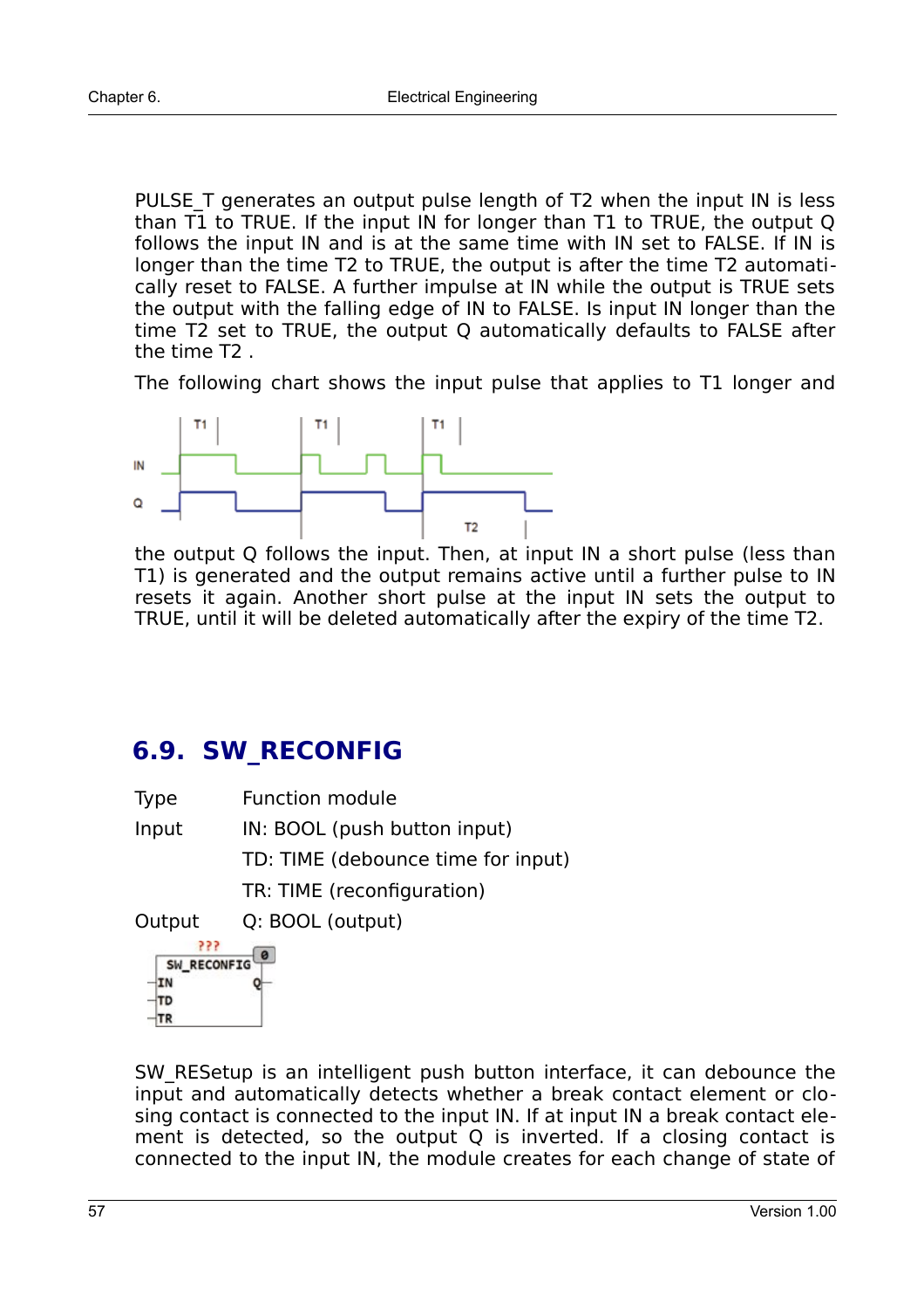PULSE_T generates an output pulse length of T2 when the input IN is less than T1 to TRUE. If the input IN for longer than T1 to TRUE, the output Q follows the input IN and is at the same time with IN set to FALSE. If IN is longer than the time T2 to TRUE, the output is after the time T2 automatically reset to FALSE. A further impulse at IN while the output is TRUE sets the output with the falling edge of IN to FALSE. Is input IN longer than the time T2 set to TRUE, the output Q automatically defaults to FALSE after the time T2 .

The following chart shows the input pulse that applies to T1 longer and the output Q follows the input. Then, at input IN a short pulse (less than T1) is generated and the output remains active until a further pulse to IN resets it again. Another short pulse at the input IN sets the output to TRUE, until it will be deleted automatically after the expiry of the time T2.

## 6.9. SW_RECONFIG

| | |
|---|---|
| Type | Function module |
| Input | IN: BOOL (push button input) |
| | TD: TIME (debounce time for input) |
| | TR: TIME (reconfiguration) |
| Output | Q: BOOL (output) |

SW_RESetup is an intelligent push button interface, it can debounce the input and automatically detects whether a break contact element or closing contact is connected to the input IN. If at input IN a break contact element is detected, so the output Q is inverted. If a closing contact is connected to the input IN, the module creates for each change of state of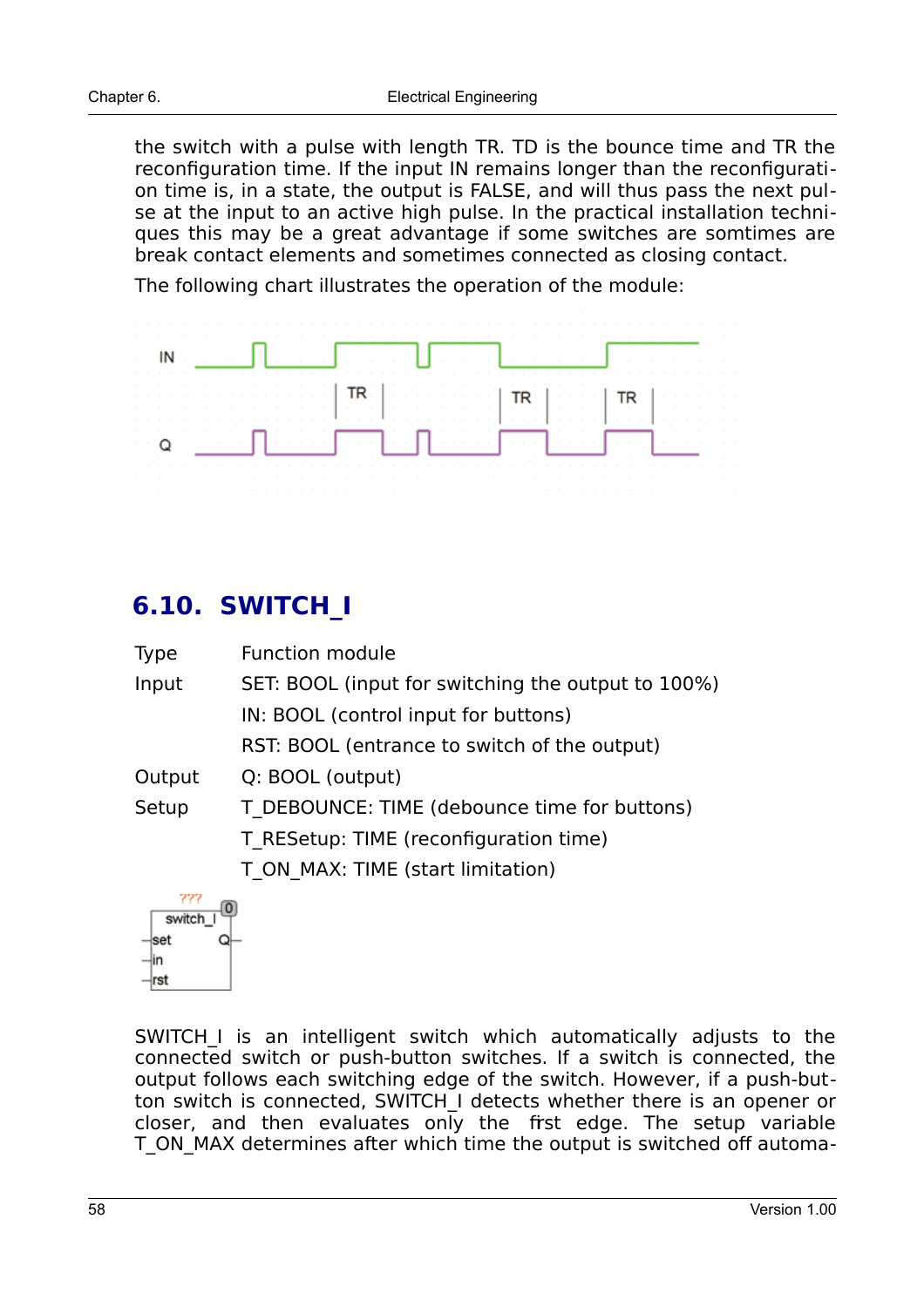the switch with a pulse with length TR. TD is the bounce time and TR the reconfiguration time. If the input IN remains longer than the reconfiguration time is, in a state, the output is FALSE, and will thus pass the next pulse at the input to an active high pulse. In the practical installation techniques this may be a great advantage if some switches are somtimes are break contact elements and sometimes connected as closing contact.

The following chart illustrates the operation of the module:

## 6.10. SWITCH_I

| | |
|---|---|
| Type | Function module |
| Input | SET: BOOL (input for switching the output to 100%) |
| | IN: BOOL (control input for buttons) |
| | RST: BOOL (entrance to switch of the output) |
| Output | Q: BOOL (output) |
| Setup | T_DEBOUNCE: TIME (debounce time for buttons) |
| | T_RESetup: TIME (reconfiguration time) |
| | T_ON_MAX: TIME (start limitation) |

SWITCH_I is an intelligent switch which automatically adjusts to the connected switch or push-button switches. If a switch is connected, the output follows each switching edge of the switch. However, if a push-button switch is connected, SWITCH_I detects whether there is an opener or closer, and then evaluates only the first edge. The setup variable T_ON_MAX determines after which time the output is switched off automa-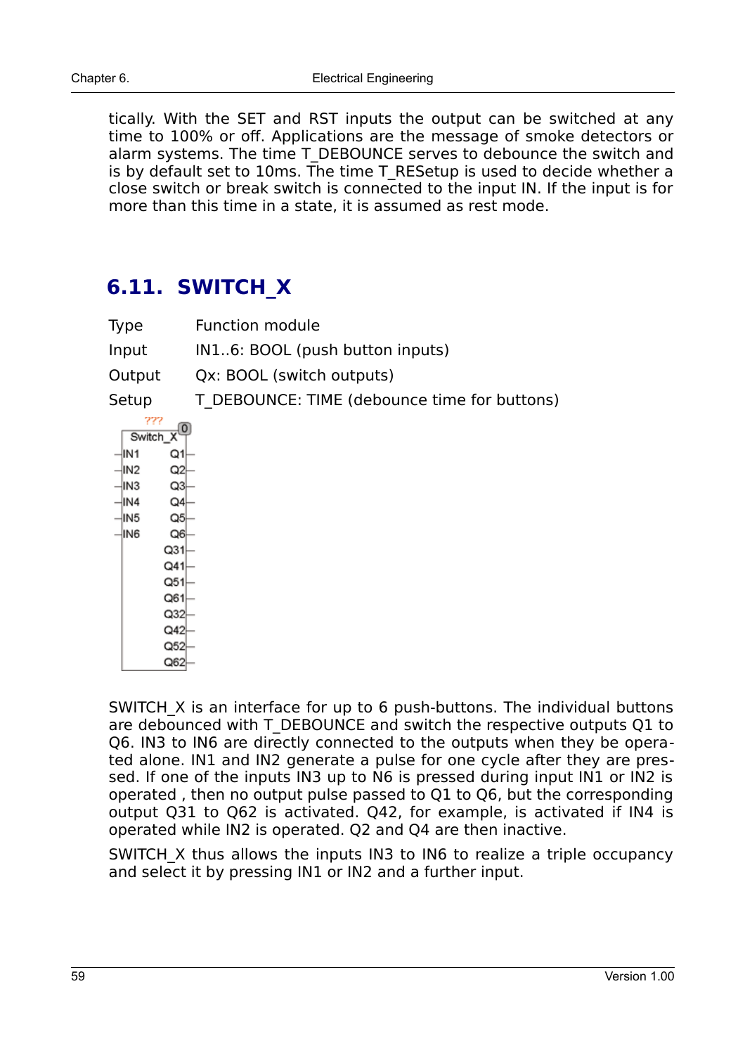tically. With the SET and RST inputs the output can be switched at any time to 100% or off. Applications are the message of smoke detectors or alarm systems. The time T_DEBOUNCE serves to debounce the switch and is by default set to 10ms. The time T_RESetup is used to decide whether a close switch or break switch is connected to the input IN. If the input is for more than this time in a state, it is assumed as rest mode.

## 6.11. SWITCH_X

| | |
|---|---|
| Type | Function module |
| Input | IN1..6: BOOL (push button inputs) |
| Output | Qx: BOOL (switch outputs) |
| Setup | T_DEBOUNCE: TIME (debounce time for buttons) |

```
        ???
   Switch_X
 -IN1     Q1-
 -IN2     Q2-
 -IN3     Q3-
 -IN4     Q4-
 -IN5     Q5-
 -IN6     Q6-
          Q31-
          Q41-
          Q51-
          Q61-
          Q32-
          Q42-
          Q52-
          Q62-
```

SWITCH_X is an interface for up to 6 push-buttons. The individual buttons are debounced with T_DEBOUNCE and switch the respective outputs Q1 to Q6. IN3 to IN6 are directly connected to the outputs when they be operated alone. IN1 and IN2 generate a pulse for one cycle after they are pressed. If one of the inputs IN3 up to N6 is pressed during input IN1 or IN2 is operated , then no output pulse passed to Q1 to Q6, but the corresponding output Q31 to Q62 is activated. Q42, for example, is activated if IN4 is operated while IN2 is operated. Q2 and Q4 are then inactive.

SWITCH_X thus allows the inputs IN3 to IN6 to realize a triple occupancy and select it by pressing IN1 or IN2 and a further input.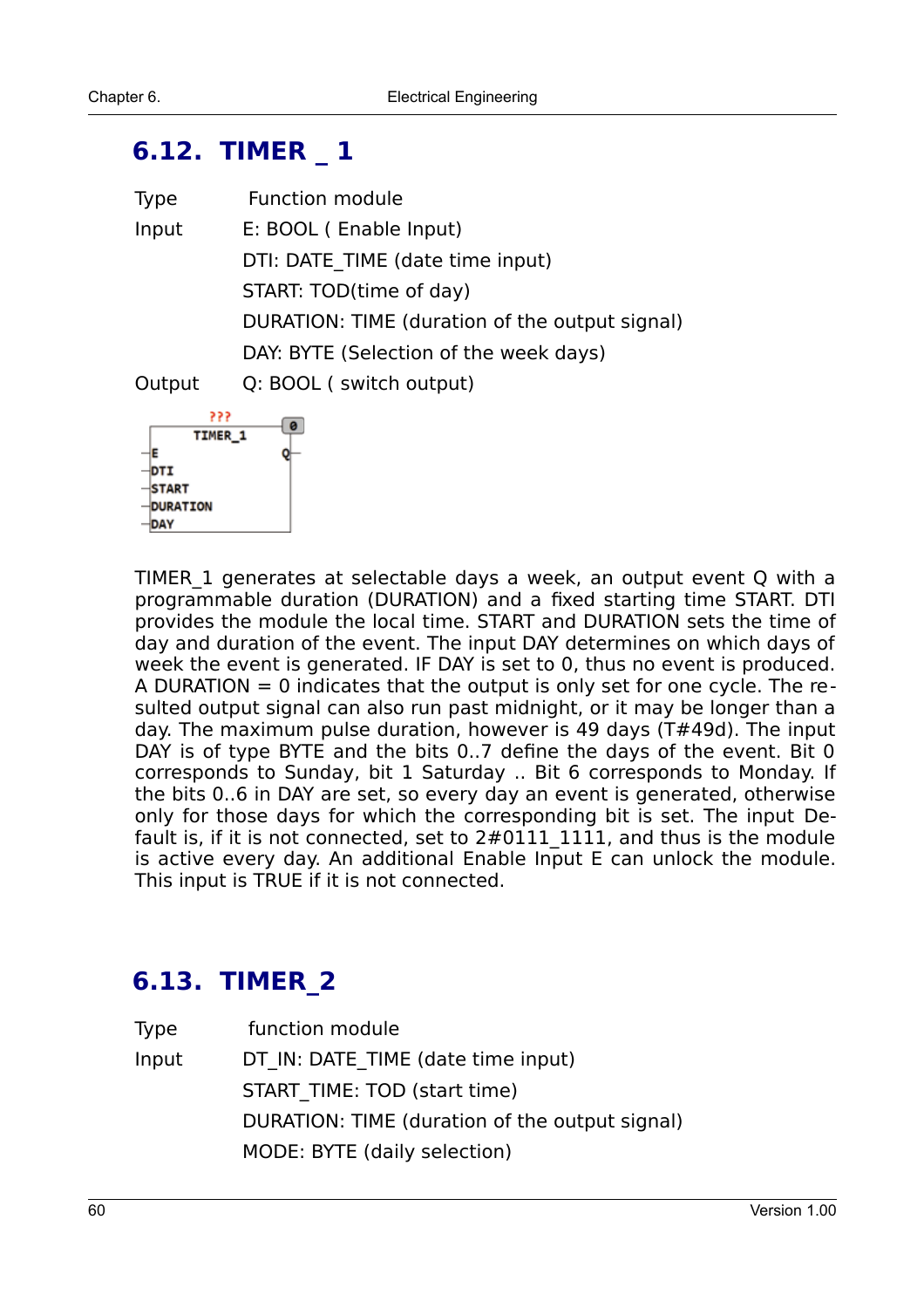## 6.12. TIMER _ 1

Type Function module

Input E: BOOL ( Enable Input)

DTI: DATE_TIME (date time input)

START: TOD(time of day)

DURATION: TIME (duration of the output signal)

DAY: BYTE (Selection of the week days)

Output Q: BOOL ( switch output)

TIMER_1 generates at selectable days a week, an output event Q with a programmable duration (DURATION) and a fixed starting time START. DTI provides the module the local time. START and DURATION sets the time of day and duration of the event. The input DAY determines on which days of week the event is generated. IF DAY is set to 0, thus no event is produced. A DURATION = 0 indicates that the output is only set for one cycle. The resulted output signal can also run past midnight, or it may be longer than a day. The maximum pulse duration, however is 49 days (T#49d). The input DAY is of type BYTE and the bits 0..7 define the days of the event. Bit 0 corresponds to Sunday, bit 1 Saturday .. Bit 6 corresponds to Monday. If the bits 0..6 in DAY are set, so every day an event is generated, otherwise only for those days for which the corresponding bit is set. The input Default is, if it is not connected, set to 2#0111_1111, and thus is the module is active every day. An additional Enable Input E can unlock the module. This input is TRUE if it is not connected.

## 6.13. TIMER_2

Type function module

Input DT_IN: DATE_TIME (date time input)

START_TIME: TOD (start time)

DURATION: TIME (duration of the output signal)

MODE: BYTE (daily selection)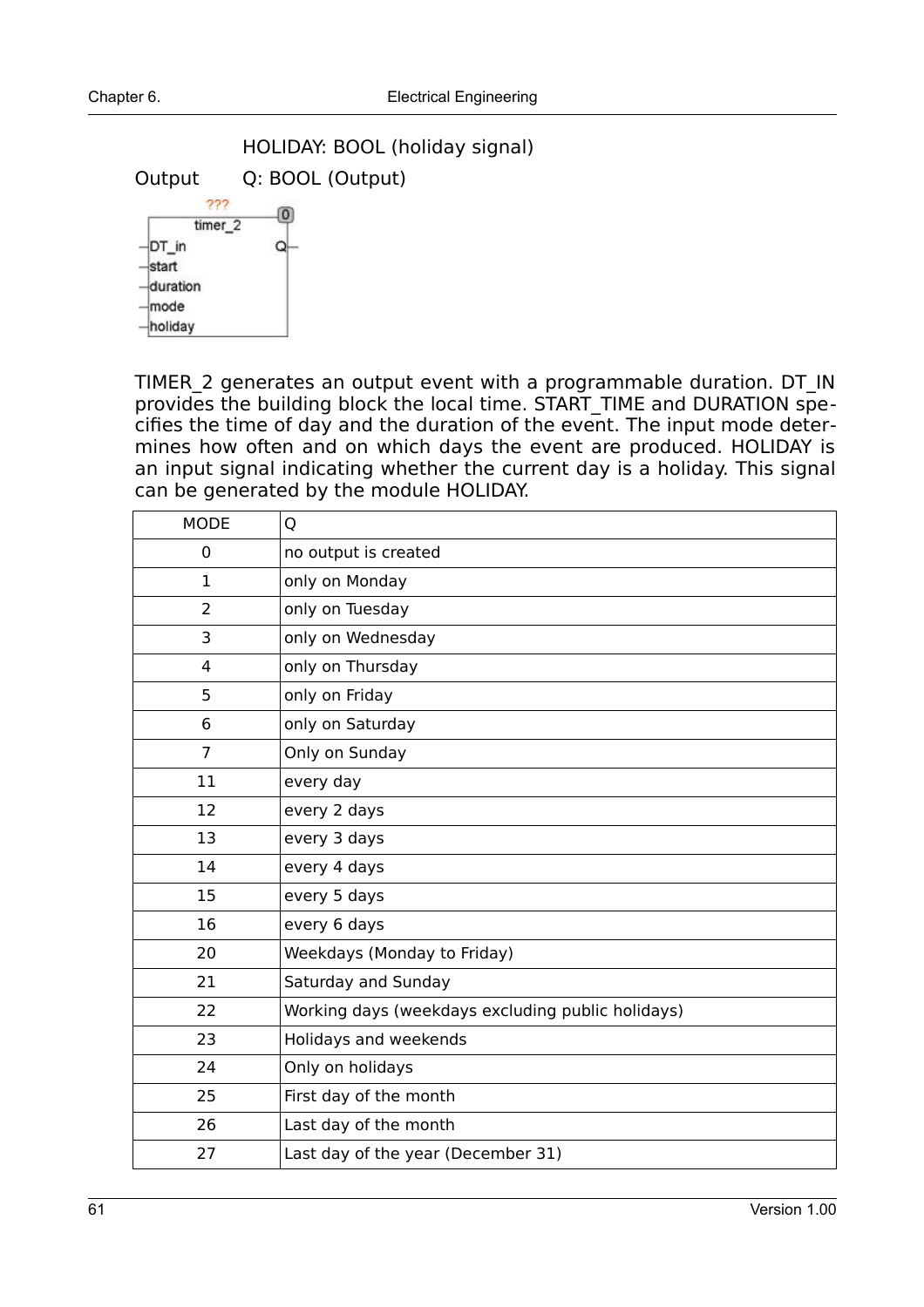HOLIDAY: BOOL (holiday signal)

Output Q: BOOL (Output)

TIMER_2 generates an output event with a programmable duration. DT_IN provides the building block the local time. START_TIME and DURATION specifies the time of day and the duration of the event. The input mode determines how often and on which days the event are produced. HOLIDAY is an input signal indicating whether the current day is a holiday. This signal can be generated by the module HOLIDAY.

| MODE | Q |
|---|---|
| 0 | no output is created |
| 1 | only on Monday |
| 2 | only on Tuesday |
| 3 | only on Wednesday |
| 4 | only on Thursday |
| 5 | only on Friday |
| 6 | only on Saturday |
| 7 | Only on Sunday |
| 11 | every day |
| 12 | every 2 days |
| 13 | every 3 days |
| 14 | every 4 days |
| 15 | every 5 days |
| 16 | every 6 days |
| 20 | Weekdays (Monday to Friday) |
| 21 | Saturday and Sunday |
| 22 | Working days (weekdays excluding public holidays) |
| 23 | Holidays and weekends |
| 24 | Only on holidays |
| 25 | First day of the month |
| 26 | Last day of the month |
| 27 | Last day of the year (December 31) |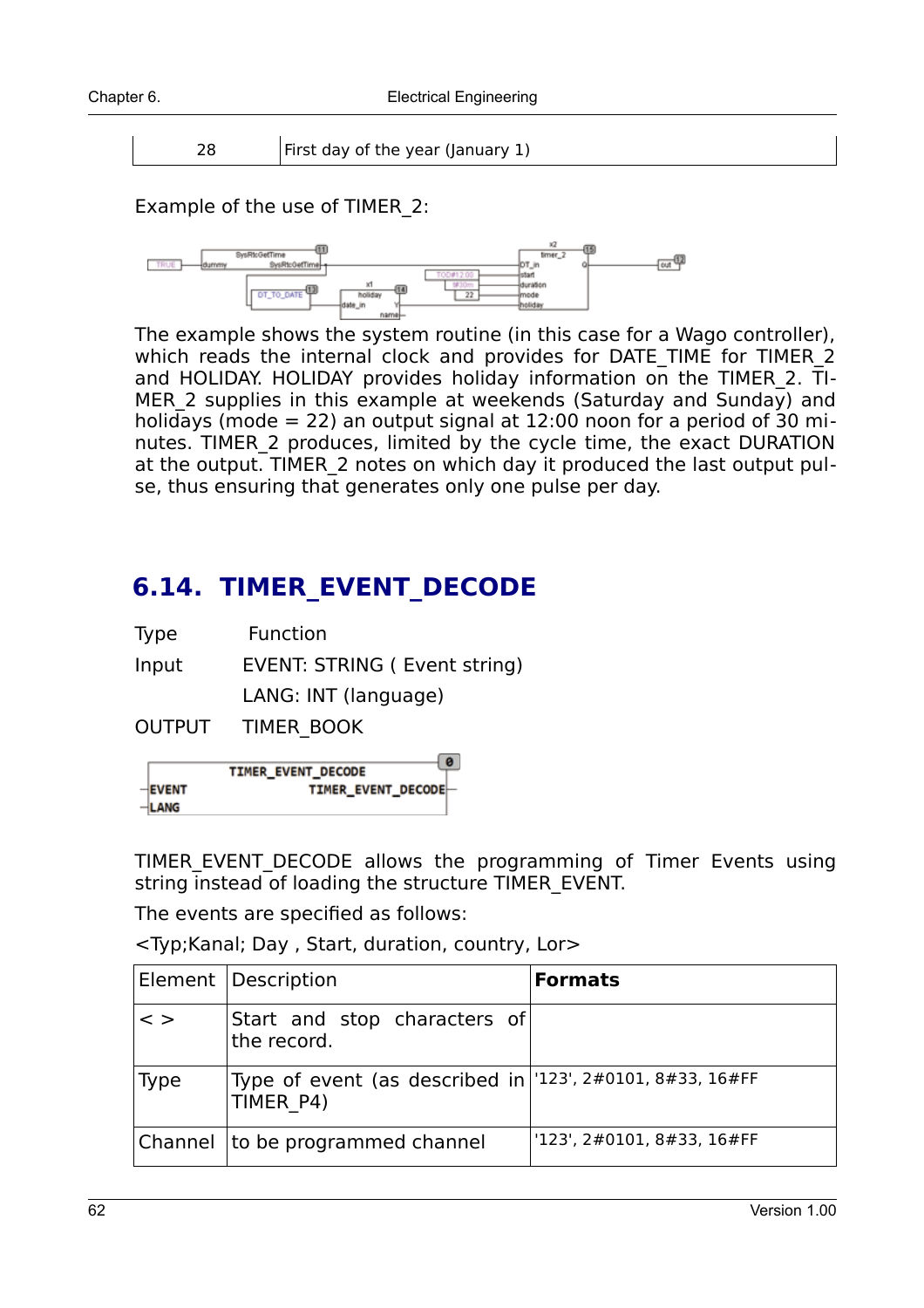| 28 | First day of the year (January 1) |
|---|---|

Example of the use of TIMER_2:

The example shows the system routine (in this case for a Wago controller), which reads the internal clock and provides for DATE_TIME for TIMER_2 and HOLIDAY. HOLIDAY provides holiday information on the TIMER_2. TIMER_2 supplies in this example at weekends (Saturday and Sunday) and holidays (mode = 22) an output signal at 12:00 noon for a period of 30 minutes. TIMER_2 produces, limited by the cycle time, the exact DURATION at the output. TIMER_2 notes on which day it produced the last output pulse, thus ensuring that generates only one pulse per day.

## 6.14. TIMER_EVENT_DECODE

Type Function

Input EVENT: STRING ( Event string)

LANG: INT (language)

OUTPUT TIMER_BOOK

TIMER_EVENT_DECODE allows the programming of Timer Events using string instead of loading the structure TIMER_EVENT.

The events are specified as follows:

<Typ;Kanal; Day , Start, duration, country, Lor>

| Element | Description | **Formats** |
|---|---|---|
| < > | Start and stop characters of the record. | |
| Type | Type of event (as described in TIMER_P4) | '123', 2#0101, 8#33, 16#FF |
| Channel | to be programmed channel | '123', 2#0101, 8#33, 16#FF |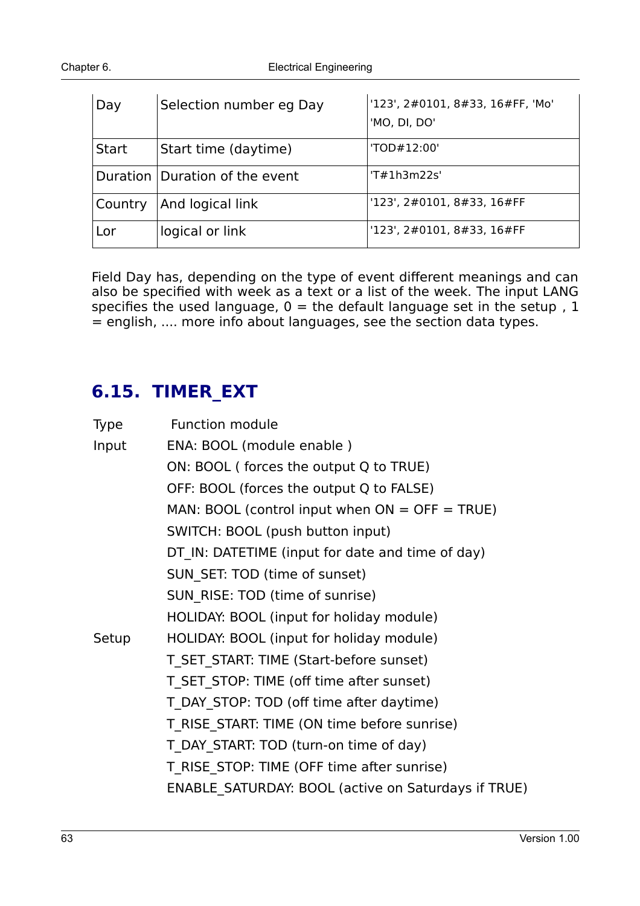| Day | Selection number eg Day | '123', 2#0101, 8#33, 16#FF, 'Mo' 'MO, DI, DO' |
|---|---|---|
| Start | Start time (daytime) | 'TOD#12:00' |
| Duration | Duration of the event | 'T#1h3m22s' |
| Country | And logical link | '123', 2#0101, 8#33, 16#FF |
| Lor | logical or link | '123', 2#0101, 8#33, 16#FF |

Field Day has, depending on the type of event different meanings and can also be specified with week as a text or a list of the week. The input LANG specifies the used language, 0 = the default language set in the setup , 1 = english, .... more info about languages, see the section data types.

## 6.15. TIMER_EXT

Type Function module

Input ENA: BOOL (module enable )

ON: BOOL ( forces the output Q to TRUE)

OFF: BOOL (forces the output Q to FALSE)

MAN: BOOL (control input when ON = OFF = TRUE)

SWITCH: BOOL (push button input)

DT_IN: DATETIME (input for date and time of day)

SUN_SET: TOD (time of sunset)

SUN_RISE: TOD (time of sunrise)

HOLIDAY: BOOL (input for holiday module)

Setup HOLIDAY: BOOL (input for holiday module)

T_SET_START: TIME (Start-before sunset)

T_SET_STOP: TIME (off time after sunset)

T_DAY_STOP: TOD (off time after daytime)

T_RISE_START: TIME (ON time before sunrise)

T_DAY_START: TOD (turn-on time of day)

T_RISE_STOP: TIME (OFF time after sunrise)

ENABLE_SATURDAY: BOOL (active on Saturdays if TRUE)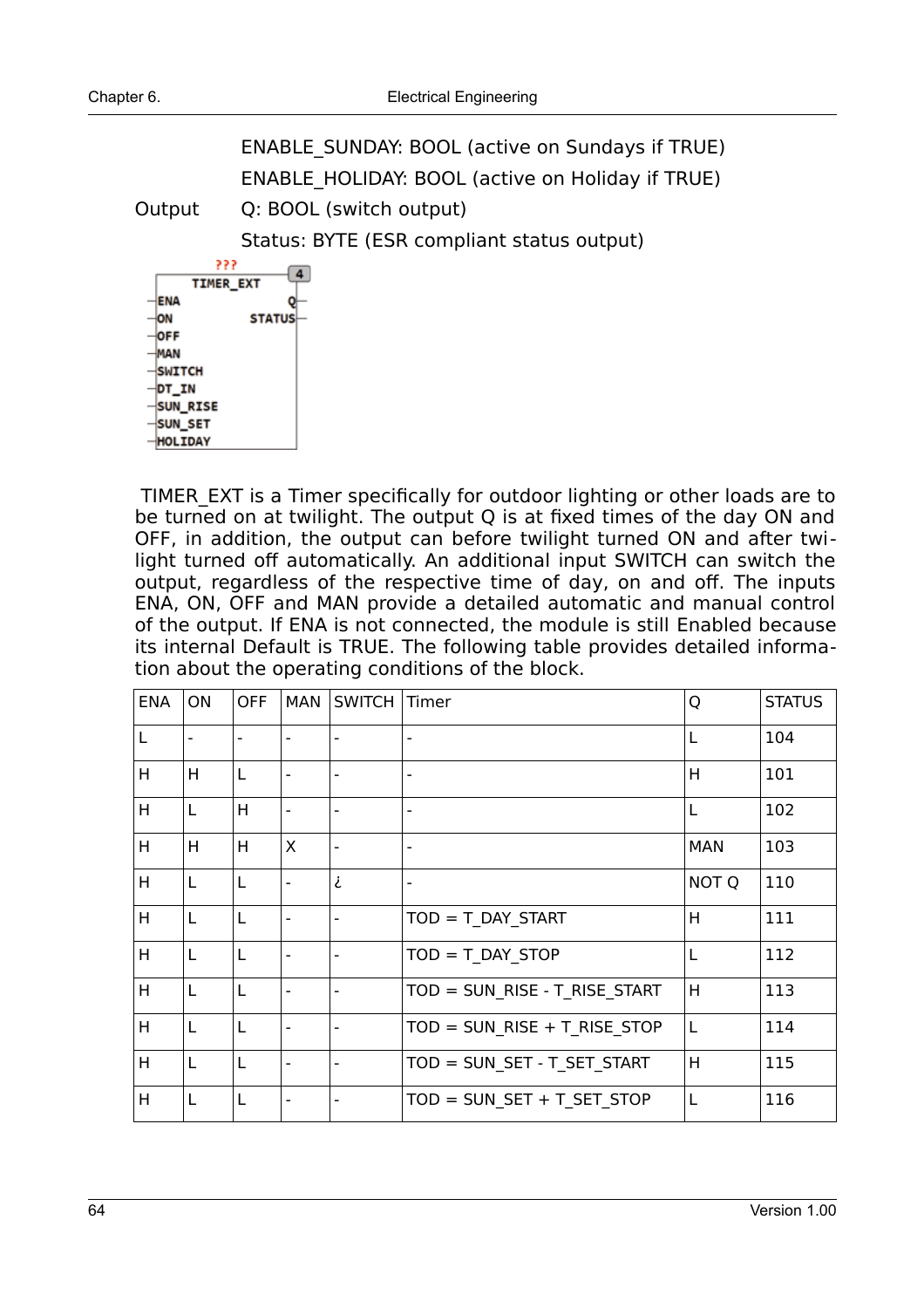ENABLE_SUNDAY: BOOL (active on Sundays if TRUE)

ENABLE_HOLIDAY: BOOL (active on Holiday if TRUE)

Output Q: BOOL (switch output)

Status: BYTE (ESR compliant status output)

TIMER_EXT is a Timer specifically for outdoor lighting or other loads are to be turned on at twilight. The output Q is at fixed times of the day ON and OFF, in addition, the output can before twilight turned ON and after twilight turned off automatically. An additional input SWITCH can switch the output, regardless of the respective time of day, on and off. The inputs ENA, ON, OFF and MAN provide a detailed automatic and manual control of the output. If ENA is not connected, the module is still Enabled because its internal Default is TRUE. The following table provides detailed information about the operating conditions of the block.

| ENA | ON | OFF | MAN | SWITCH | Timer | Q | STATUS |
|---|---|---|---|---|---|---|---|
| L | - | - | - | - | - | L | 104 |
| H | H | L | - | - | - | H | 101 |
| H | L | H | - | - | - | L | 102 |
| H | H | H | X | - | - | MAN | 103 |
| H | L | L | - | ¿ | - | NOT Q | 110 |
| H | L | L | - | - | TOD = T_DAY_START | H | 111 |
| H | L | L | - | - | TOD = T_DAY_STOP | L | 112 |
| H | L | L | - | - | TOD = SUN_RISE - T_RISE_START | H | 113 |
| H | L | L | - | - | TOD = SUN_RISE + T_RISE_STOP | L | 114 |
| H | L | L | - | - | TOD = SUN_SET - T_SET_START | H | 115 |
| H | L | L | - | - | TOD = SUN_SET + T_SET_STOP | L | 116 |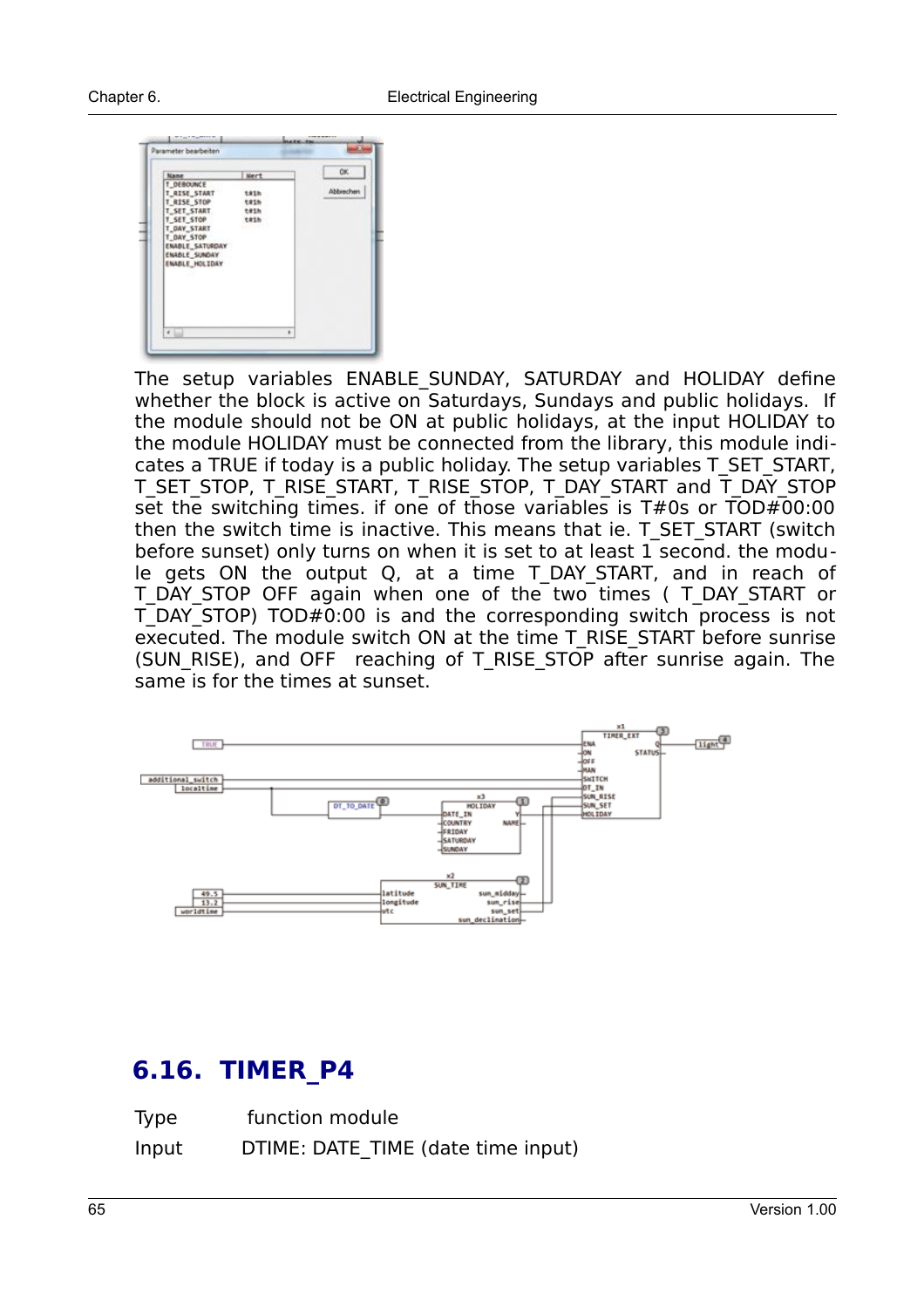The setup variables ENABLE_SUNDAY, SATURDAY and HOLIDAY define whether the block is active on Saturdays, Sundays and public holidays. If the module should not be ON at public holidays, at the input HOLIDAY to the module HOLIDAY must be connected from the library, this module indicates a TRUE if today is a public holiday. The setup variables T_SET_START, T_SET_STOP, T_RISE_START, T_RISE_STOP, T_DAY_START and T_DAY_STOP set the switching times. if one of those variables is T#0s or TOD#00:00 then the switch time is inactive. This means that ie. T_SET_START (switch before sunset) only turns on when it is set to at least 1 second. the module gets ON the output Q, at a time T_DAY_START, and in reach of T_DAY_STOP OFF again when one of the two times ( T_DAY_START or T_DAY_STOP) TOD#0:00 is and the corresponding switch process is not executed. The module switch ON at the time T_RISE_START before sunrise (SUN_RISE), and OFF reaching of T_RISE_STOP after sunrise again. The same is for the times at sunset.

## 6.16. TIMER_P4

Type function module

Input DTIME: DATE_TIME (date time input)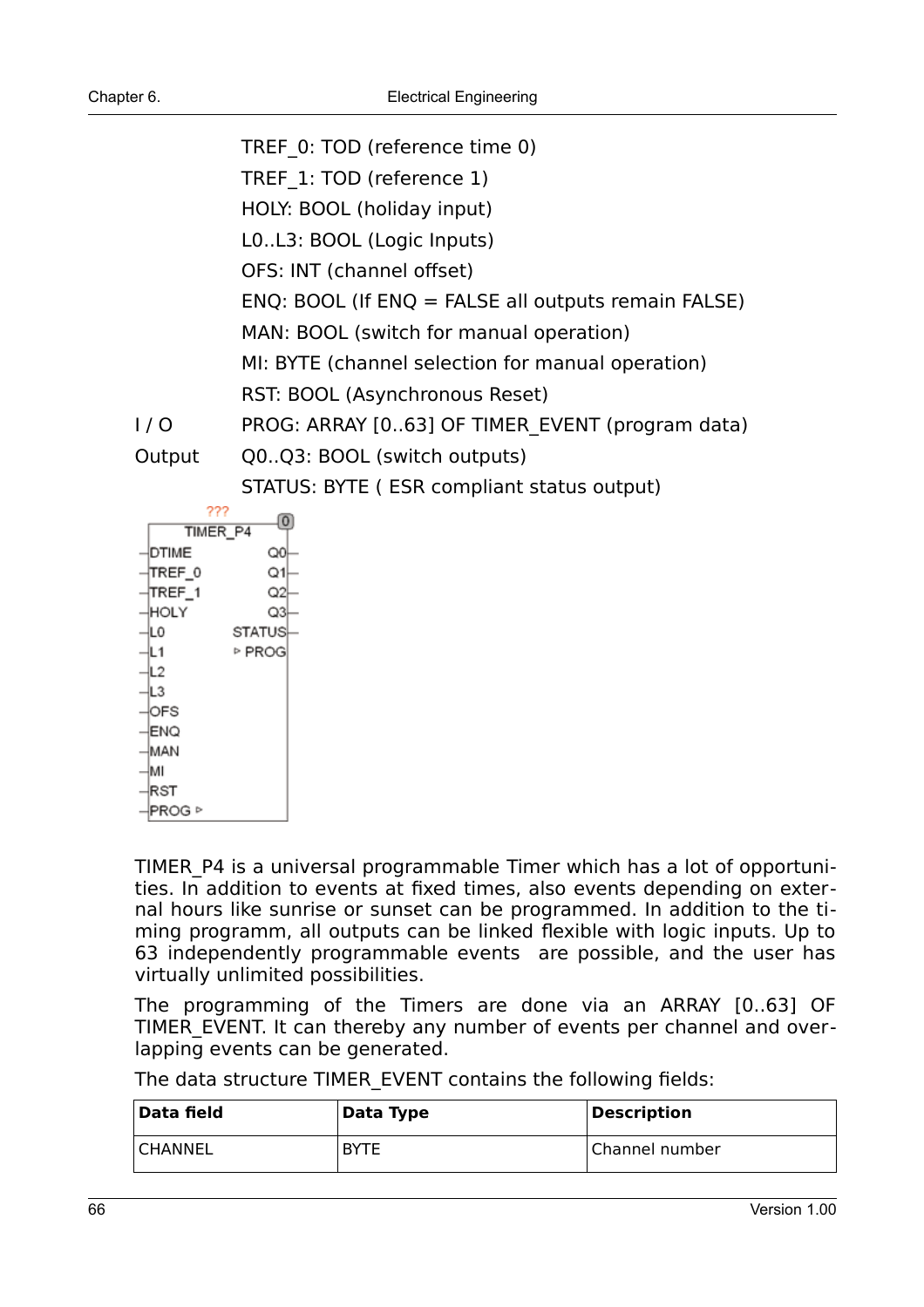TREF_0: TOD (reference time 0)
TREF_1: TOD (reference 1)
HOLY: BOOL (holiday input)
L0..L3: BOOL (Logic Inputs)
OFS: INT (channel offset)
ENQ: BOOL (If ENQ = FALSE all outputs remain FALSE)
MAN: BOOL (switch for manual operation)
MI: BYTE (channel selection for manual operation)
RST: BOOL (Asynchronous Reset)

I / O PROG: ARRAY [0..63] OF TIMER_EVENT (program data)

Output Q0..Q3: BOOL (switch outputs)
STATUS: BYTE ( ESR compliant status output)

```
         ???
 +--------------------+
 |      TIMER_P4    [0]|
-|DTIME            Q0|-
-|TREF_0           Q1|-
-|TREF_1           Q2|-
-|HOLY             Q3|-
-|L0           STATUS|-
-|L1          ▹ PROG |
-|L2                 |
-|L3                 |
-|OFS                |
-|ENQ                |
-|MAN                |
-|MI                 |
-|RST                |
-|PROG ▹             |
 +--------------------+
```

TIMER_P4 is a universal programmable Timer which has a lot of opportunities. In addition to events at fixed times, also events depending on external hours like sunrise or sunset can be programmed. In addition to the timing programm, all outputs can be linked flexible with logic inputs. Up to 63 independently programmable events are possible, and the user has virtually unlimited possibilities.

The programming of the Timers are done via an ARRAY [0..63] OF TIMER_EVENT. It can thereby any number of events per channel and overlapping events can be generated.

The data structure TIMER_EVENT contains the following fields:

| Data field | Data Type | Description |
|---|---|---|
| CHANNEL | BYTE | Channel number |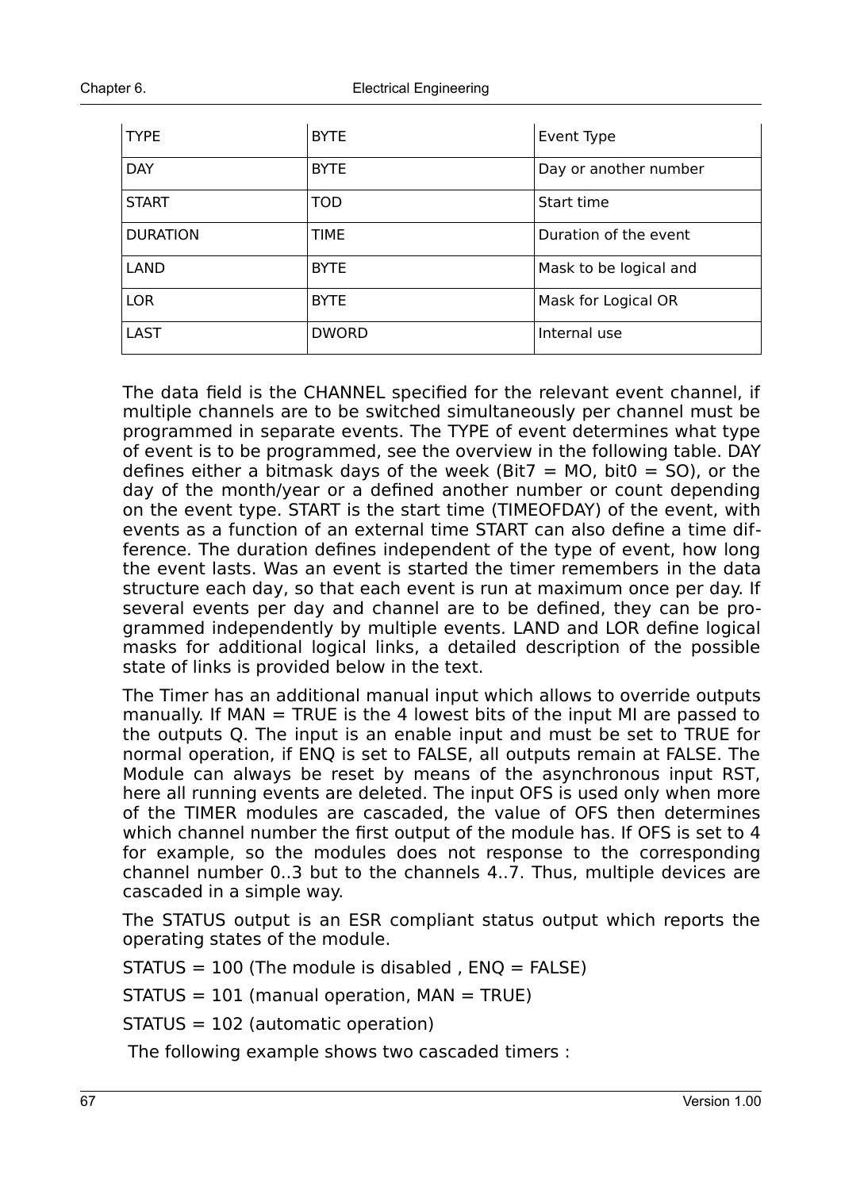| TYPE | BYTE | Event Type |
|---|---|---|
| DAY | BYTE | Day or another number |
| START | TOD | Start time |
| DURATION | TIME | Duration of the event |
| LAND | BYTE | Mask to be logical and |
| LOR | BYTE | Mask for Logical OR |
| LAST | DWORD | Internal use |

The data field is the CHANNEL specified for the relevant event channel, if multiple channels are to be switched simultaneously per channel must be programmed in separate events. The TYPE of event determines what type of event is to be programmed, see the overview in the following table. DAY defines either a bitmask days of the week (Bit7 = MO, bit0 = SO), or the day of the month/year or a defined another number or count depending on the event type. START is the start time (TIMEOFDAY) of the event, with events as a function of an external time START can also define a time difference. The duration defines independent of the type of event, how long the event lasts. Was an event is started the timer remembers in the data structure each day, so that each event is run at maximum once per day. If several events per day and channel are to be defined, they can be programmed independently by multiple events. LAND and LOR define logical masks for additional logical links, a detailed description of the possible state of links is provided below in the text.

The Timer has an additional manual input which allows to override outputs manually. If MAN = TRUE is the 4 lowest bits of the input MI are passed to the outputs Q. The input is an enable input and must be set to TRUE for normal operation, if ENQ is set to FALSE, all outputs remain at FALSE. The Module can always be reset by means of the asynchronous input RST, here all running events are deleted. The input OFS is used only when more of the TIMER modules are cascaded, the value of OFS then determines which channel number the first output of the module has. If OFS is set to 4 for example, so the modules does not response to the corresponding channel number 0..3 but to the channels 4..7. Thus, multiple devices are cascaded in a simple way.

The STATUS output is an ESR compliant status output which reports the operating states of the module.

STATUS = 100 (The module is disabled , ENQ = FALSE)

STATUS = 101 (manual operation, MAN = TRUE)

STATUS = 102 (automatic operation)

The following example shows two cascaded timers :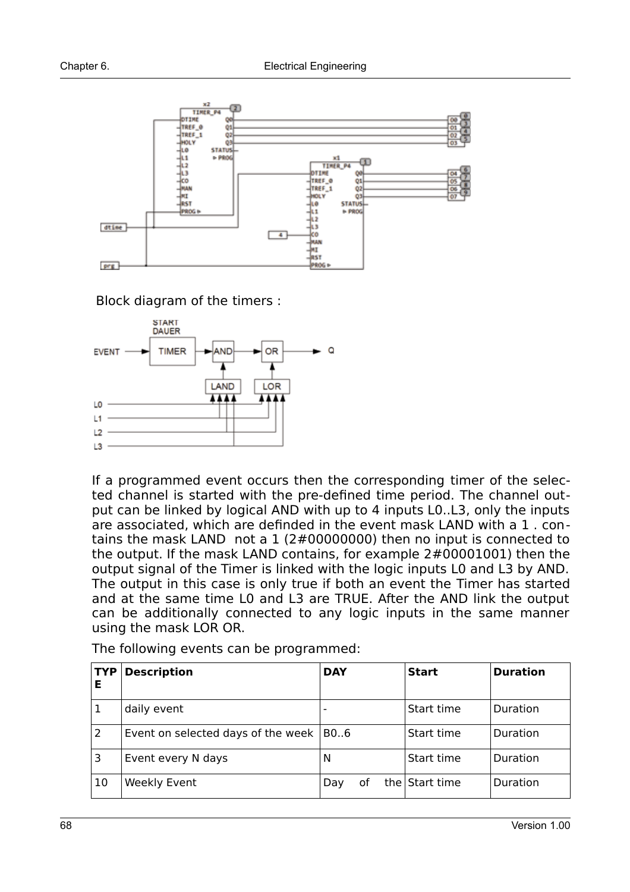Block diagram of the timers :

If a programmed event occurs then the corresponding timer of the selected channel is started with the pre-defined time period. The channel output can be linked by logical AND with up to 4 inputs L0..L3, only the inputs are associated, which are definded in the event mask LAND with a 1 . contains the mask LAND not a 1 (2#00000000) then no input is connected to the output. If the mask LAND contains, for example 2#00001001) then the output signal of the Timer is linked with the logic inputs L0 and L3 by AND. The output in this case is only true if both an event the Timer has started and at the same time L0 and L3 are TRUE. After the AND link the output can be additionally connected to any logic inputs in the same manner using the mask LOR OR.

The following events can be programmed:

| TYPE | Description | DAY | Start | Duration |
|---|---|---|---|---|
| 1 | daily event | - | Start time | Duration |
| 2 | Event on selected days of the week | B0..6 | Start time | Duration |
| 3 | Event every N days | N | Start time | Duration |
| 10 | Weekly Event | Day of the | Start time | Duration |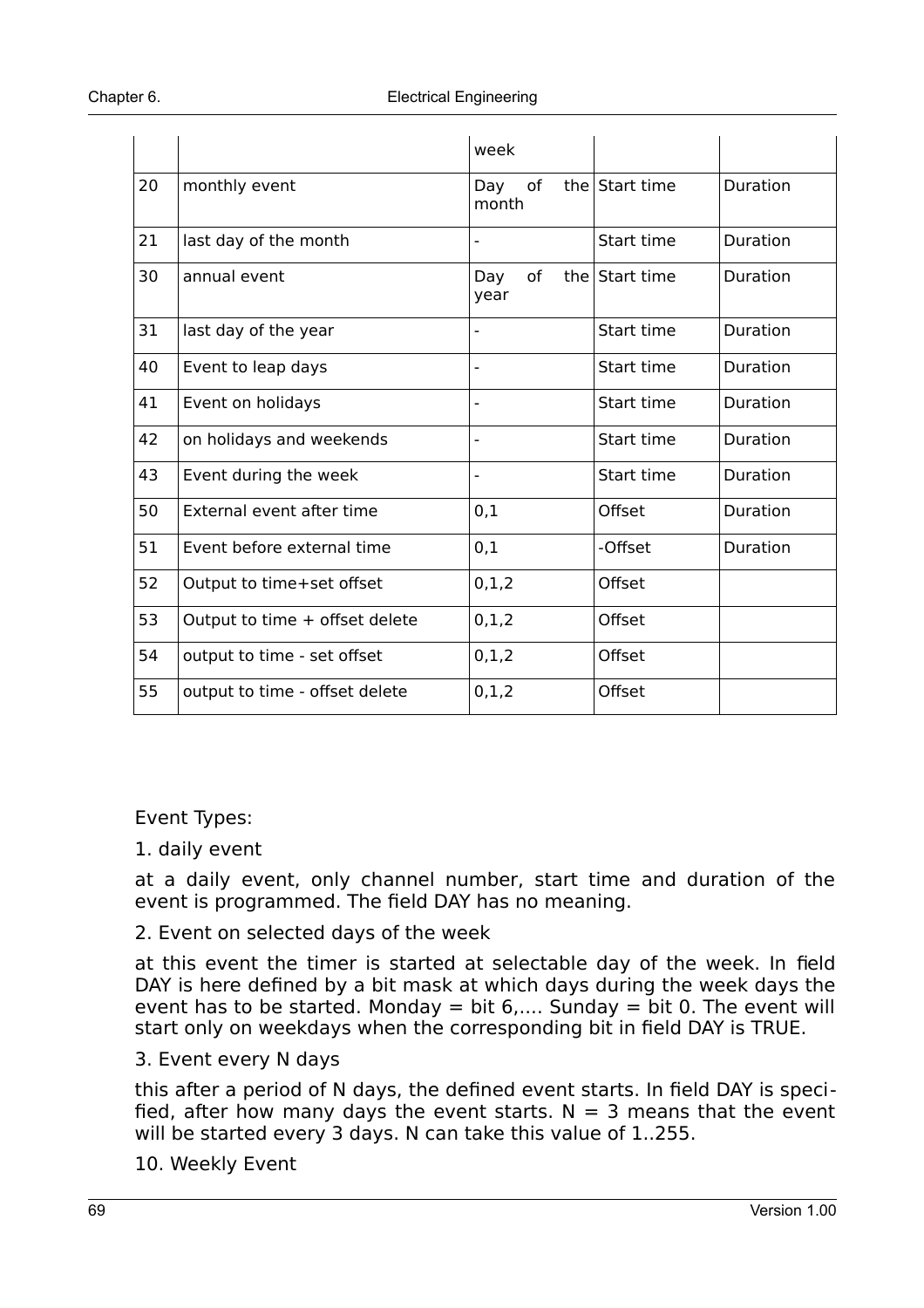| | | week | | |
|---|---|---|---|---|
| 20 | monthly event | Day of the month | Start time | Duration |
| 21 | last day of the month | - | Start time | Duration |
| 30 | annual event | Day of the year | Start time | Duration |
| 31 | last day of the year | - | Start time | Duration |
| 40 | Event to leap days | - | Start time | Duration |
| 41 | Event on holidays | - | Start time | Duration |
| 42 | on holidays and weekends | - | Start time | Duration |
| 43 | Event during the week | - | Start time | Duration |
| 50 | External event after time | 0,1 | Offset | Duration |
| 51 | Event before external time | 0,1 | -Offset | Duration |
| 52 | Output to time+set offset | 0,1,2 | Offset | |
| 53 | Output to time + offset delete | 0,1,2 | Offset | |
| 54 | output to time - set offset | 0,1,2 | Offset | |
| 55 | output to time - offset delete | 0,1,2 | Offset | |

Event Types:

1. daily event

at a daily event, only channel number, start time and duration of the event is programmed. The field DAY has no meaning.

2. Event on selected days of the week

at this event the timer is started at selectable day of the week. In field DAY is here defined by a bit mask at which days during the week days the event has to be started. Monday = bit 6,.... Sunday = bit 0. The event will start only on weekdays when the corresponding bit in field DAY is TRUE.

3. Event every N days

this after a period of N days, the defined event starts. In field DAY is specified, after how many days the event starts. N = 3 means that the event will be started every 3 days. N can take this value of 1..255.

10. Weekly Event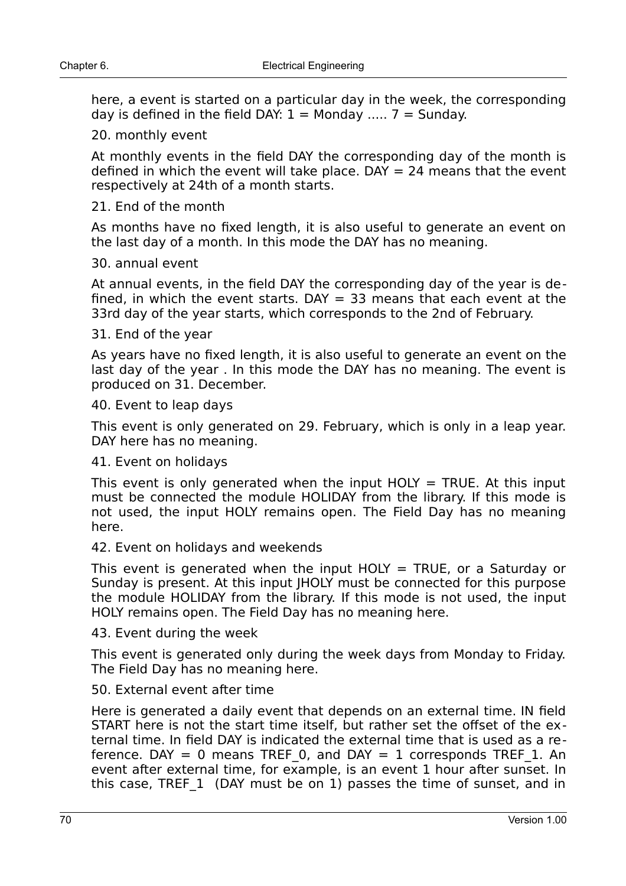here, a event is started on a particular day in the week, the corresponding day is defined in the field DAY: 1 = Monday ..... 7 = Sunday.

20. monthly event

At monthly events in the field DAY the corresponding day of the month is defined in which the event will take place. DAY = 24 means that the event respectively at 24th of a month starts.

21. End of the month

As months have no fixed length, it is also useful to generate an event on the last day of a month. In this mode the DAY has no meaning.

30. annual event

At annual events, in the field DAY the corresponding day of the year is defined, in which the event starts. DAY = 33 means that each event at the 33rd day of the year starts, which corresponds to the 2nd of February.

31. End of the year

As years have no fixed length, it is also useful to generate an event on the last day of the year . In this mode the DAY has no meaning. The event is produced on 31. December.

40. Event to leap days

This event is only generated on 29. February, which is only in a leap year. DAY here has no meaning.

41. Event on holidays

This event is only generated when the input HOLY = TRUE. At this input must be connected the module HOLIDAY from the library. If this mode is not used, the input HOLY remains open. The Field Day has no meaning here.

42. Event on holidays and weekends

This event is generated when the input HOLY = TRUE, or a Saturday or Sunday is present. At this input JHOLY must be connected for this purpose the module HOLIDAY from the library. If this mode is not used, the input HOLY remains open. The Field Day has no meaning here.

43. Event during the week

This event is generated only during the week days from Monday to Friday. The Field Day has no meaning here.

50. External event after time

Here is generated a daily event that depends on an external time. IN field START here is not the start time itself, but rather set the offset of the external time. In field DAY is indicated the external time that is used as a reference. DAY = 0 means TREF_0, and DAY = 1 corresponds TREF_1. An event after external time, for example, is an event 1 hour after sunset. In this case, TREF_1 (DAY must be on 1) passes the time of sunset, and in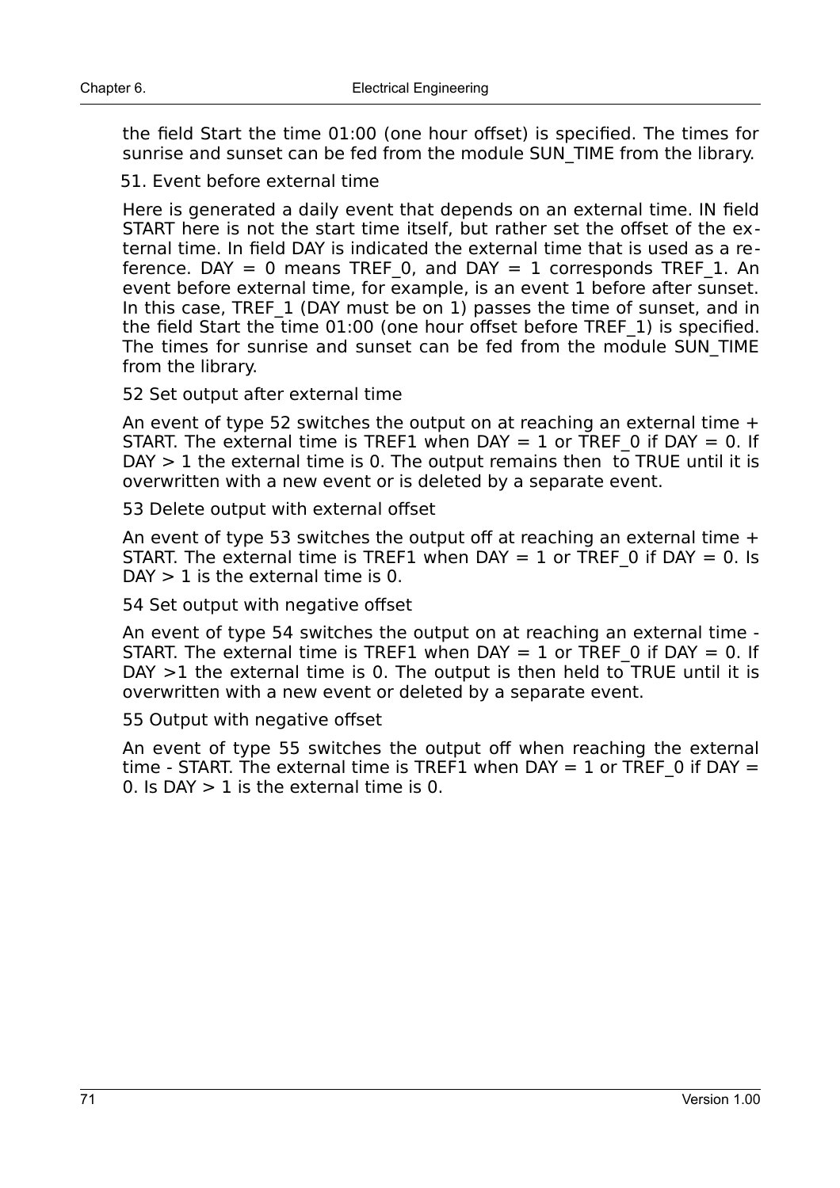the field Start the time 01:00 (one hour offset) is specified. The times for sunrise and sunset can be fed from the module SUN_TIME from the library.

51. Event before external time

Here is generated a daily event that depends on an external time. IN field START here is not the start time itself, but rather set the offset of the external time. In field DAY is indicated the external time that is used as a reference. DAY = 0 means TREF_0, and DAY = 1 corresponds TREF_1. An event before external time, for example, is an event 1 before after sunset. In this case, TREF_1 (DAY must be on 1) passes the time of sunset, and in the field Start the time 01:00 (one hour offset before TREF_1) is specified. The times for sunrise and sunset can be fed from the module SUN_TIME from the library.

52 Set output after external time

An event of type 52 switches the output on at reaching an external time + START. The external time is TREF1 when DAY = 1 or TREF_0 if DAY = 0. If DAY > 1 the external time is 0. The output remains then to TRUE until it is overwritten with a new event or is deleted by a separate event.

53 Delete output with external offset

An event of type 53 switches the output off at reaching an external time + START. The external time is TREF1 when DAY = 1 or TREF_0 if DAY = 0. Is DAY > 1 is the external time is 0.

54 Set output with negative offset

An event of type 54 switches the output on at reaching an external time - START. The external time is TREF1 when DAY = 1 or TREF_0 if DAY = 0. If DAY >1 the external time is 0. The output is then held to TRUE until it is overwritten with a new event or deleted by a separate event.

55 Output with negative offset

An event of type 55 switches the output off when reaching the external time - START. The external time is TREF1 when DAY = 1 or TREF_0 if DAY = 0. Is DAY > 1 is the external time is 0.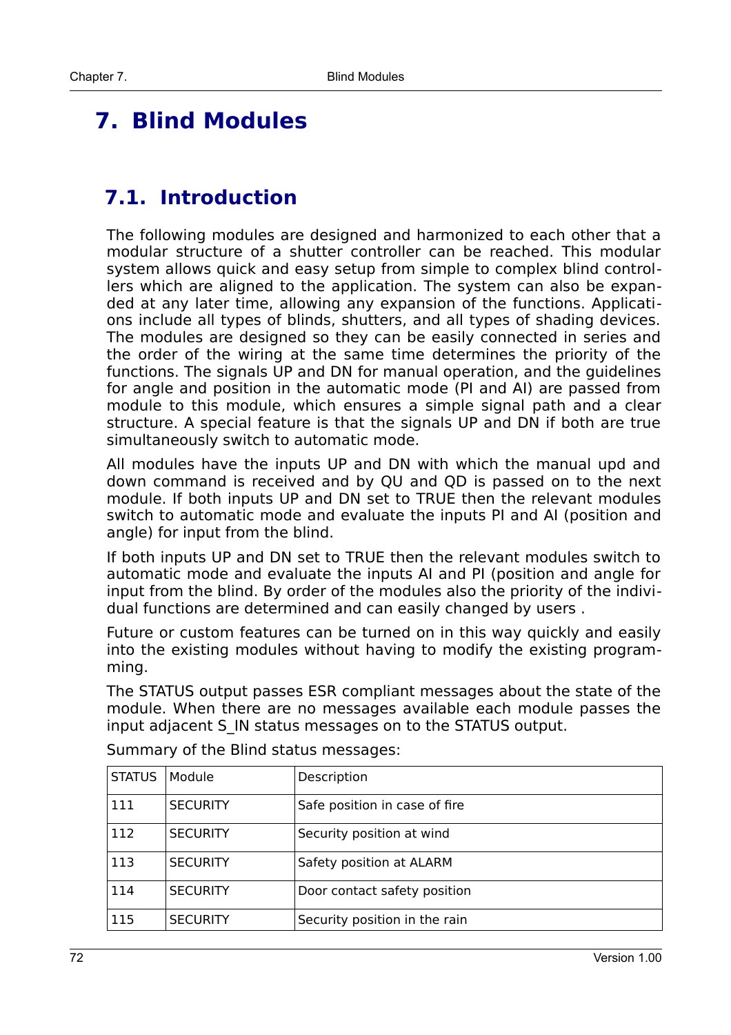# 7. Blind Modules

## 7.1. Introduction

The following modules are designed and harmonized to each other that a modular structure of a shutter controller can be reached. This modular system allows quick and easy setup from simple to complex blind controllers which are aligned to the application. The system can also be expanded at any later time, allowing any expansion of the functions. Applications include all types of blinds, shutters, and all types of shading devices. The modules are designed so they can be easily connected in series and the order of the wiring at the same time determines the priority of the functions. The signals UP and DN for manual operation, and the guidelines for angle and position in the automatic mode (PI and AI) are passed from module to this module, which ensures a simple signal path and a clear structure. A special feature is that the signals UP and DN if both are true simultaneously switch to automatic mode.

All modules have the inputs UP and DN with which the manual upd and down command is received and by QU and QD is passed on to the next module. If both inputs UP and DN set to TRUE then the relevant modules switch to automatic mode and evaluate the inputs PI and AI (position and angle) for input from the blind.

If both inputs UP and DN set to TRUE then the relevant modules switch to automatic mode and evaluate the inputs AI and PI (position and angle for input from the blind. By order of the modules also the priority of the individual functions are determined and can easily changed by users .

Future or custom features can be turned on in this way quickly and easily into the existing modules without having to modify the existing programming.

The STATUS output passes ESR compliant messages about the state of the module. When there are no messages available each module passes the input adjacent S_IN status messages on to the STATUS output.

Summary of the Blind status messages:

| STATUS | Module | Description |
|---|---|---|
| 111 | SECURITY | Safe position in case of fire |
| 112 | SECURITY | Security position at wind |
| 113 | SECURITY | Safety position at ALARM |
| 114 | SECURITY | Door contact safety position |
| 115 | SECURITY | Security position in the rain |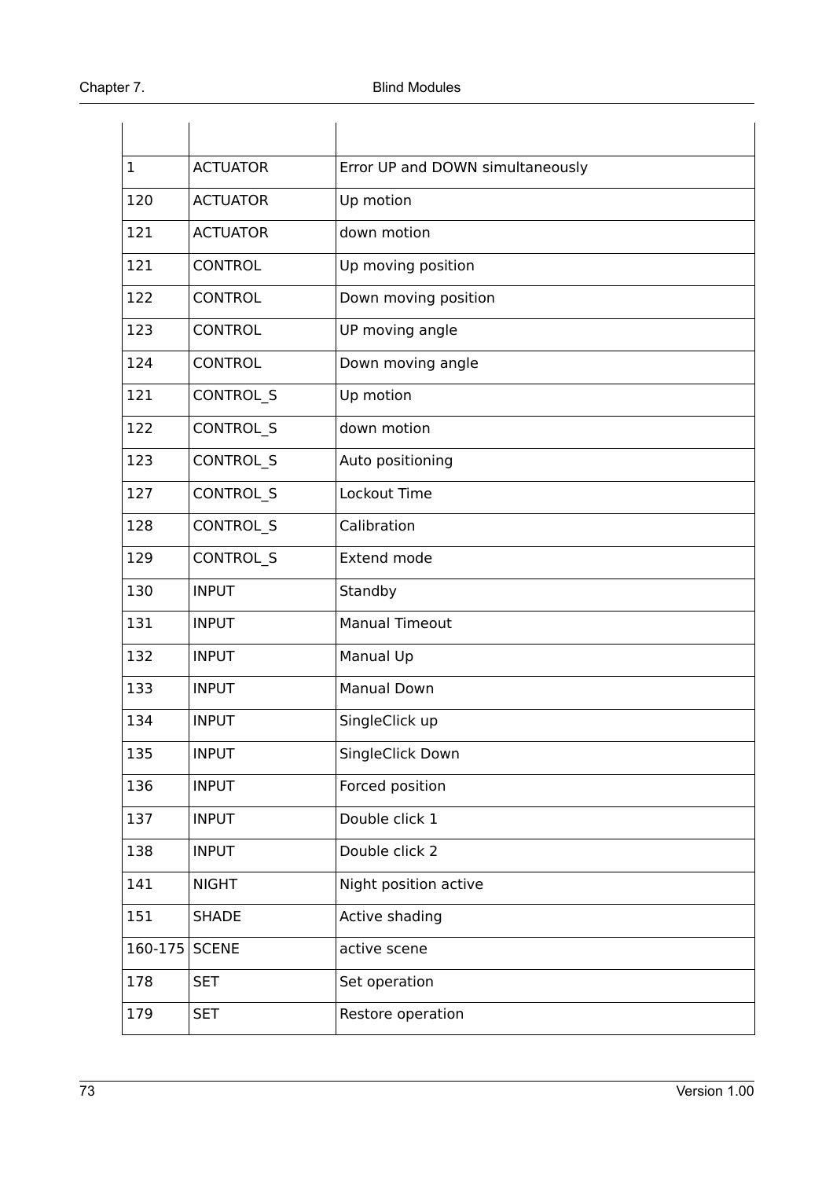| | | |
|---|---|---|
| 1 | ACTUATOR | Error UP and DOWN simultaneously |
| 120 | ACTUATOR | Up motion |
| 121 | ACTUATOR | down motion |
| 121 | CONTROL | Up moving position |
| 122 | CONTROL | Down moving position |
| 123 | CONTROL | UP moving angle |
| 124 | CONTROL | Down moving angle |
| 121 | CONTROL_S | Up motion |
| 122 | CONTROL_S | down motion |
| 123 | CONTROL_S | Auto positioning |
| 127 | CONTROL_S | Lockout Time |
| 128 | CONTROL_S | Calibration |
| 129 | CONTROL_S | Extend mode |
| 130 | INPUT | Standby |
| 131 | INPUT | Manual Timeout |
| 132 | INPUT | Manual Up |
| 133 | INPUT | Manual Down |
| 134 | INPUT | SingleClick up |
| 135 | INPUT | SingleClick Down |
| 136 | INPUT | Forced position |
| 137 | INPUT | Double click 1 |
| 138 | INPUT | Double click 2 |
| 141 | NIGHT | Night position active |
| 151 | SHADE | Active shading |
| 160-175 | SCENE | active scene |
| 178 | SET | Set operation |
| 179 | SET | Restore operation |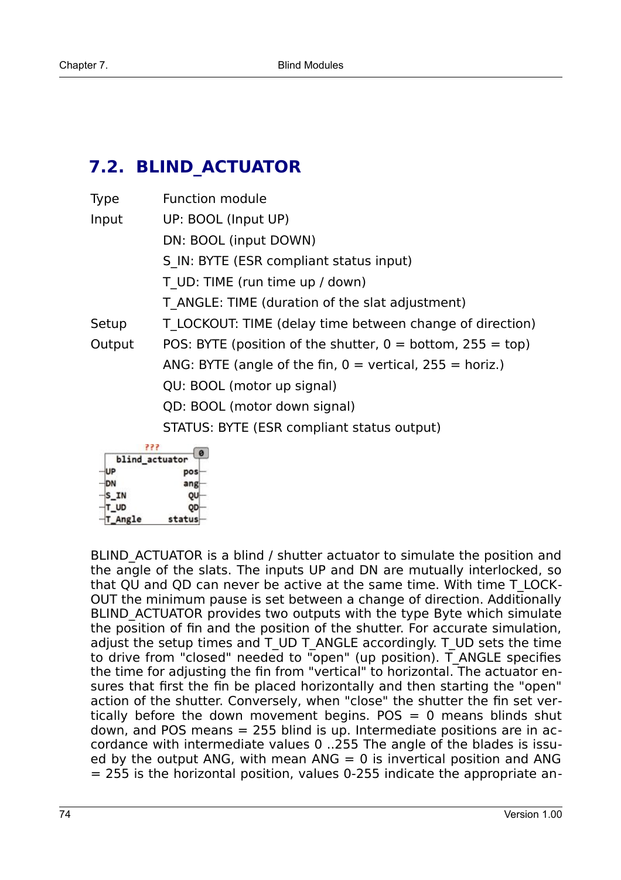## 7.2. BLIND_ACTUATOR

| | |
|---|---|
| Type | Function module |
| Input | UP: BOOL (Input UP) |
| | DN: BOOL (input DOWN) |
| | S_IN: BYTE (ESR compliant status input) |
| | T_UD: TIME (run time up / down) |
| | T_ANGLE: TIME (duration of the slat adjustment) |
| Setup | T_LOCKOUT: TIME (delay time between change of direction) |
| Output | POS: BYTE (position of the shutter, 0 = bottom, 255 = top) |
| | ANG: BYTE (angle of the fin, 0 = vertical, 255 = horiz.) |
| | QU: BOOL (motor up signal) |
| | QD: BOOL (motor down signal) |
| | STATUS: BYTE (ESR compliant status output) |

```
        ???
 +-----------------+
 | blind_actuator  | 0
-|UP           pos |-
-|DN           ang |-
-|S_IN          QU |-
-|T_UD          QD |-
-|T_Angle   status |-
 +-----------------+
```

BLIND_ACTUATOR is a blind / shutter actuator to simulate the position and the angle of the slats. The inputs UP and DN are mutually interlocked, so that QU and QD can never be active at the same time. With time T_LOCKOUT the minimum pause is set between a change of direction. Additionally BLIND_ACTUATOR provides two outputs with the type Byte which simulate the position of fin and the position of the shutter. For accurate simulation, adjust the setup times and T_UD T_ANGLE accordingly. T_UD sets the time to drive from "closed" needed to "open" (up position). T_ANGLE specifies the time for adjusting the fin from "vertical" to horizontal. The actuator ensures that first the fin be placed horizontally and then starting the "open" action of the shutter. Conversely, when "close" the shutter the fin set vertically before the down movement begins. POS = 0 means blinds shut down, and POS means = 255 blind is up. Intermediate positions are in accordance with intermediate values 0 ..255 The angle of the blades is issued by the output ANG, with mean ANG = 0 is invertical position and ANG = 255 is the horizontal position, values 0-255 indicate the appropriate an-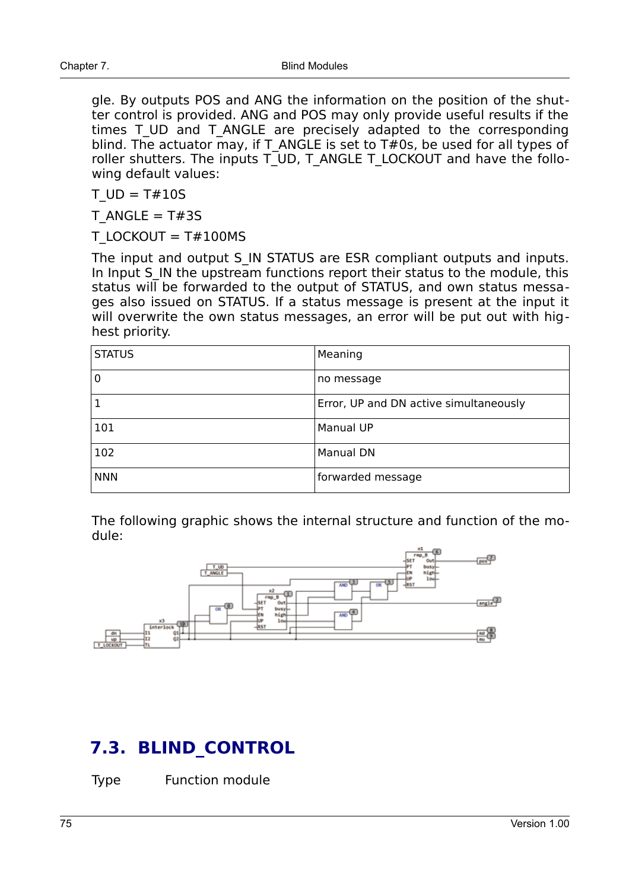gle. By outputs POS and ANG the information on the position of the shutter control is provided. ANG and POS may only provide useful results if the times T_UD and T_ANGLE are precisely adapted to the corresponding blind. The actuator may, if T_ANGLE is set to T#0s, be used for all types of roller shutters. The inputs T_UD, T_ANGLE T_LOCKOUT and have the following default values:

T_UD = T#10S

T_ANGLE = T#3S

T_LOCKOUT = T#100MS

The input and output S_IN STATUS are ESR compliant outputs and inputs. In Input S_IN the upstream functions report their status to the module, this status will be forwarded to the output of STATUS, and own status messages also issued on STATUS. If a status message is present at the input it will overwrite the own status messages, an error will be put out with highest priority.

| STATUS | Meaning |
|---|---|
| 0 | no message |
| 1 | Error, UP and DN active simultaneously |
| 101 | Manual UP |
| 102 | Manual DN |
| NNN | forwarded message |

The following graphic shows the internal structure and function of the module:

## 7.3. BLIND_CONTROL

Type Function module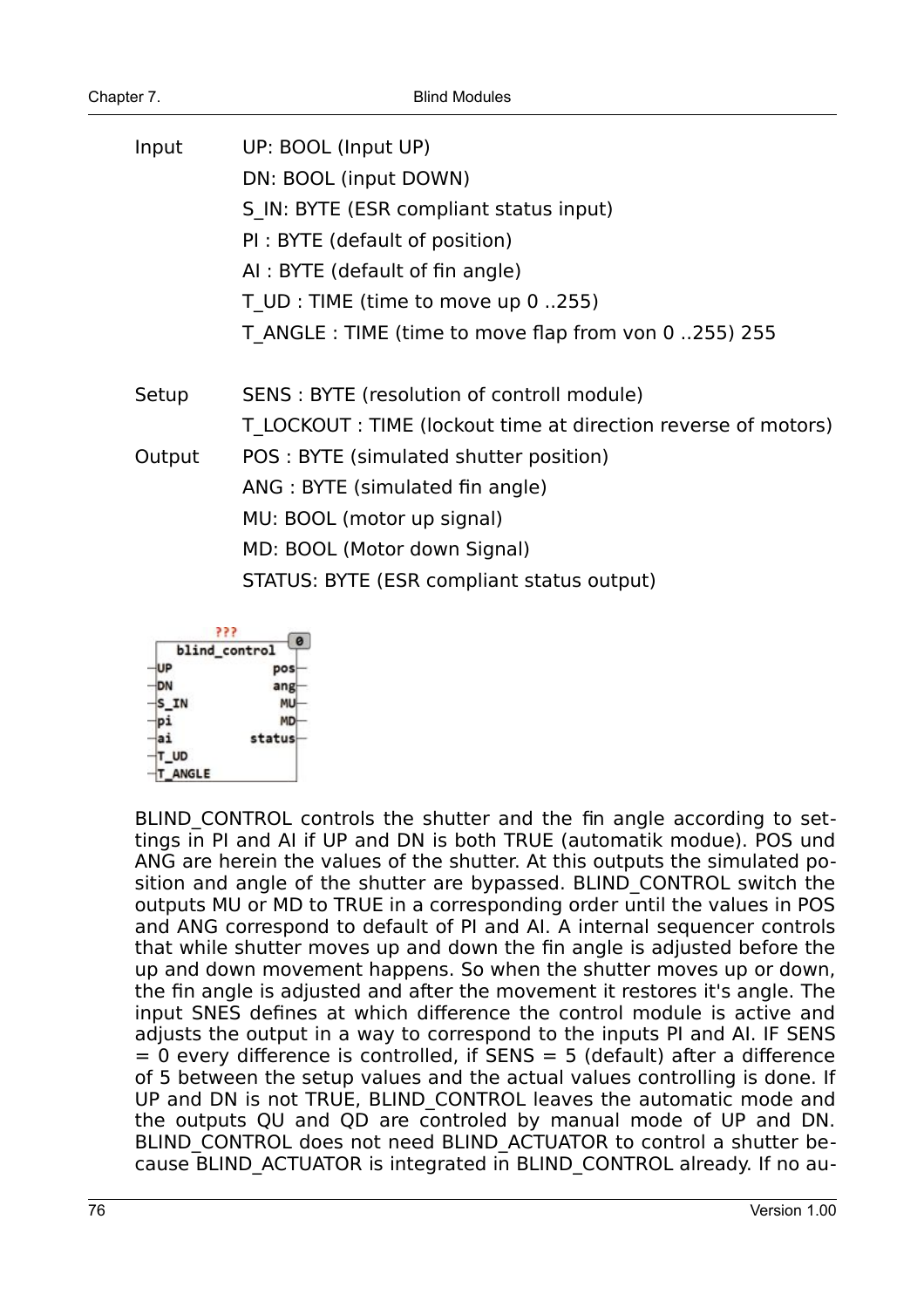| | |
|---|---|
| Input | UP: BOOL (Input UP) |
| | DN: BOOL (input DOWN) |
| | S_IN: BYTE (ESR compliant status input) |
| | PI : BYTE (default of position) |
| | AI : BYTE (default of fin angle) |
| | T_UD : TIME (time to move up 0 ..255) |
| | T_ANGLE : TIME (time to move flap from von 0 ..255) 255 |
| Setup | SENS : BYTE (resolution of controll module) |
| | T_LOCKOUT : TIME (lockout time at direction reverse of motors) |
| Output | POS : BYTE (simulated shutter position) |
| | ANG : BYTE (simulated fin angle) |
| | MU: BOOL (motor up signal) |
| | MD: BOOL (Motor down Signal) |
| | STATUS: BYTE (ESR compliant status output) |

```
        ???
 +---------------------+
 |    blind_control    |
-|UP               pos|-
-|DN               ang|-
-|S_IN              MU|-
-|pi                MD|-
-|ai            status|-
-|T_UD                |
-|T_ANGLE             |
 +---------------------+
```

BLIND_CONTROL controls the shutter and the fin angle according to settings in PI and AI if UP and DN is both TRUE (automatik modue). POS und ANG are herein the values of the shutter. At this outputs the simulated position and angle of the shutter are bypassed. BLIND_CONTROL switch the outputs MU or MD to TRUE in a corresponding order until the values in POS and ANG correspond to default of PI and AI. A internal sequencer controls that while shutter moves up and down the fin angle is adjusted before the up and down movement happens. So when the shutter moves up or down, the fin angle is adjusted and after the movement it restores it's angle. The input SNES defines at which difference the control module is active and adjusts the output in a way to correspond to the inputs PI and AI. IF SENS = 0 every difference is controlled, if SENS = 5 (default) after a difference of 5 between the setup values and the actual values controlling is done. If UP and DN is not TRUE, BLIND_CONTROL leaves the automatic mode and the outputs QU and QD are controled by manual mode of UP and DN. BLIND_CONTROL does not need BLIND_ACTUATOR to control a shutter because BLIND_ACTUATOR is integrated in BLIND_CONTROL already. If no au-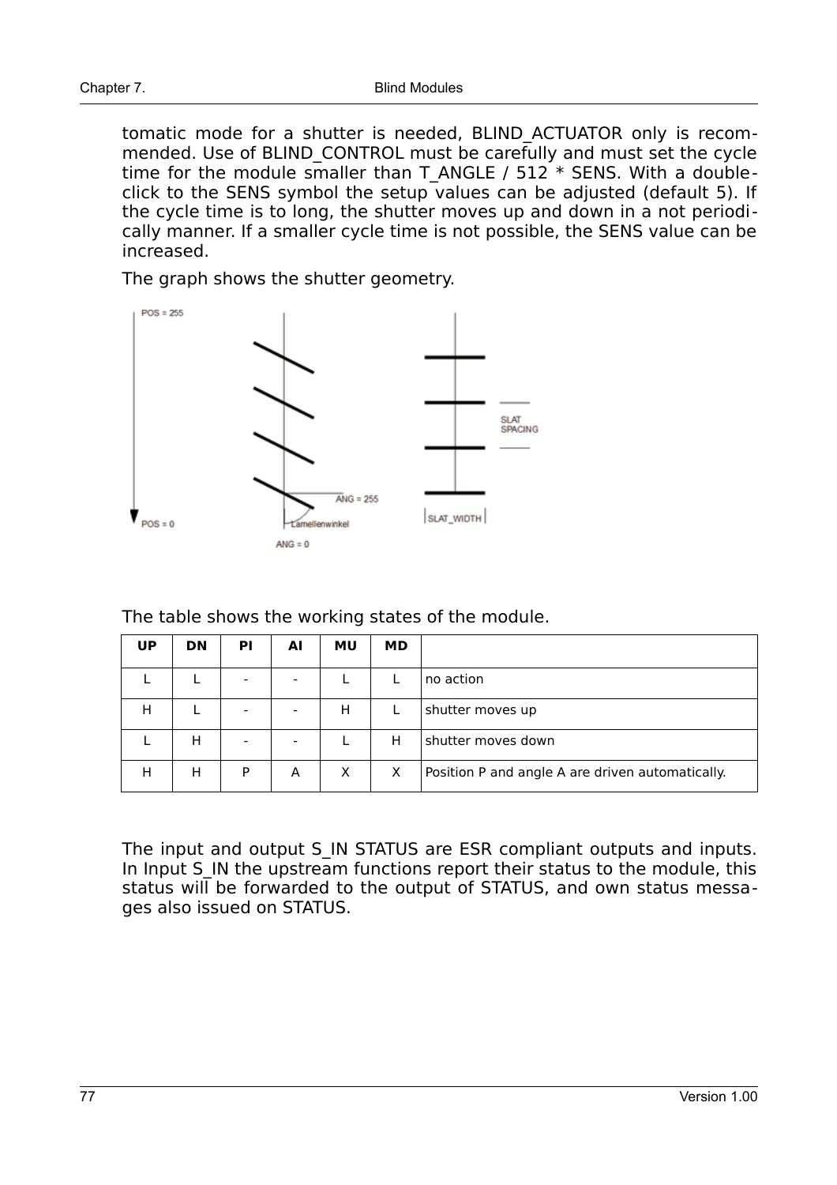tomatic mode for a shutter is needed, BLIND_ACTUATOR only is recommended. Use of BLIND_CONTROL must be carefully and must set the cycle time for the module smaller than T_ANGLE / 512 * SENS. With a double-click to the SENS symbol the setup values can be adjusted (default 5). If the cycle time is to long, the shutter moves up and down in a not periodically manner. If a smaller cycle time is not possible, the SENS value can be increased.

The graph shows the shutter geometry.

The table shows the working states of the module.

| UP | DN | PI | AI | MU | MD | |
|---|---|---|---|---|---|---|
| L | L | - | - | L | L | no action |
| H | L | - | - | H | L | shutter moves up |
| L | H | - | - | L | H | shutter moves down |
| H | H | P | A | X | X | Position P and angle A are driven automatically. |

The input and output S_IN STATUS are ESR compliant outputs and inputs. In Input S_IN the upstream functions report their status to the module, this status will be forwarded to the output of STATUS, and own status messages also issued on STATUS.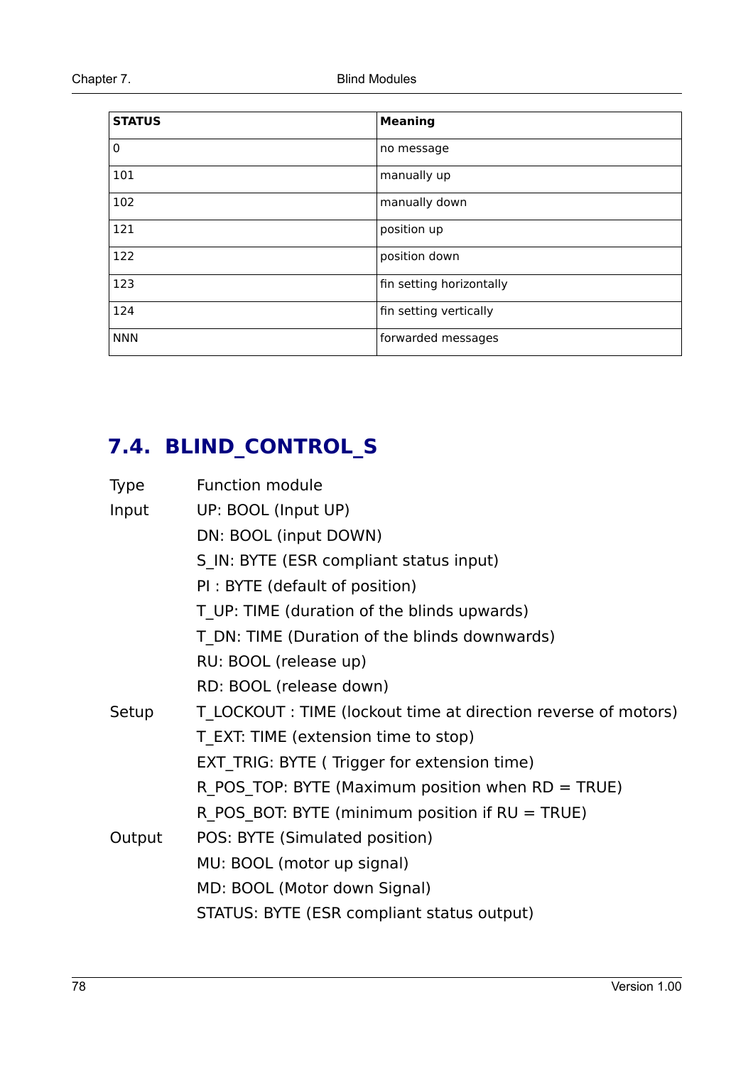| STATUS | Meaning |
|---|---|
| 0 | no message |
| 101 | manually up |
| 102 | manually down |
| 121 | position up |
| 122 | position down |
| 123 | fin setting horizontally |
| 124 | fin setting vertically |
| NNN | forwarded messages |

## 7.4. BLIND_CONTROL_S

| | |
|---|---|
| Type | Function module |
| Input | UP: BOOL (Input UP) |
| | DN: BOOL (input DOWN) |
| | S_IN: BYTE (ESR compliant status input) |
| | PI : BYTE (default of position) |
| | T_UP: TIME (duration of the blinds upwards) |
| | T_DN: TIME (Duration of the blinds downwards) |
| | RU: BOOL (release up) |
| | RD: BOOL (release down) |
| Setup | T_LOCKOUT : TIME (lockout time at direction reverse of motors) |
| | T_EXT: TIME (extension time to stop) |
| | EXT_TRIG: BYTE ( Trigger for extension time) |
| | R_POS_TOP: BYTE (Maximum position when RD = TRUE) |
| | R_POS_BOT: BYTE (minimum position if RU = TRUE) |
| Output | POS: BYTE (Simulated position) |
| | MU: BOOL (motor up signal) |
| | MD: BOOL (Motor down Signal) |
| | STATUS: BYTE (ESR compliant status output) |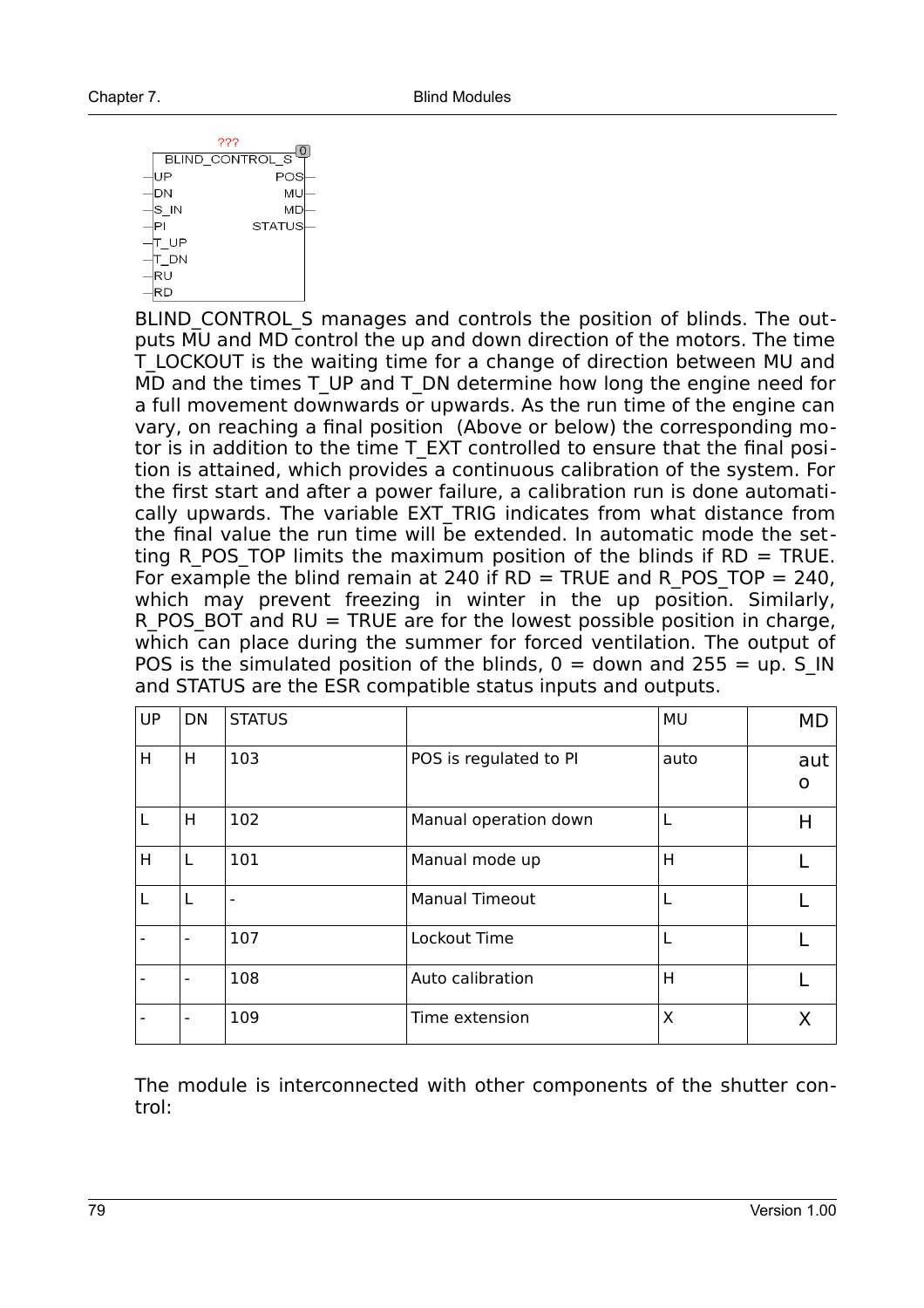```
          ???
    BLIND_CONTROL_S
 -UP            POS-
 -DN             MU-
 -S_IN           MD-
 -PI         STATUS-
 -T_UP
 -T_DN
 -RU
 -RD
```

BLIND_CONTROL_S manages and controls the position of blinds. The outputs MU and MD control the up and down direction of the motors. The time T_LOCKOUT is the waiting time for a change of direction between MU and MD and the times T_UP and T_DN determine how long the engine need for a full movement downwards or upwards. As the run time of the engine can vary, on reaching a final position (Above or below) the corresponding motor is in addition to the time T_EXT controlled to ensure that the final position is attained, which provides a continuous calibration of the system. For the first start and after a power failure, a calibration run is done automatically upwards. The variable EXT_TRIG indicates from what distance from the final value the run time will be extended. In automatic mode the setting R_POS_TOP limits the maximum position of the blinds if RD = TRUE. For example the blind remain at 240 if RD = TRUE and R_POS_TOP = 240, which may prevent freezing in winter in the up position. Similarly, R_POS_BOT and RU = TRUE are for the lowest possible position in charge, which can place during the summer for forced ventilation. The output of POS is the simulated position of the blinds, 0 = down and 255 = up. S_IN and STATUS are the ESR compatible status inputs and outputs.

| UP | DN | STATUS | | MU | MD |
|---|---|---|---|---|---|
| H | H | 103 | POS is regulated to PI | auto | auto |
| L | H | 102 | Manual operation down | L | H |
| H | L | 101 | Manual mode up | H | L |
| L | L | - | Manual Timeout | L | L |
| - | - | 107 | Lockout Time | L | L |
| - | - | 108 | Auto calibration | H | L |
| - | - | 109 | Time extension | X | X |

The module is interconnected with other components of the shutter control: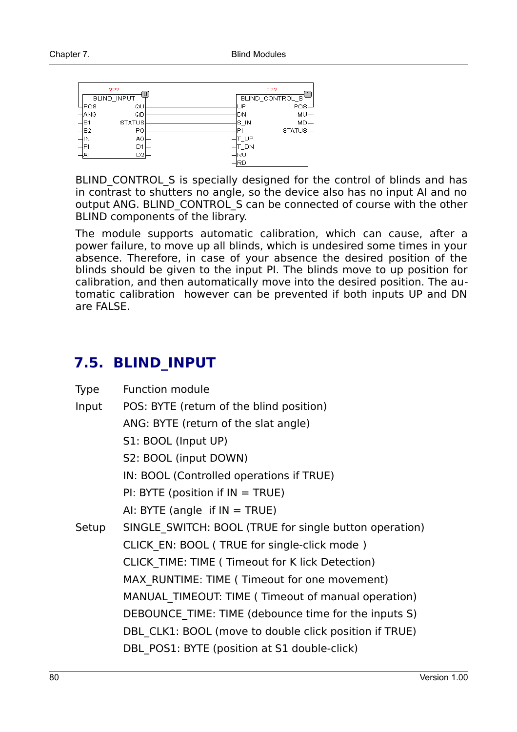BLIND_CONTROL_S is specially designed for the control of blinds and has in contrast to shutters no angle, so the device also has no input AI and no output ANG. BLIND_CONTROL_S can be connected of course with the other BLIND components of the library.

The module supports automatic calibration, which can cause, after a power failure, to move up all blinds, which is undesired some times in your absence. Therefore, in case of your absence the desired position of the blinds should be given to the input PI. The blinds move to up position for calibration, and then automatically move into the desired position. The automatic calibration however can be prevented if both inputs UP and DN are FALSE.

## 7.5. BLIND_INPUT

Type Function module

Input POS: BYTE (return of the blind position)

ANG: BYTE (return of the slat angle)

S1: BOOL (Input UP)

S2: BOOL (input DOWN)

IN: BOOL (Controlled operations if TRUE)

PI: BYTE (position if IN = TRUE)

AI: BYTE (angle if IN = TRUE)

Setup SINGLE_SWITCH: BOOL (TRUE for single button operation)

CLICK_EN: BOOL ( TRUE for single-click mode )

CLICK_TIME: TIME ( Timeout for K lick Detection)

MAX_RUNTIME: TIME ( Timeout for one movement)

MANUAL_TIMEOUT: TIME ( Timeout of manual operation)

DEBOUNCE_TIME: TIME (debounce time for the inputs S)

DBL_CLK1: BOOL (move to double click position if TRUE)

DBL_POS1: BYTE (position at S1 double-click)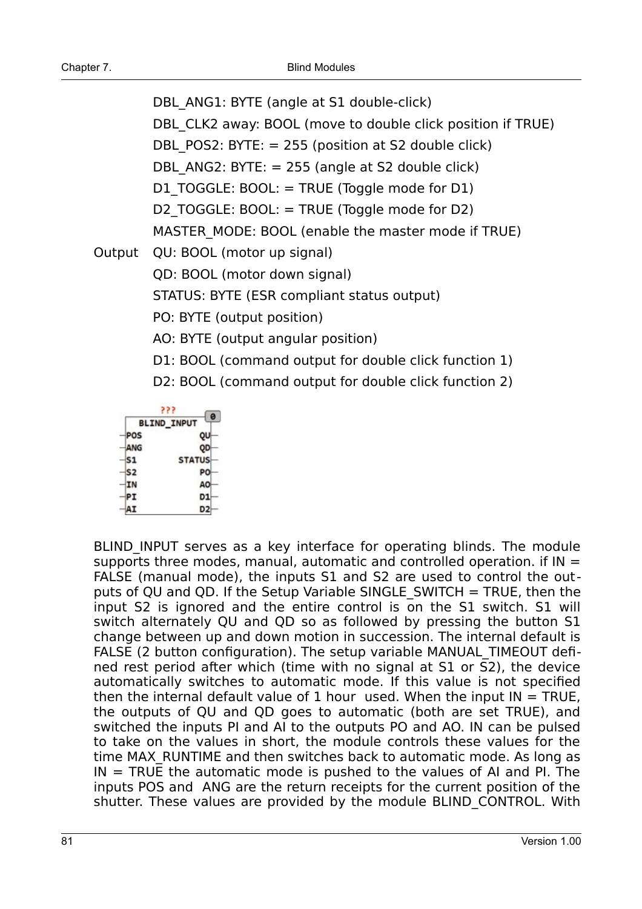DBL_ANG1: BYTE (angle at S1 double-click)
DBL_CLK2 away: BOOL (move to double click position if TRUE)
DBL_POS2: BYTE: = 255 (position at S2 double click)
DBL_ANG2: BYTE: = 255 (angle at S2 double click)
D1_TOGGLE: BOOL: = TRUE (Toggle mode for D1)
D2_TOGGLE: BOOL: = TRUE (Toggle mode for D2)
MASTER_MODE: BOOL (enable the master mode if TRUE)

Output QU: BOOL (motor up signal)
QD: BOOL (motor down signal)
STATUS: BYTE (ESR compliant status output)
PO: BYTE (output position)
AO: BYTE (output angular position)
D1: BOOL (command output for double click function 1)
D2: BOOL (command output for double click function 2)

```
              ???
         BLIND_INPUT       0
-POS                QU-
-ANG                QD-
-S1             STATUS-
-S2                 PO-
-IN                 AO-
-PI                 D1-
-AI                 D2-
```

BLIND_INPUT serves as a key interface for operating blinds. The module supports three modes, manual, automatic and controlled operation. if IN = FALSE (manual mode), the inputs S1 and S2 are used to control the outputs of QU and QD. If the Setup Variable SINGLE_SWITCH = TRUE, then the input S2 is ignored and the entire control is on the S1 switch. S1 will switch alternately QU and QD so as followed by pressing the button S1 change between up and down motion in succession. The internal default is FALSE (2 button configuration). The setup variable MANUAL_TIMEOUT defined rest period after which (time with no signal at S1 or S2), the device automatically switches to automatic mode. If this value is not specified then the internal default value of 1 hour used. When the input IN = TRUE, the outputs of QU and QD goes to automatic (both are set TRUE), and switched the inputs PI and AI to the outputs PO and AO. IN can be pulsed to take on the values in short, the module controls these values for the time MAX_RUNTIME and then switches back to automatic mode. As long as IN = TRUE the automatic mode is pushed to the values of AI and PI. The inputs POS and ANG are the return receipts for the current position of the shutter. These values are provided by the module BLIND_CONTROL. With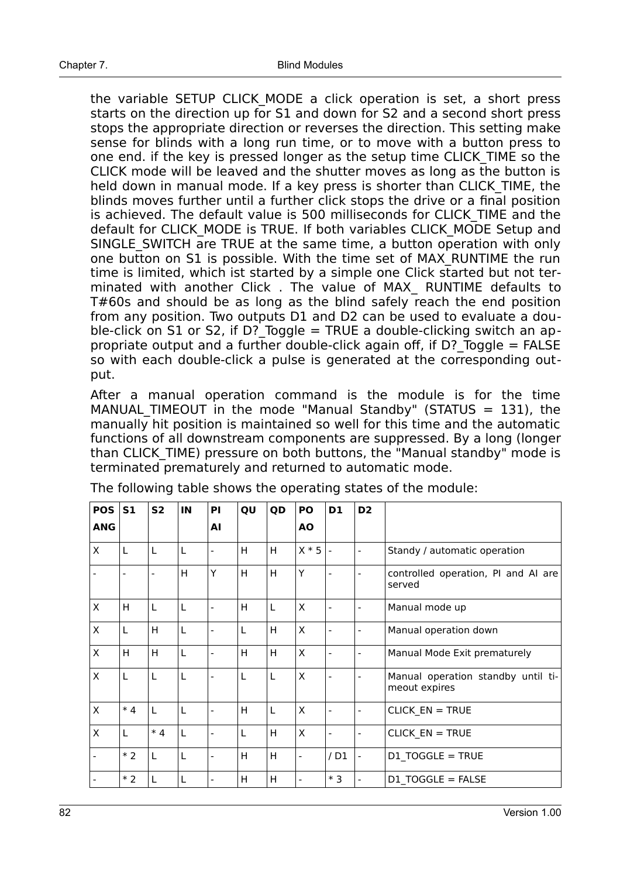the variable SETUP CLICK_MODE a click operation is set, a short press starts on the direction up for S1 and down for S2 and a second short press stops the appropriate direction or reverses the direction. This setting make sense for blinds with a long run time, or to move with a button press to one end. if the key is pressed longer as the setup time CLICK_TIME so the CLICK mode will be leaved and the shutter moves as long as the button is held down in manual mode. If a key press is shorter than CLICK_TIME, the blinds moves further until a further click stops the drive or a final position is achieved. The default value is 500 milliseconds for CLICK_TIME and the default for CLICK_MODE is TRUE. If both variables CLICK_MODE Setup and SINGLE_SWITCH are TRUE at the same time, a button operation with only one button on S1 is possible. With the time set of MAX_RUNTIME the run time is limited, which ist started by a simple one Click started but not terminated with another Click . The value of MAX_ RUNTIME defaults to T#60s and should be as long as the blind safely reach the end position from any position. Two outputs D1 and D2 can be used to evaluate a double-click on S1 or S2, if D?_Toggle = TRUE a double-clicking switch an appropriate output and a further double-click again off, if D?_Toggle = FALSE so with each double-click a pulse is generated at the corresponding output.

After a manual operation command is the module is for the time MANUAL_TIMEOUT in the mode "Manual Standby" (STATUS = 131), the manually hit position is maintained so well for this time and the automatic functions of all downstream components are suppressed. By a long (longer than CLICK_TIME) pressure on both buttons, the "Manual standby" mode is terminated prematurely and returned to automatic mode.

The following table shows the operating states of the module:

| POS ANG | S1 | S2 | IN | PI AI | QU | QD | PO AO | D1 | D2 | |
|---|---|---|---|---|---|---|---|---|---|---|
| X | L | L | L | - | H | H | X * 5 | - | - | Standy / automatic operation |
| - | - | - | H | Y | H | H | Y | - | - | controlled operation, PI and AI are served |
| X | H | L | L | - | H | L | X | - | - | Manual mode up |
| X | L | H | L | - | L | H | X | - | - | Manual operation down |
| X | H | H | L | - | H | H | X | - | - | Manual Mode Exit prematurely |
| X | L | L | L | - | L | L | X | - | - | Manual operation standby until timeout expires |
| X | * 4 | L | L | - | H | L | X | - | - | CLICK_EN = TRUE |
| X | L | * 4 | L | - | L | H | X | - | - | CLICK_EN = TRUE |
| - | * 2 | L | L | - | H | H | - | / D1 | - | D1_TOGGLE = TRUE |
| - | * 2 | L | L | - | H | H | - | * 3 | - | D1_TOGGLE = FALSE |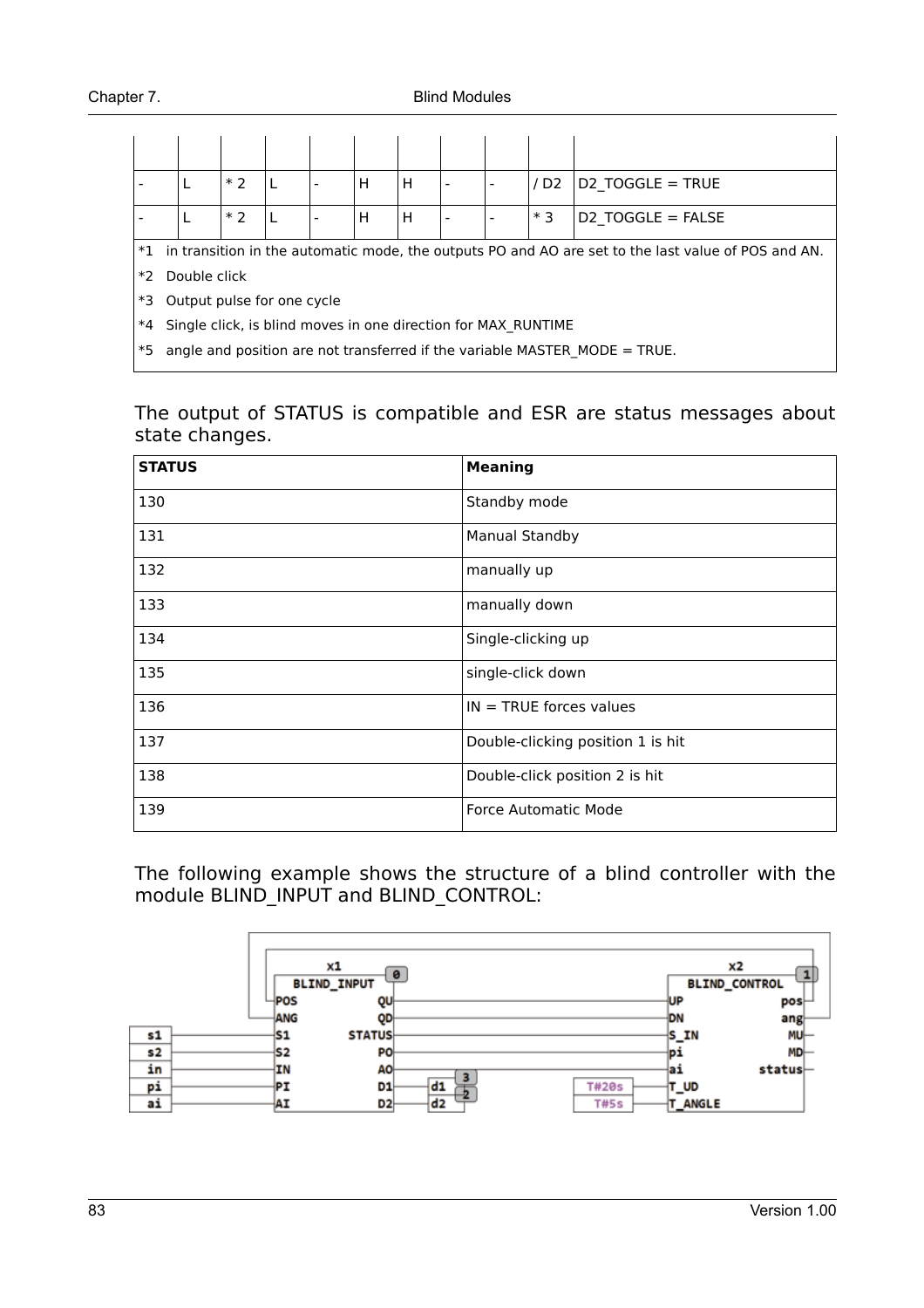| | | | | | | | | | | |
|---|---|---|---|---|---|---|---|---|---|---|
| - | L | * 2 | L | - | H | H | - | - | / D2 | D2_TOGGLE = TRUE |
| - | L | * 2 | L | - | H | H | - | - | * 3 | D2_TOGGLE = FALSE |

*1 in transition in the automatic mode, the outputs PO and AO are set to the last value of POS and AN.

*2 Double click

*3 Output pulse for one cycle

*4 Single click, is blind moves in one direction for MAX_RUNTIME

*5 angle and position are not transferred if the variable MASTER_MODE = TRUE.

The output of STATUS is compatible and ESR are status messages about state changes.

| STATUS | Meaning |
|---|---|
| 130 | Standby mode |
| 131 | Manual Standby |
| 132 | manually up |
| 133 | manually down |
| 134 | Single-clicking up |
| 135 | single-click down |
| 136 | IN = TRUE forces values |
| 137 | Double-clicking position 1 is hit |
| 138 | Double-click position 2 is hit |
| 139 | Force Automatic Mode |

The following example shows the structure of a blind controller with the module BLIND_INPUT and BLIND_CONTROL: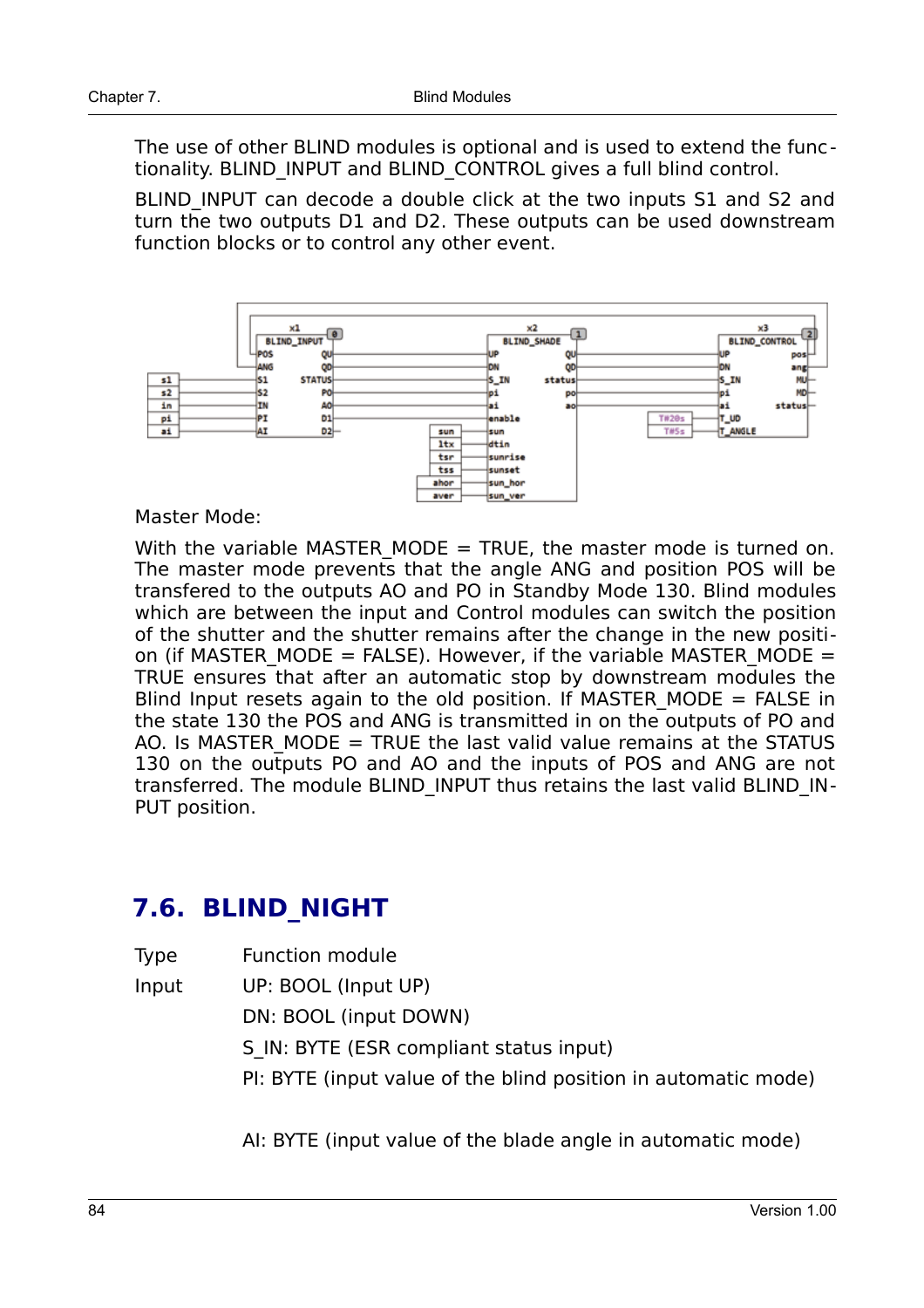The use of other BLIND modules is optional and is used to extend the functionality. BLIND_INPUT and BLIND_CONTROL gives a full blind control.

BLIND_INPUT can decode a double click at the two inputs S1 and S2 and turn the two outputs D1 and D2. These outputs can be used downstream function blocks or to control any other event.

Master Mode:

With the variable MASTER_MODE = TRUE, the master mode is turned on. The master mode prevents that the angle ANG and position POS will be transfered to the outputs AO and PO in Standby Mode 130. Blind modules which are between the input and Control modules can switch the position of the shutter and the shutter remains after the change in the new position (if MASTER_MODE = FALSE). However, if the variable MASTER_MODE = TRUE ensures that after an automatic stop by downstream modules the Blind Input resets again to the old position. If MASTER_MODE = FALSE in the state 130 the POS and ANG is transmitted in on the outputs of PO and AO. Is MASTER_MODE = TRUE the last valid value remains at the STATUS 130 on the outputs PO and AO and the inputs of POS and ANG are not transferred. The module BLIND_INPUT thus retains the last valid BLIND_INPUT position.

## 7.6. BLIND_NIGHT

| | |
|---|---|
| Type | Function module |
| Input | UP: BOOL (Input UP) |
| | DN: BOOL (input DOWN) |
| | S_IN: BYTE (ESR compliant status input) |
| | PI: BYTE (input value of the blind position in automatic mode) |
| | AI: BYTE (input value of the blade angle in automatic mode) |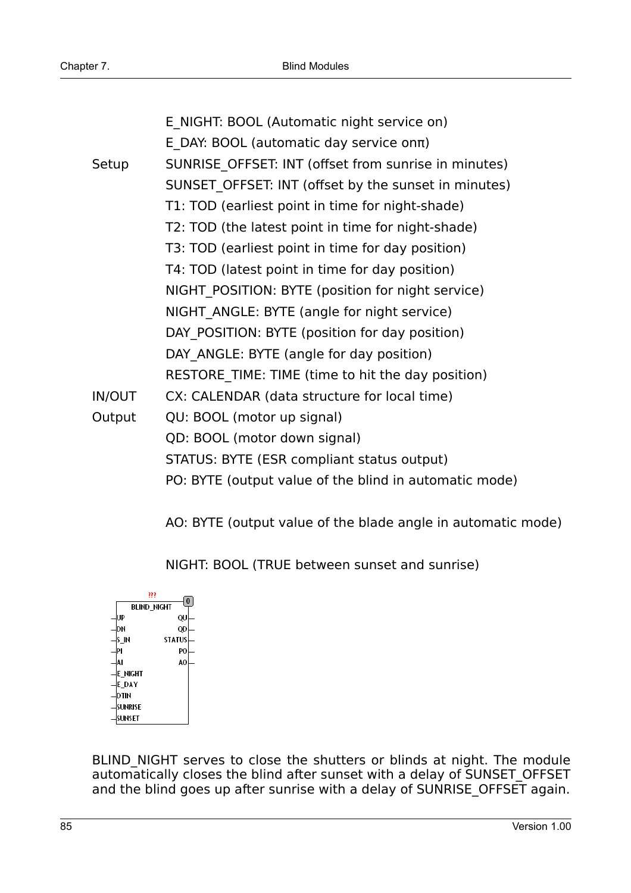|  |  |
|---|---|
|  | E_NIGHT: BOOL (Automatic night service on) |
|  | E_DAY: BOOL (automatic day service onπ) |
| Setup | SUNRISE_OFFSET: INT (offset from sunrise in minutes) |
|  | SUNSET_OFFSET: INT (offset by the sunset in minutes) |
|  | T1: TOD (earliest point in time for night-shade) |
|  | T2: TOD (the latest point in time for night-shade) |
|  | T3: TOD (earliest point in time for day position) |
|  | T4: TOD (latest point in time for day position) |
|  | NIGHT_POSITION: BYTE (position for night service) |
|  | NIGHT_ANGLE: BYTE (angle for night service) |
|  | DAY_POSITION: BYTE (position for day position) |
|  | DAY_ANGLE: BYTE (angle for day position) |
|  | RESTORE_TIME: TIME (time to hit the day position) |
| IN/OUT | CX: CALENDAR (data structure for local time) |
| Output | QU: BOOL (motor up signal) |
|  | QD: BOOL (motor down signal) |
|  | STATUS: BYTE (ESR compliant status output) |
|  | PO: BYTE (output value of the blind in automatic mode) |
|  | AO: BYTE (output value of the blade angle in automatic mode) |
|  | NIGHT: BOOL (TRUE between sunset and sunrise) |

```
            ???
       +-------------+
       | BLIND_NIGHT |
 -|UP             QU|-
 -|DN             QD|-
 -|S_IN       STATUS|-
 -|PI             PO|-
 -|AI             AO|-
 -|E_NIGHT          |
 -|E_DAY            |
 -|DTIN             |
 -|SUNRISE          |
 -|SUNSET           |
       +-------------+
```

BLIND_NIGHT serves to close the shutters or blinds at night. The module automatically closes the blind after sunset with a delay of SUNSET_OFFSET and the blind goes up after sunrise with a delay of SUNRISE_OFFSET again.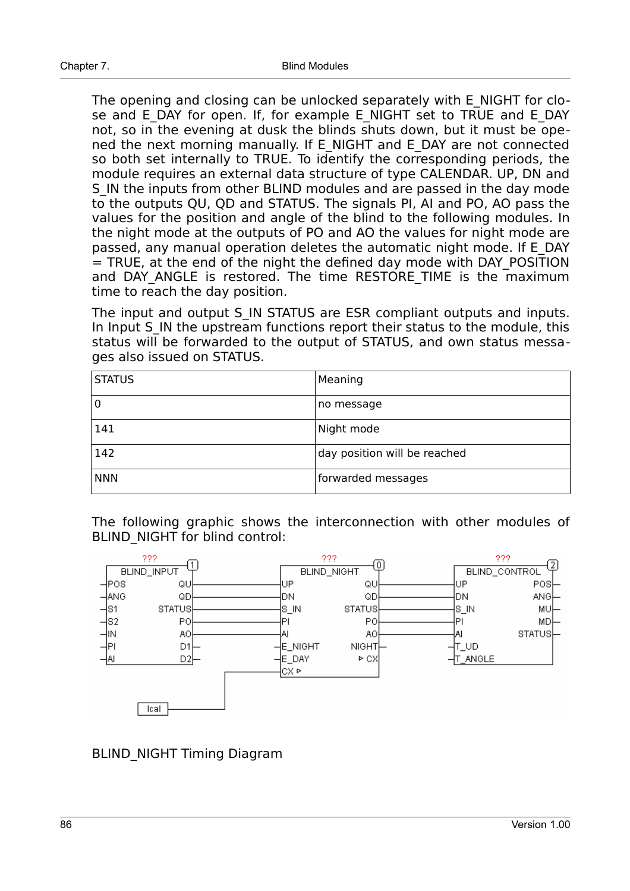The opening and closing can be unlocked separately with E_NIGHT for close and E_DAY for open. If, for example E_NIGHT set to TRUE and E_DAY not, so in the evening at dusk the blinds shuts down, but it must be opened the next morning manually. If E_NIGHT and E_DAY are not connected so both set internally to TRUE. To identify the corresponding periods, the module requires an external data structure of type CALENDAR. UP, DN and S_IN the inputs from other BLIND modules and are passed in the day mode to the outputs QU, QD and STATUS. The signals PI, AI and PO, AO pass the values for the position and angle of the blind to the following modules. In the night mode at the outputs of PO and AO the values for night mode are passed, any manual operation deletes the automatic night mode. If E_DAY = TRUE, at the end of the night the defined day mode with DAY_POSITION and DAY_ANGLE is restored. The time RESTORE_TIME is the maximum time to reach the day position.

The input and output S_IN STATUS are ESR compliant outputs and inputs. In Input S_IN the upstream functions report their status to the module, this status will be forwarded to the output of STATUS, and own status messages also issued on STATUS.

| STATUS | Meaning |
|---|---|
| 0 | no message |
| 141 | Night mode |
| 142 | day position will be reached |
| NNN | forwarded messages |

The following graphic shows the interconnection with other modules of BLIND_NIGHT for blind control:

BLIND_NIGHT Timing Diagram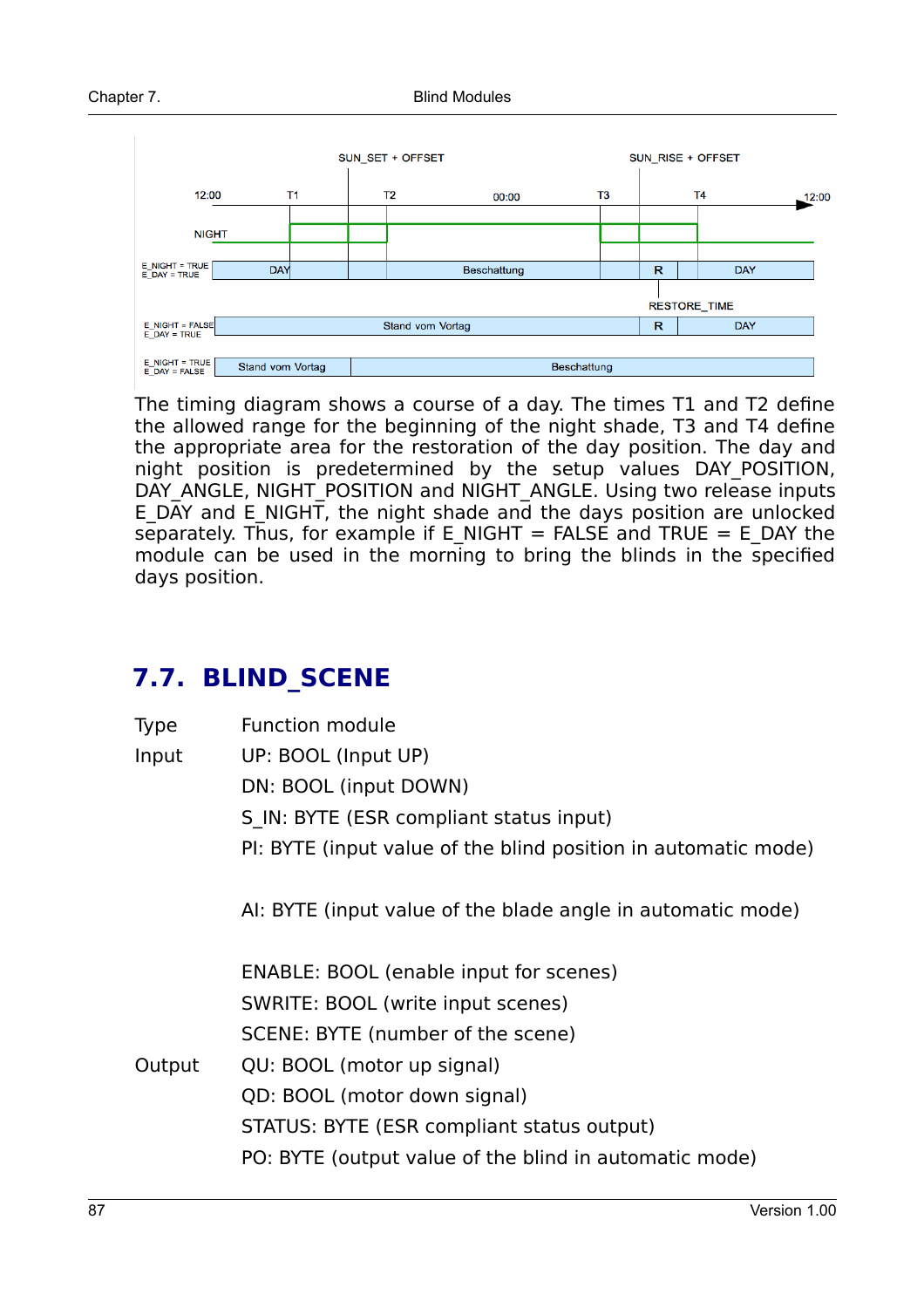The timing diagram shows a course of a day. The times T1 and T2 define the allowed range for the beginning of the night shade, T3 and T4 define the appropriate area for the restoration of the day position. The day and night position is predetermined by the setup values DAY_POSITION, DAY_ANGLE, NIGHT_POSITION and NIGHT_ANGLE. Using two release inputs E_DAY and E_NIGHT, the night shade and the days position are unlocked separately. Thus, for example if E_NIGHT = FALSE and TRUE = E_DAY the module can be used in the morning to bring the blinds in the specified days position.

## 7.7. BLIND_SCENE

| | |
|---|---|
| Type | Function module |
| Input | UP: BOOL (Input UP) |
| | DN: BOOL (input DOWN) |
| | S_IN: BYTE (ESR compliant status input) |
| | PI: BYTE (input value of the blind position in automatic mode) |
| | AI: BYTE (input value of the blade angle in automatic mode) |
| | ENABLE: BOOL (enable input for scenes) |
| | SWRITE: BOOL (write input scenes) |
| | SCENE: BYTE (number of the scene) |
| Output | QU: BOOL (motor up signal) |
| | QD: BOOL (motor down signal) |
| | STATUS: BYTE (ESR compliant status output) |
| | PO: BYTE (output value of the blind in automatic mode) |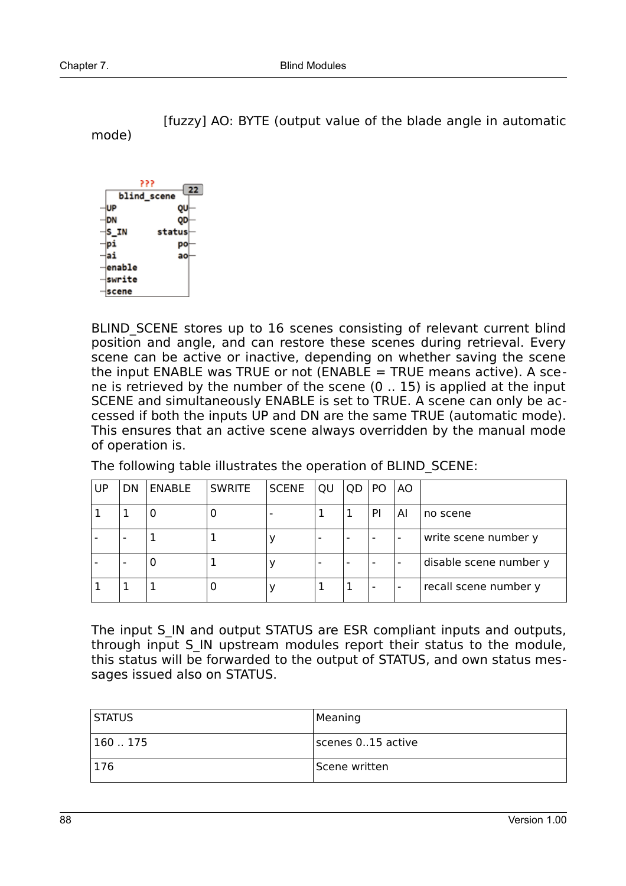[fuzzy] AO: BYTE (output value of the blade angle in automatic mode)

```
        ???
   blind_scene      22
-UP              QU-
-DN              QD-
-S_IN        status-
-pi              po-
-ai              ao-
-enable
-swrite
-scene
```

BLIND_SCENE stores up to 16 scenes consisting of relevant current blind position and angle, and can restore these scenes during retrieval. Every scene can be active or inactive, depending on whether saving the scene the input ENABLE was TRUE or not (ENABLE = TRUE means active). A scene is retrieved by the number of the scene (0 .. 15) is applied at the input SCENE and simultaneously ENABLE is set to TRUE. A scene can only be accessed if both the inputs UP and DN are the same TRUE (automatic mode). This ensures that an active scene always overridden by the manual mode of operation is.

The following table illustrates the operation of BLIND_SCENE:

| UP | DN | ENABLE | SWRITE | SCENE | QU | QD | PO | AO | |
|---|---|---|---|---|---|---|---|---|---|
| 1 | 1 | 0 | 0 | - | 1 | 1 | PI | AI | no scene |
| - | - | 1 | 1 | y | - | - | - | - | write scene number y |
| - | - | 0 | 1 | y | - | - | - | - | disable scene number y |
| 1 | 1 | 1 | 0 | y | 1 | 1 | - | - | recall scene number y |

The input S_IN and output STATUS are ESR compliant inputs and outputs, through input S_IN upstream modules report their status to the module, this status will be forwarded to the output of STATUS, and own status messages issued also on STATUS.

| STATUS | Meaning |
|---|---|
| 160 .. 175 | scenes 0..15 active |
| 176 | Scene written |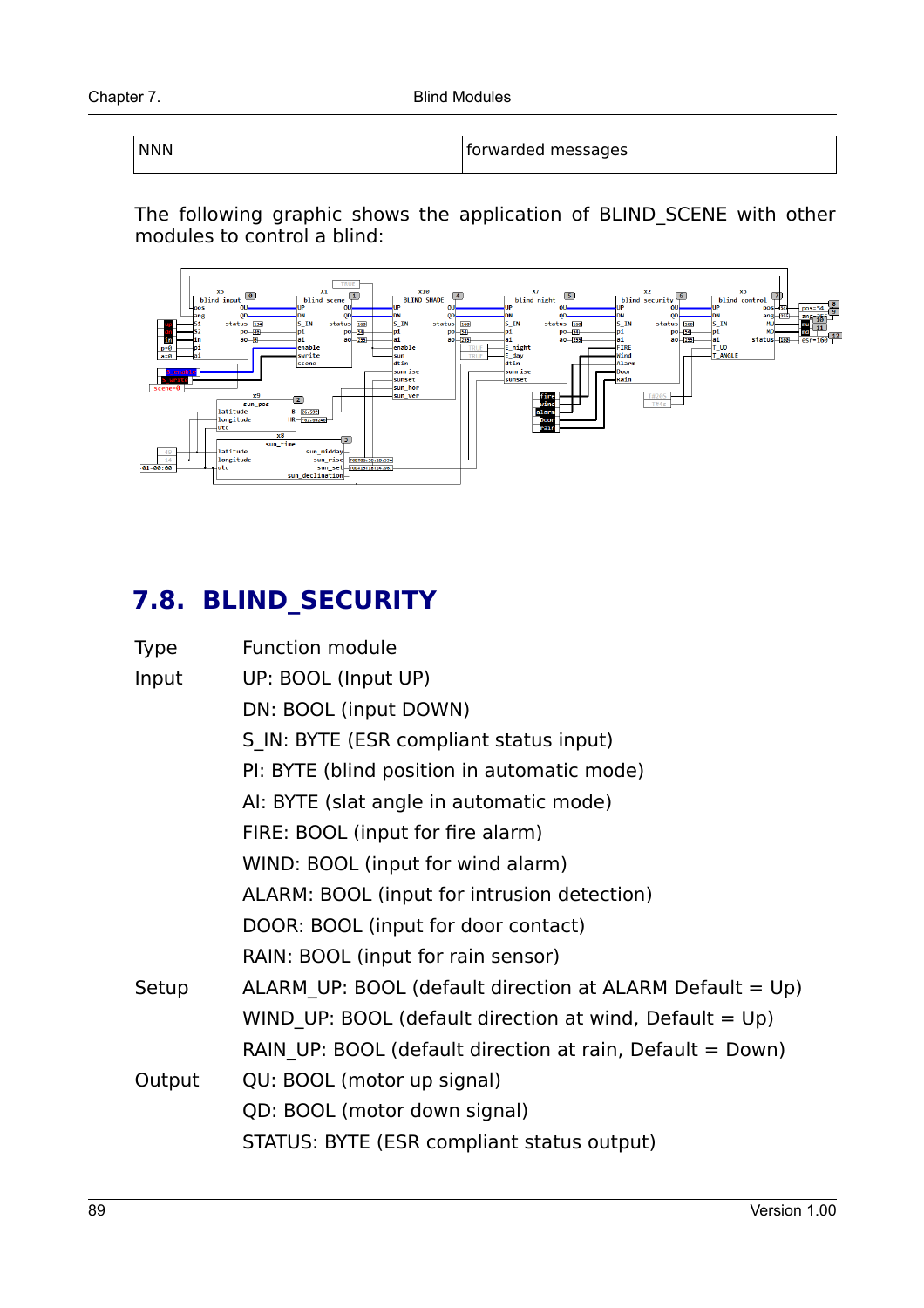| NNN | forwarded messages |
|---|---|

The following graphic shows the application of BLIND_SCENE with other modules to control a blind:

## 7.8. BLIND_SECURITY

| | |
|---|---|
| Type | Function module |
| Input | UP: BOOL (Input UP) |
| | DN: BOOL (input DOWN) |
| | S_IN: BYTE (ESR compliant status input) |
| | PI: BYTE (blind position in automatic mode) |
| | AI: BYTE (slat angle in automatic mode) |
| | FIRE: BOOL (input for fire alarm) |
| | WIND: BOOL (input for wind alarm) |
| | ALARM: BOOL (input for intrusion detection) |
| | DOOR: BOOL (input for door contact) |
| | RAIN: BOOL (input for rain sensor) |
| Setup | ALARM_UP: BOOL (default direction at ALARM Default = Up) |
| | WIND_UP: BOOL (default direction at wind, Default = Up) |
| | RAIN_UP: BOOL (default direction at rain, Default = Down) |
| Output | QU: BOOL (motor up signal) |
| | QD: BOOL (motor down signal) |
| | STATUS: BYTE (ESR compliant status output) |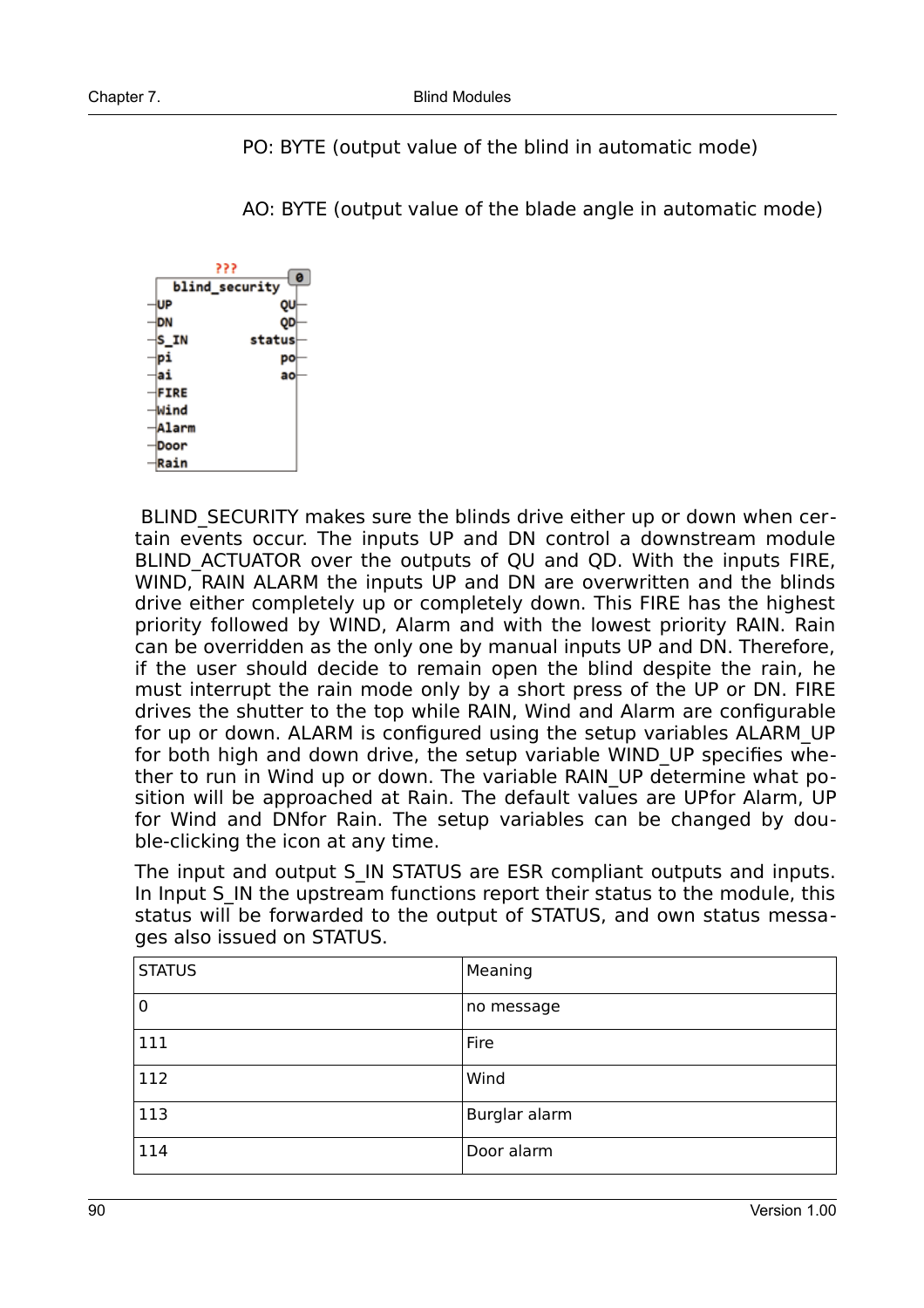PO: BYTE (output value of the blind in automatic mode)

AO: BYTE (output value of the blade angle in automatic mode)

```
        ???
 ┌─────────────────────┐
 │   blind_security    │ 0
─┤UP                 QU├─
─┤DN                 QD├─
─┤S_IN           status├─
─┤pi                 po├─
─┤ai                 ao├─
─┤FIRE                 │
─┤Wind                 │
─┤Alarm                │
─┤Door                 │
─┤Rain                 │
 └─────────────────────┘
```

BLIND_SECURITY makes sure the blinds drive either up or down when certain events occur. The inputs UP and DN control a downstream module BLIND_ACTUATOR over the outputs of QU and QD. With the inputs FIRE, WIND, RAIN ALARM the inputs UP and DN are overwritten and the blinds drive either completely up or completely down. This FIRE has the highest priority followed by WIND, Alarm and with the lowest priority RAIN. Rain can be overridden as the only one by manual inputs UP and DN. Therefore, if the user should decide to remain open the blind despite the rain, he must interrupt the rain mode only by a short press of the UP or DN. FIRE drives the shutter to the top while RAIN, Wind and Alarm are configurable for up or down. ALARM is configured using the setup variables ALARM_UP for both high and down drive, the setup variable WIND_UP specifies whether to run in Wind up or down. The variable RAIN_UP determine what position will be approached at Rain. The default values are UPfor Alarm, UP for Wind and DNfor Rain. The setup variables can be changed by double-clicking the icon at any time.

The input and output S_IN STATUS are ESR compliant outputs and inputs. In Input S_IN the upstream functions report their status to the module, this status will be forwarded to the output of STATUS, and own status messages also issued on STATUS.

| STATUS | Meaning |
|---|---|
| 0 | no message |
| 111 | Fire |
| 112 | Wind |
| 113 | Burglar alarm |
| 114 | Door alarm |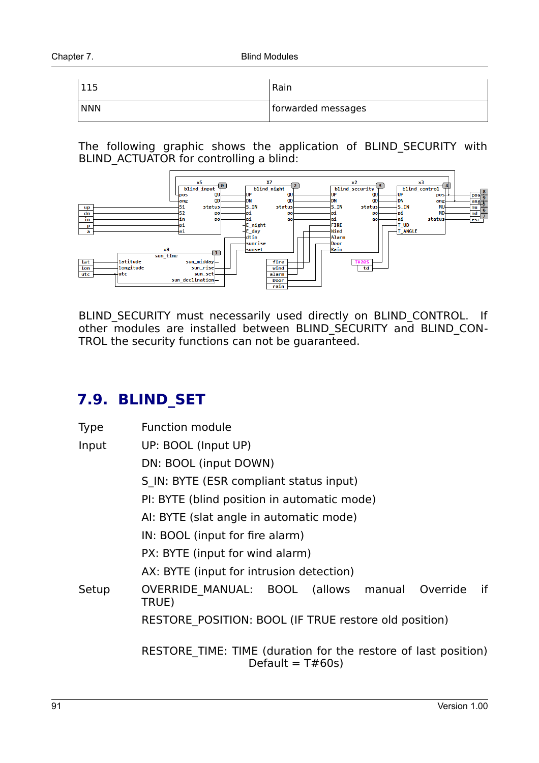| 115 | Rain |
|---|---|
| NNN | forwarded messages |

The following graphic shows the application of BLIND_SECURITY with BLIND_ACTUATOR for controlling a blind:

BLIND_SECURITY must necessarily used directly on BLIND_CONTROL. If other modules are installed between BLIND_SECURITY and BLIND_CONTROL the security functions can not be guaranteed.

## 7.9. BLIND_SET

Type Function module

Input UP: BOOL (Input UP)

DN: BOOL (input DOWN)

S_IN: BYTE (ESR compliant status input)

PI: BYTE (blind position in automatic mode)

AI: BYTE (slat angle in automatic mode)

IN: BOOL (input for fire alarm)

PX: BYTE (input for wind alarm)

AX: BYTE (input for intrusion detection)

Setup OVERRIDE_MANUAL: BOOL (allows manual Override if TRUE)

RESTORE_POSITION: BOOL (IF TRUE restore old position)

RESTORE_TIME: TIME (duration for the restore of last position) Default = T#60s)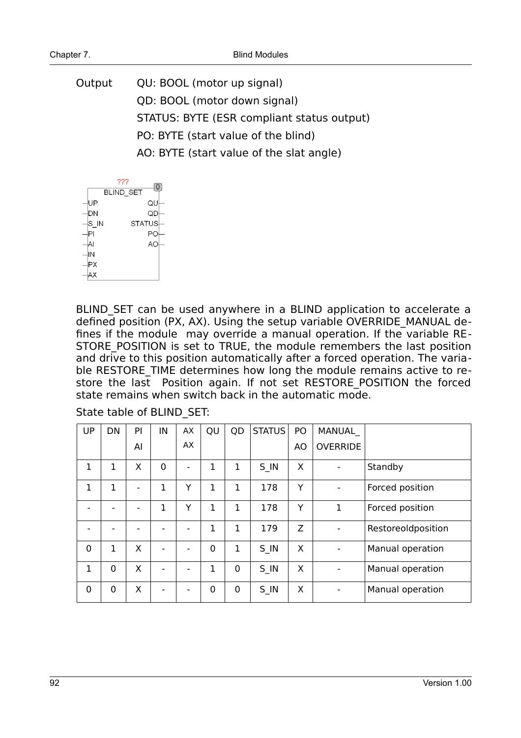Output QU: BOOL (motor up signal)

QD: BOOL (motor down signal)

STATUS: BYTE (ESR compliant status output)

PO: BYTE (start value of the blind)

AO: BYTE (start value of the slat angle)

BLIND_SET can be used anywhere in a BLIND application to accelerate a defined position (PX, AX). Using the setup variable OVERRIDE_MANUAL defines if the module may override a manual operation. If the variable RESTORE_POSITION is set to TRUE, the module remembers the last position and drive to this position automatically after a forced operation. The variable RESTORE_TIME determines how long the module remains active to restore the last Position again. If not set RESTORE_POSITION the forced state remains when switch back in the automatic mode.

State table of BLIND_SET:

| UP | DN | PI AI | IN | AX AX | QU | QD | STATUS | PO AO | MANUAL_ OVERRIDE | |
|---|---|---|---|---|---|---|---|---|---|---|
| 1 | 1 | X | 0 | - | 1 | 1 | S_IN | X | - | Standby |
| 1 | 1 | - | 1 | Y | 1 | 1 | 178 | Y | - | Forced position |
| - | - | - | 1 | Y | 1 | 1 | 178 | Y | 1 | Forced position |
| - | - | - | - | - | 1 | 1 | 179 | Z | - | Restoreoldposition |
| 0 | 1 | X | - | - | 0 | 1 | S_IN | X | - | Manual operation |
| 1 | 0 | X | - | - | 1 | 0 | S_IN | X | - | Manual operation |
| 0 | 0 | X | - | - | 0 | 0 | S_IN | X | - | Manual operation |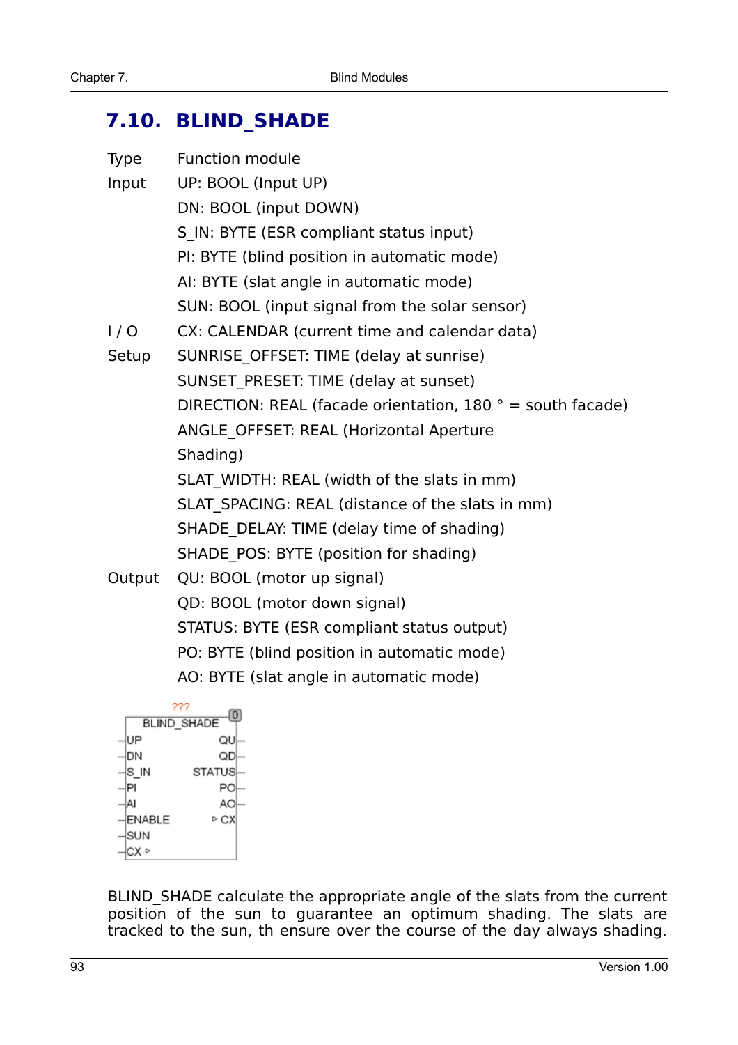## 7.10. BLIND_SHADE

| | |
|---|---|
| Type | Function module |
| Input | UP: BOOL (Input UP) |
| | DN: BOOL (input DOWN) |
| | S_IN: BYTE (ESR compliant status input) |
| | PI: BYTE (blind position in automatic mode) |
| | AI: BYTE (slat angle in automatic mode) |
| | SUN: BOOL (input signal from the solar sensor) |
| I / O | CX: CALENDAR (current time and calendar data) |
| Setup | SUNRISE_OFFSET: TIME (delay at sunrise) |
| | SUNSET_PRESET: TIME (delay at sunset) |
| | DIRECTION: REAL (facade orientation, 180 ° = south facade) |
| | ANGLE_OFFSET: REAL (Horizontal Aperture Shading) |
| | SLAT_WIDTH: REAL (width of the slats in mm) |
| | SLAT_SPACING: REAL (distance of the slats in mm) |
| | SHADE_DELAY: TIME (delay time of shading) |
| | SHADE_POS: BYTE (position for shading) |
| Output | QU: BOOL (motor up signal) |
| | QD: BOOL (motor down signal) |
| | STATUS: BYTE (ESR compliant status output) |
| | PO: BYTE (blind position in automatic mode) |
| | AO: BYTE (slat angle in automatic mode) |

```
        ???
+----------------------[0]
|     BLIND_SHADE       |
-|UP                  QU|-
-|DN                  QD|-
-|S_IN            STATUS|-
-|PI                  PO|-
-|AI                  AO|-
-|ENABLE            ▷ CX|-
-|SUN                   |
-|CX ▷                  |
+-----------------------+
```

BLIND_SHADE calculate the appropriate angle of the slats from the current position of the sun to guarantee an optimum shading. The slats are tracked to the sun, th ensure over the course of the day always shading.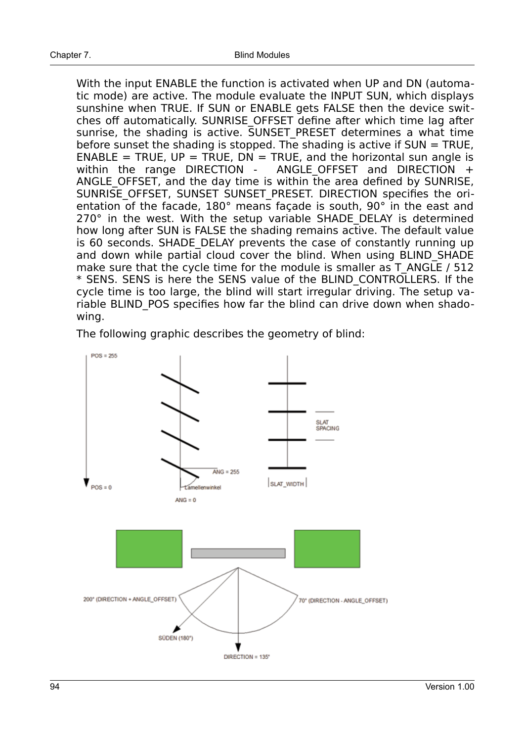With the input ENABLE the function is activated when UP and DN (automatic mode) are active. The module evaluate the INPUT SUN, which displays sunshine when TRUE. If SUN or ENABLE gets FALSE then the device switches off automatically. SUNRISE_OFFSET define after which time lag after sunrise, the shading is active. SUNSET_PRESET determines a what time before sunset the shading is stopped. The shading is active if SUN = TRUE, ENABLE = TRUE, UP = TRUE, DN = TRUE, and the horizontal sun angle is within the range DIRECTION - ANGLE_OFFSET and DIRECTION + ANGLE_OFFSET, and the day time is within the area defined by SUNRISE, SUNRISE_OFFSET, SUNSET SUNSET_PRESET. DIRECTION specifies the orientation of the facade, 180° means façade is south, 90° in the east and 270° in the west. With the setup variable SHADE_DELAY is determined how long after SUN is FALSE the shading remains active. The default value is 60 seconds. SHADE_DELAY prevents the case of constantly running up and down while partial cloud cover the blind. When using BLIND_SHADE make sure that the cycle time for the module is smaller as T_ANGLE / 512 * SENS. SENS is here the SENS value of the BLIND_CONTROLLERS. If the cycle time is too large, the blind will start irregular driving. The setup variable BLIND_POS specifies how far the blind can drive down when shadowing.

The following graphic describes the geometry of blind: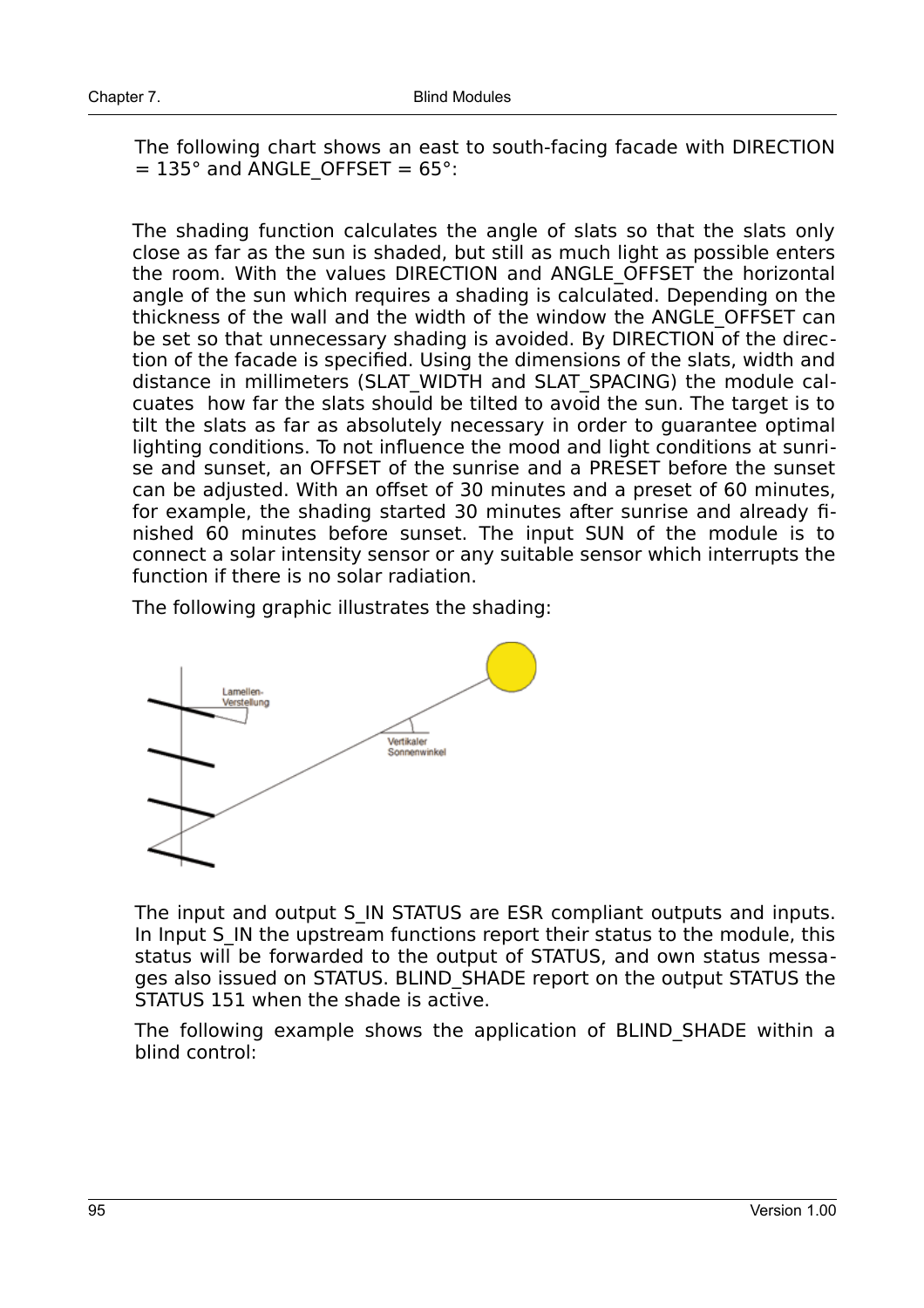The following chart shows an east to south-facing facade with DIRECTION = 135° and ANGLE_OFFSET = 65°:

The shading function calculates the angle of slats so that the slats only close as far as the sun is shaded, but still as much light as possible enters the room. With the values DIRECTION and ANGLE_OFFSET the horizontal angle of the sun which requires a shading is calculated. Depending on the thickness of the wall and the width of the window the ANGLE_OFFSET can be set so that unnecessary shading is avoided. By DIRECTION of the direction of the facade is specified. Using the dimensions of the slats, width and distance in millimeters (SLAT_WIDTH and SLAT_SPACING) the module calcuates how far the slats should be tilted to avoid the sun. The target is to tilt the slats as far as absolutely necessary in order to guarantee optimal lighting conditions. To not influence the mood and light conditions at sunrise and sunset, an OFFSET of the sunrise and a PRESET before the sunset can be adjusted. With an offset of 30 minutes and a preset of 60 minutes, for example, the shading started 30 minutes after sunrise and already finished 60 minutes before sunset. The input SUN of the module is to connect a solar intensity sensor or any suitable sensor which interrupts the function if there is no solar radiation.

The following graphic illustrates the shading:

Lamellen-Verstellung

Vertikaler Sonnenwinkel

The input and output S_IN STATUS are ESR compliant outputs and inputs. In Input S_IN the upstream functions report their status to the module, this status will be forwarded to the output of STATUS, and own status messages also issued on STATUS. BLIND_SHADE report on the output STATUS the STATUS 151 when the shade is active.

The following example shows the application of BLIND_SHADE within a blind control: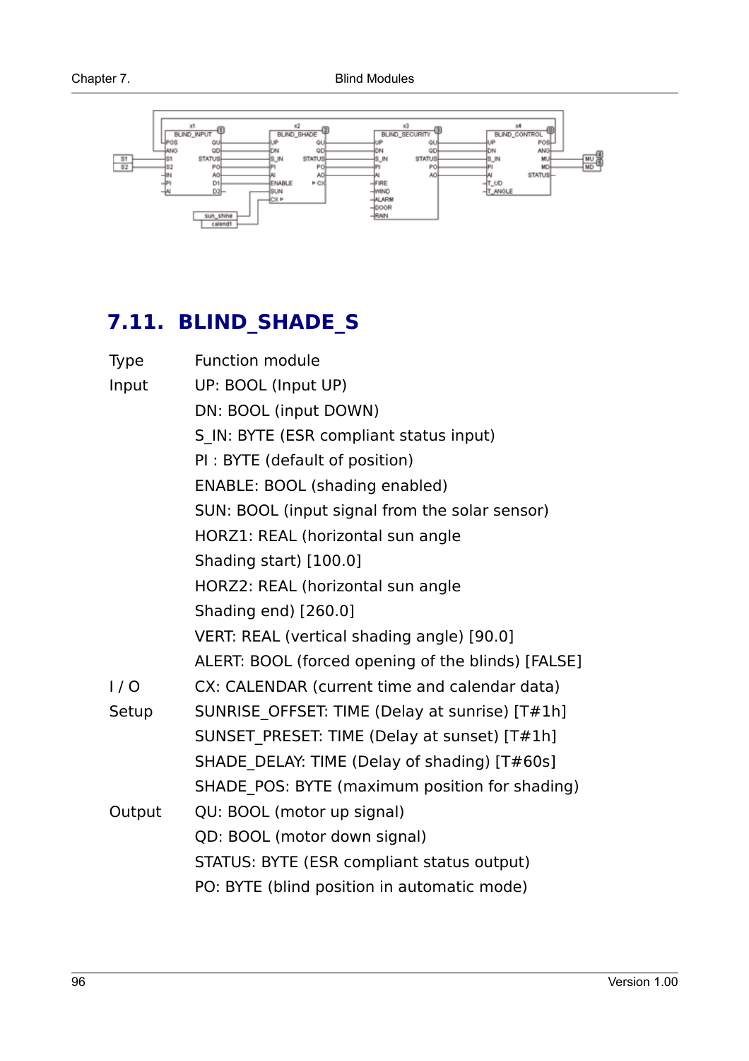## 7.11. BLIND_SHADE_S

Type Function module

Input UP: BOOL (Input UP)

DN: BOOL (input DOWN)

S_IN: BYTE (ESR compliant status input)

PI : BYTE (default of position)

ENABLE: BOOL (shading enabled)

SUN: BOOL (input signal from the solar sensor)

HORZ1: REAL (horizontal sun angle
Shading start) [100.0]

HORZ2: REAL (horizontal sun angle
Shading end) [260.0]

VERT: REAL (vertical shading angle) [90.0]

ALERT: BOOL (forced opening of the blinds) [FALSE]

I / O CX: CALENDAR (current time and calendar data)

Setup SUNRISE_OFFSET: TIME (Delay at sunrise) [T#1h]

SUNSET_PRESET: TIME (Delay at sunset) [T#1h]

SHADE_DELAY: TIME (Delay of shading) [T#60s]

SHADE_POS: BYTE (maximum position for shading)

Output QU: BOOL (motor up signal)

QD: BOOL (motor down signal)

STATUS: BYTE (ESR compliant status output)

PO: BYTE (blind position in automatic mode)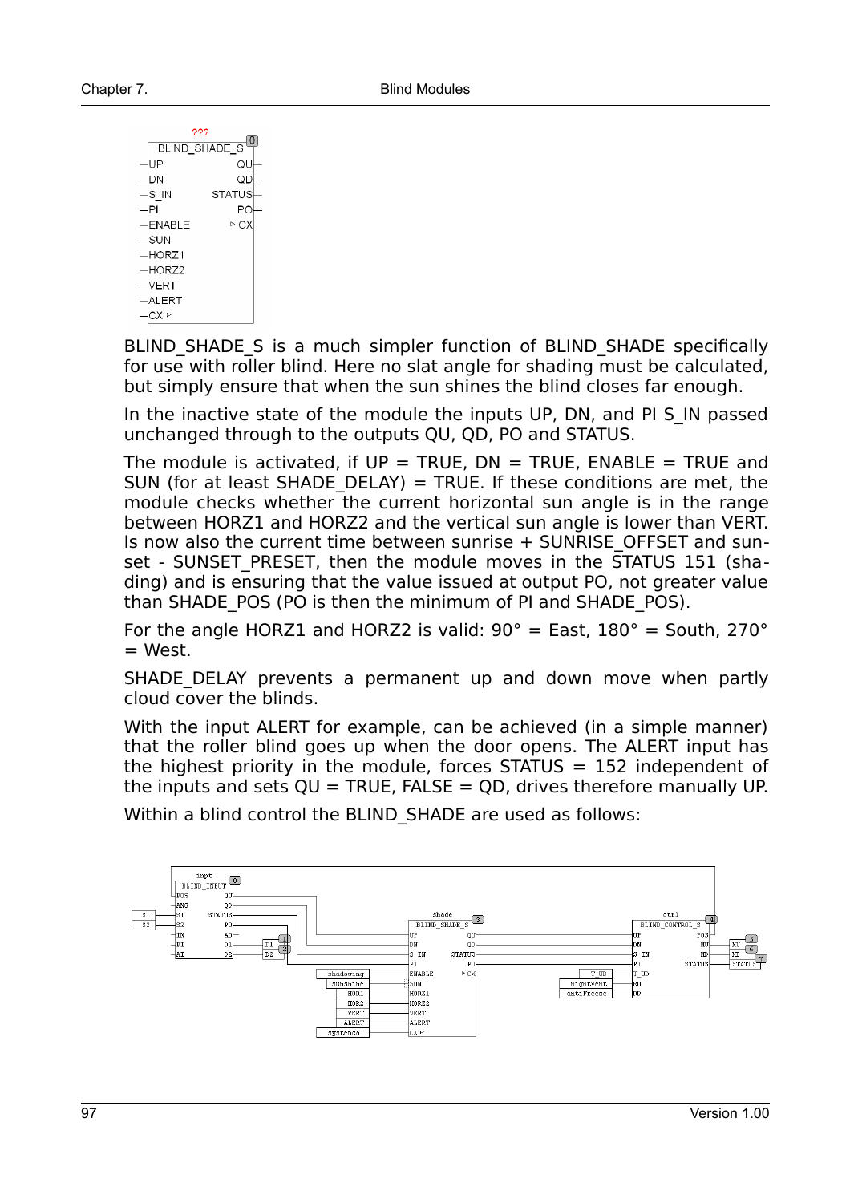BLIND_SHADE_S is a much simpler function of BLIND_SHADE specifically for use with roller blind. Here no slat angle for shading must be calculated, but simply ensure that when the sun shines the blind closes far enough.

In the inactive state of the module the inputs UP, DN, and PI S_IN passed unchanged through to the outputs QU, QD, PO and STATUS.

The module is activated, if UP = TRUE, DN = TRUE, ENABLE = TRUE and SUN (for at least SHADE_DELAY) = TRUE. If these conditions are met, the module checks whether the current horizontal sun angle is in the range between HORZ1 and HORZ2 and the vertical sun angle is lower than VERT. Is now also the current time between sunrise + SUNRISE_OFFSET and sunset - SUNSET_PRESET, then the module moves in the STATUS 151 (shading) and is ensuring that the value issued at output PO, not greater value than SHADE_POS (PO is then the minimum of PI and SHADE_POS).

For the angle HORZ1 and HORZ2 is valid: 90° = East, 180° = South, 270° = West.

SHADE_DELAY prevents a permanent up and down move when partly cloud cover the blinds.

With the input ALERT for example, can be achieved (in a simple manner) that the roller blind goes up when the door opens. The ALERT input has the highest priority in the module, forces STATUS = 152 independent of the inputs and sets QU = TRUE, FALSE = QD, drives therefore manually UP.

Within a blind control the BLIND_SHADE are used as follows: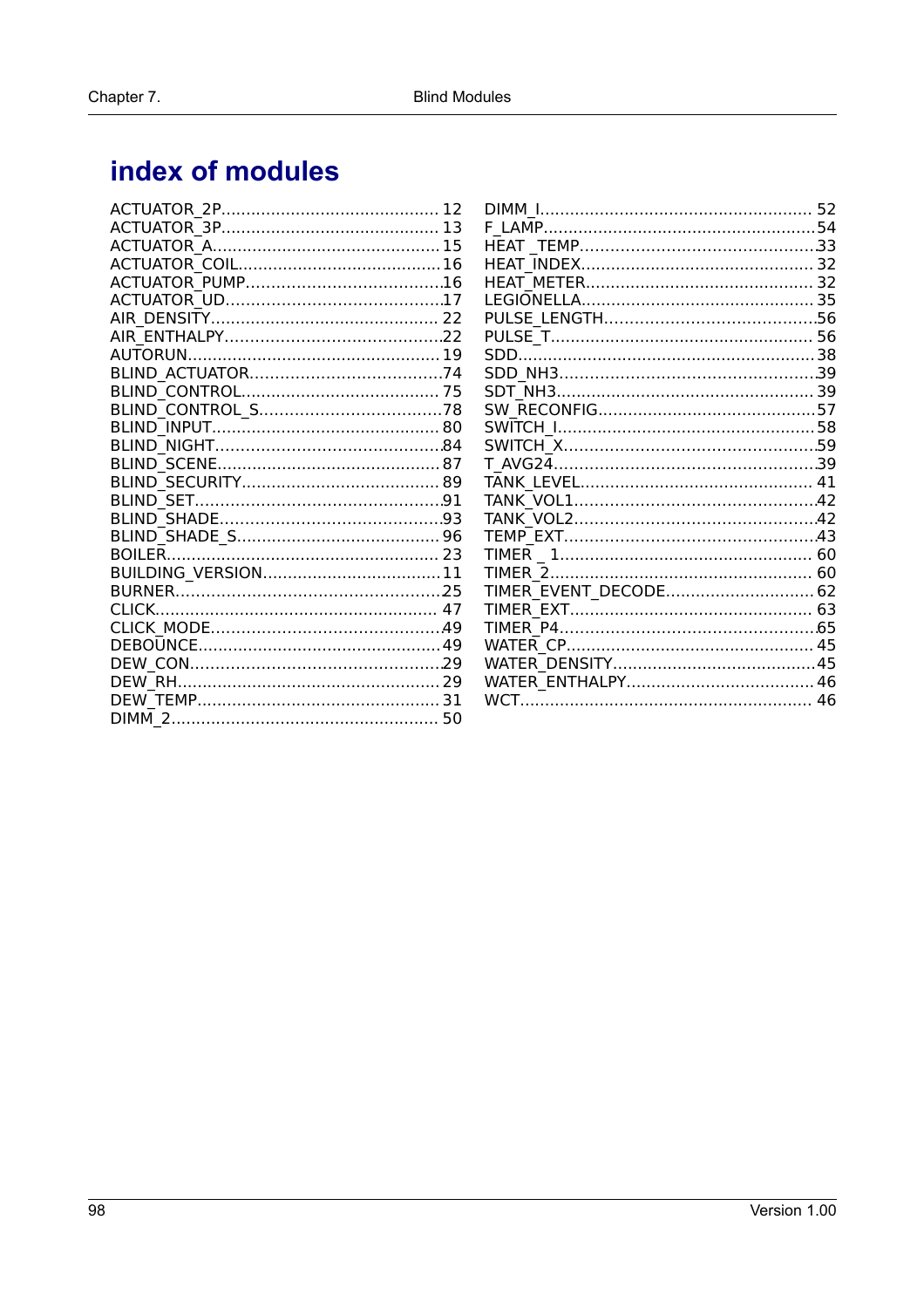# index of modules

ACTUATOR_2P............................................. 12
ACTUATOR_3P............................................. 13
ACTUATOR_A............................................... 15
ACTUATOR_COIL.......................................... 16
ACTUATOR_PUMP......................................... 16
ACTUATOR_UD............................................. 17
AIR_DENSITY............................................... 22
AIR_ENTHALPY............................................ 22
AUTORUN.................................................... 19
BLIND_ACTUATOR....................................... 74
BLIND_CONTROL......................................... 75
BLIND_CONTROL_S..................................... 78
BLIND_INPUT.............................................. 80
BLIND_NIGHT.............................................. 84
BLIND_SCENE............................................. 87
BLIND_SECURITY......................................... 89
BLIND_SET.................................................. 91
BLIND_SHADE............................................. 93
BLIND_SHADE_S.......................................... 96
BOILER........................................................ 23
BUILDING_VERSION.................................... 11
BURNER...................................................... 25
CLICK.......................................................... 47
CLICK_MODE.............................................. 49
DEBOUNCE.................................................. 49
DEW_CON................................................... 29
DEW_RH...................................................... 29
DEW_TEMP.................................................. 31
DIMM_2....................................................... 50
DIMM_I........................................................ 52
F_LAMP....................................................... 54
HEAT _TEMP................................................ 33
HEAT_INDEX................................................ 32
HEAT_METER.............................................. 32
LEGIONELLA................................................ 35
PULSE_LENGTH........................................... 56
PULSE_T..................................................... 56
SDD............................................................ 38
SDD_NH3.................................................... 39
SDT_NH3..................................................... 39
SW_RECONFIG............................................. 57
SWITCH_I.................................................... 58
SWITCH_X................................................... 59
T_AVG24..................................................... 39
TANK_LEVEL................................................ 41
TANK_VOL1................................................. 42
TANK_VOL2................................................. 42
TEMP_EXT.................................................. 43
TIMER _ 1.................................................... 60
TIMER_2...................................................... 60
TIMER_EVENT_DECODE.............................. 62
TIMER_EXT.................................................. 63
TIMER_P4.................................................... 65
WATER_CP.................................................. 45
WATER_DENSITY......................................... 45
WATER_ENTHALPY...................................... 46
WCT............................................................ 46